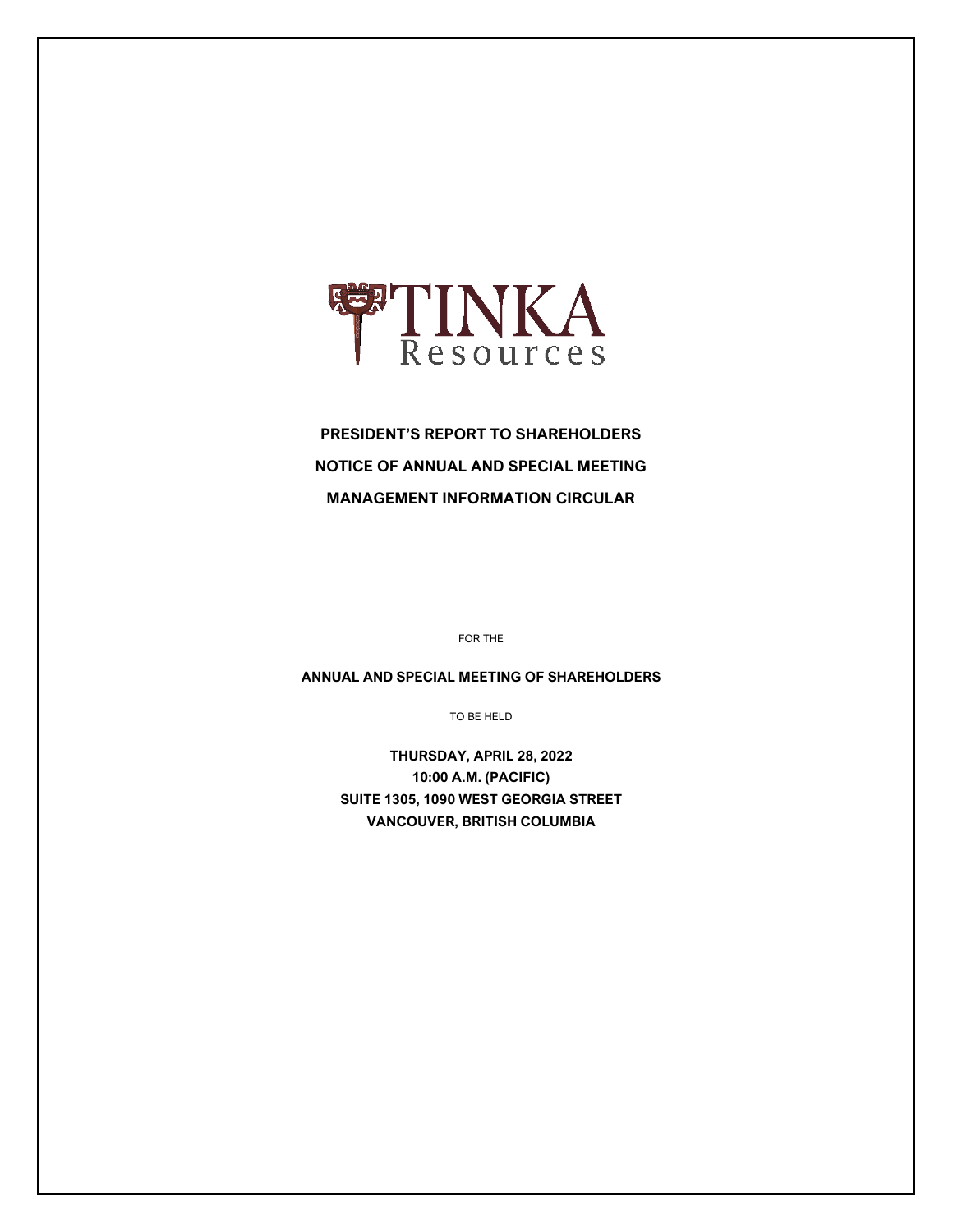TINKA
Resources

**PRESIDENT'S REPORT TO SHAREHOLDERS**

**NOTICE OF ANNUAL AND SPECIAL MEETING**

**MANAGEMENT INFORMATION CIRCULAR**

FOR THE

**ANNUAL AND SPECIAL MEETING OF SHAREHOLDERS**

TO BE HELD

**THURSDAY, APRIL 28, 2022**
**10:00 A.M. (PACIFIC)**
**SUITE 1305, 1090 WEST GEORGIA STREET**
**VANCOUVER, BRITISH COLUMBIA**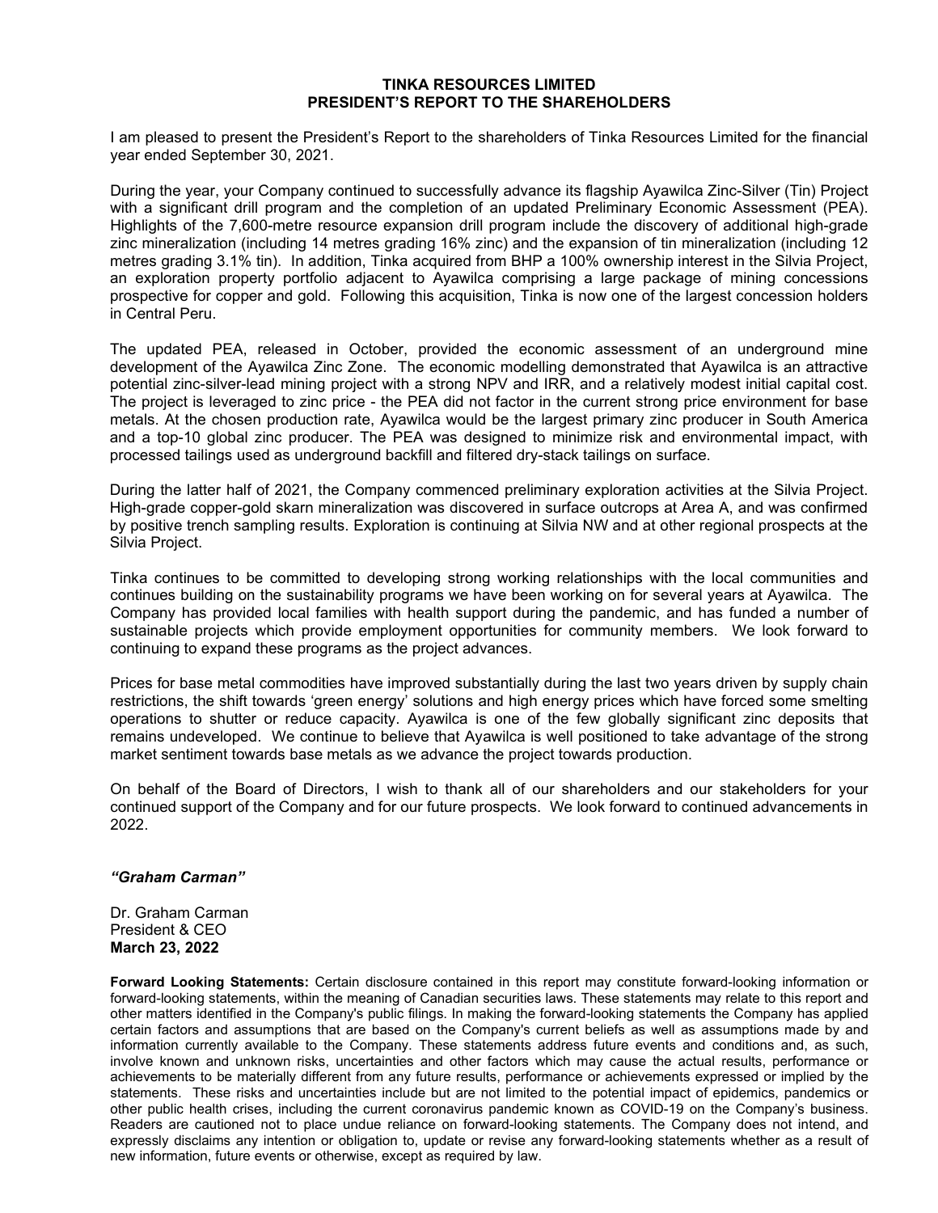# TINKA RESOURCES LIMITED
## PRESIDENT'S REPORT TO THE SHAREHOLDERS

I am pleased to present the President's Report to the shareholders of Tinka Resources Limited for the financial year ended September 30, 2021.

During the year, your Company continued to successfully advance its flagship Ayawilca Zinc-Silver (Tin) Project with a significant drill program and the completion of an updated Preliminary Economic Assessment (PEA). Highlights of the 7,600-metre resource expansion drill program include the discovery of additional high-grade zinc mineralization (including 14 metres grading 16% zinc) and the expansion of tin mineralization (including 12 metres grading 3.1% tin). In addition, Tinka acquired from BHP a 100% ownership interest in the Silvia Project, an exploration property portfolio adjacent to Ayawilca comprising a large package of mining concessions prospective for copper and gold. Following this acquisition, Tinka is now one of the largest concession holders in Central Peru.

The updated PEA, released in October, provided the economic assessment of an underground mine development of the Ayawilca Zinc Zone. The economic modelling demonstrated that Ayawilca is an attractive potential zinc-silver-lead mining project with a strong NPV and IRR, and a relatively modest initial capital cost. The project is leveraged to zinc price - the PEA did not factor in the current strong price environment for base metals. At the chosen production rate, Ayawilca would be the largest primary zinc producer in South America and a top-10 global zinc producer. The PEA was designed to minimize risk and environmental impact, with processed tailings used as underground backfill and filtered dry-stack tailings on surface.

During the latter half of 2021, the Company commenced preliminary exploration activities at the Silvia Project. High-grade copper-gold skarn mineralization was discovered in surface outcrops at Area A, and was confirmed by positive trench sampling results. Exploration is continuing at Silvia NW and at other regional prospects at the Silvia Project.

Tinka continues to be committed to developing strong working relationships with the local communities and continues building on the sustainability programs we have been working on for several years at Ayawilca. The Company has provided local families with health support during the pandemic, and has funded a number of sustainable projects which provide employment opportunities for community members. We look forward to continuing to expand these programs as the project advances.

Prices for base metal commodities have improved substantially during the last two years driven by supply chain restrictions, the shift towards 'green energy' solutions and high energy prices which have forced some smelting operations to shutter or reduce capacity. Ayawilca is one of the few globally significant zinc deposits that remains undeveloped. We continue to believe that Ayawilca is well positioned to take advantage of the strong market sentiment towards base metals as we advance the project towards production.

On behalf of the Board of Directors, I wish to thank all of our shareholders and our stakeholders for your continued support of the Company and for our future prospects. We look forward to continued advancements in 2022.

***"Graham Carman"***

Dr. Graham Carman
President & CEO
**March 23, 2022**

**Forward Looking Statements:** Certain disclosure contained in this report may constitute forward-looking information or forward-looking statements, within the meaning of Canadian securities laws. These statements may relate to this report and other matters identified in the Company's public filings. In making the forward-looking statements the Company has applied certain factors and assumptions that are based on the Company's current beliefs as well as assumptions made by and information currently available to the Company. These statements address future events and conditions and, as such, involve known and unknown risks, uncertainties and other factors which may cause the actual results, performance or achievements to be materially different from any future results, performance or achievements expressed or implied by the statements. These risks and uncertainties include but are not limited to the potential impact of epidemics, pandemics or other public health crises, including the current coronavirus pandemic known as COVID-19 on the Company's business. Readers are cautioned not to place undue reliance on forward-looking statements. The Company does not intend, and expressly disclaims any intention or obligation to, update or revise any forward-looking statements whether as a result of new information, future events or otherwise, except as required by law.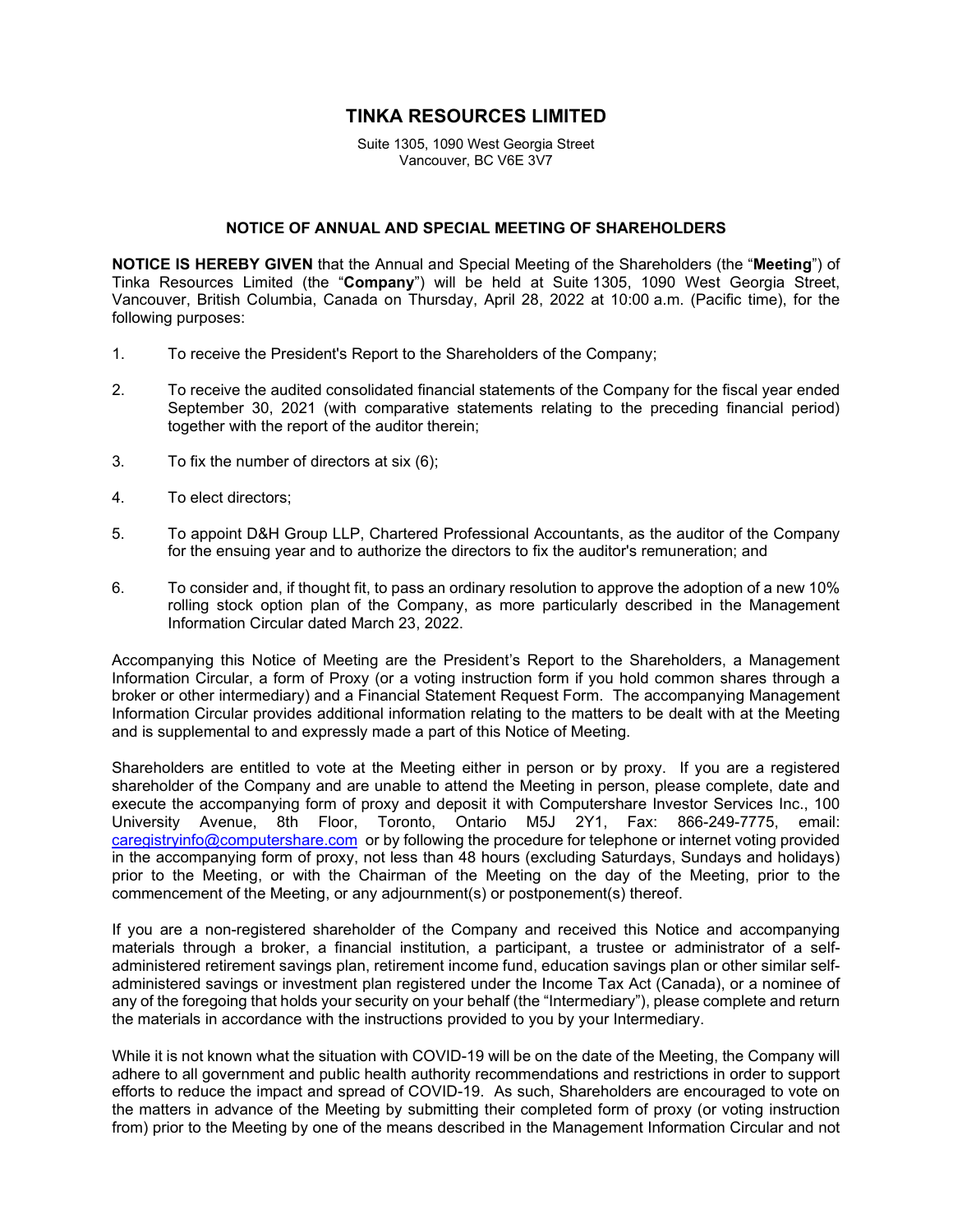# TINKA RESOURCES LIMITED

Suite 1305, 1090 West Georgia Street
Vancouver, BC V6E 3V7

## NOTICE OF ANNUAL AND SPECIAL MEETING OF SHAREHOLDERS

**NOTICE IS HEREBY GIVEN** that the Annual and Special Meeting of the Shareholders (the "**Meeting**") of Tinka Resources Limited (the "**Company**") will be held at Suite 1305, 1090 West Georgia Street, Vancouver, British Columbia, Canada on Thursday, April 28, 2022 at 10:00 a.m. (Pacific time), for the following purposes:

1. To receive the President's Report to the Shareholders of the Company;
2. To receive the audited consolidated financial statements of the Company for the fiscal year ended September 30, 2021 (with comparative statements relating to the preceding financial period) together with the report of the auditor therein;
3. To fix the number of directors at six (6);
4. To elect directors;
5. To appoint D&H Group LLP, Chartered Professional Accountants, as the auditor of the Company for the ensuing year and to authorize the directors to fix the auditor's remuneration; and
6. To consider and, if thought fit, to pass an ordinary resolution to approve the adoption of a new 10% rolling stock option plan of the Company, as more particularly described in the Management Information Circular dated March 23, 2022.

Accompanying this Notice of Meeting are the President's Report to the Shareholders, a Management Information Circular, a form of Proxy (or a voting instruction form if you hold common shares through a broker or other intermediary) and a Financial Statement Request Form. The accompanying Management Information Circular provides additional information relating to the matters to be dealt with at the Meeting and is supplemental to and expressly made a part of this Notice of Meeting.

Shareholders are entitled to vote at the Meeting either in person or by proxy. If you are a registered shareholder of the Company and are unable to attend the Meeting in person, please complete, date and execute the accompanying form of proxy and deposit it with Computershare Investor Services Inc., 100 University Avenue, 8th Floor, Toronto, Ontario M5J 2Y1, Fax: 866-249-7775, email: caregistryinfo@computershare.com or by following the procedure for telephone or internet voting provided in the accompanying form of proxy, not less than 48 hours (excluding Saturdays, Sundays and holidays) prior to the Meeting, or with the Chairman of the Meeting on the day of the Meeting, prior to the commencement of the Meeting, or any adjournment(s) or postponement(s) thereof.

If you are a non-registered shareholder of the Company and received this Notice and accompanying materials through a broker, a financial institution, a participant, a trustee or administrator of a self-administered retirement savings plan, retirement income fund, education savings plan or other similar self-administered savings or investment plan registered under the Income Tax Act (Canada), or a nominee of any of the foregoing that holds your security on your behalf (the "Intermediary"), please complete and return the materials in accordance with the instructions provided to you by your Intermediary.

While it is not known what the situation with COVID-19 will be on the date of the Meeting, the Company will adhere to all government and public health authority recommendations and restrictions in order to support efforts to reduce the impact and spread of COVID-19. As such, Shareholders are encouraged to vote on the matters in advance of the Meeting by submitting their completed form of proxy (or voting instruction from) prior to the Meeting by one of the means described in the Management Information Circular and not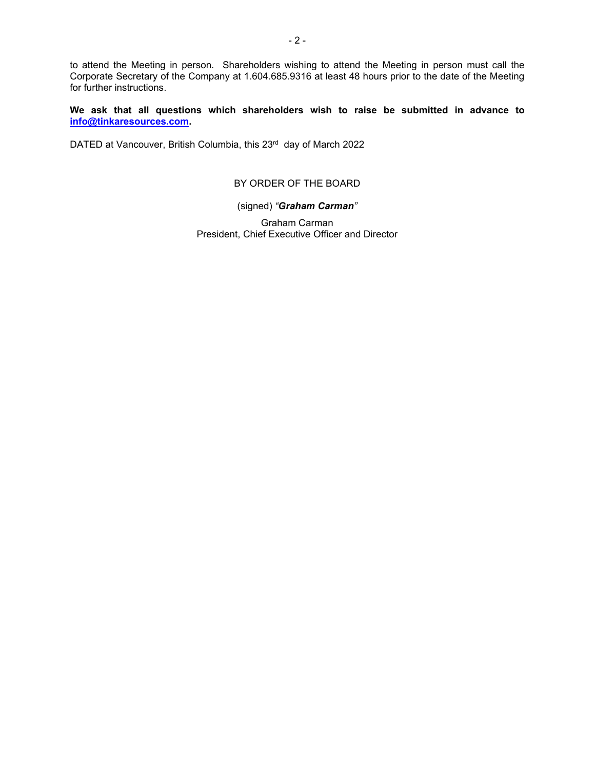to attend the Meeting in person. Shareholders wishing to attend the Meeting in person must call the Corporate Secretary of the Company at 1.604.685.9316 at least 48 hours prior to the date of the Meeting for further instructions.

**We ask that all questions which shareholders wish to raise be submitted in advance to info@tinkaresources.com.**

DATED at Vancouver, British Columbia, this 23rd day of March 2022

BY ORDER OF THE BOARD

(signed) *"**Graham Carman**"*

Graham Carman
President, Chief Executive Officer and Director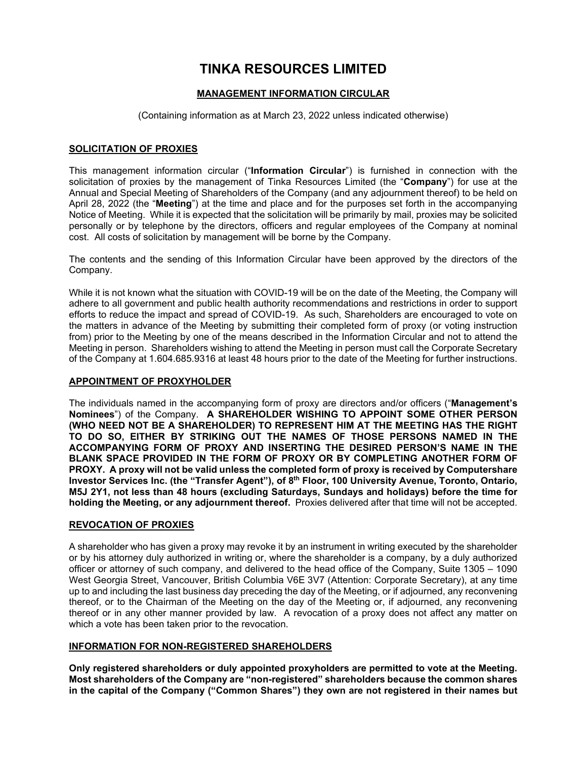# TINKA RESOURCES LIMITED

## MANAGEMENT INFORMATION CIRCULAR

(Containing information as at March 23, 2022 unless indicated otherwise)

### SOLICITATION OF PROXIES

This management information circular ("**Information Circular**") is furnished in connection with the solicitation of proxies by the management of Tinka Resources Limited (the "**Company**") for use at the Annual and Special Meeting of Shareholders of the Company (and any adjournment thereof) to be held on April 28, 2022 (the "**Meeting**") at the time and place and for the purposes set forth in the accompanying Notice of Meeting. While it is expected that the solicitation will be primarily by mail, proxies may be solicited personally or by telephone by the directors, officers and regular employees of the Company at nominal cost. All costs of solicitation by management will be borne by the Company.

The contents and the sending of this Information Circular have been approved by the directors of the Company.

While it is not known what the situation with COVID-19 will be on the date of the Meeting, the Company will adhere to all government and public health authority recommendations and restrictions in order to support efforts to reduce the impact and spread of COVID-19. As such, Shareholders are encouraged to vote on the matters in advance of the Meeting by submitting their completed form of proxy (or voting instruction from) prior to the Meeting by one of the means described in the Information Circular and not to attend the Meeting in person. Shareholders wishing to attend the Meeting in person must call the Corporate Secretary of the Company at 1.604.685.9316 at least 48 hours prior to the date of the Meeting for further instructions.

### APPOINTMENT OF PROXYHOLDER

The individuals named in the accompanying form of proxy are directors and/or officers ("**Management's Nominees**") of the Company. **A SHAREHOLDER WISHING TO APPOINT SOME OTHER PERSON (WHO NEED NOT BE A SHAREHOLDER) TO REPRESENT HIM AT THE MEETING HAS THE RIGHT TO DO SO, EITHER BY STRIKING OUT THE NAMES OF THOSE PERSONS NAMED IN THE ACCOMPANYING FORM OF PROXY AND INSERTING THE DESIRED PERSON'S NAME IN THE BLANK SPACE PROVIDED IN THE FORM OF PROXY OR BY COMPLETING ANOTHER FORM OF PROXY. A proxy will not be valid unless the completed form of proxy is received by Computershare Investor Services Inc. (the "Transfer Agent"), of 8th Floor, 100 University Avenue, Toronto, Ontario, M5J 2Y1, not less than 48 hours (excluding Saturdays, Sundays and holidays) before the time for holding the Meeting, or any adjournment thereof.** Proxies delivered after that time will not be accepted.

### REVOCATION OF PROXIES

A shareholder who has given a proxy may revoke it by an instrument in writing executed by the shareholder or by his attorney duly authorized in writing or, where the shareholder is a company, by a duly authorized officer or attorney of such company, and delivered to the head office of the Company, Suite 1305 – 1090 West Georgia Street, Vancouver, British Columbia V6E 3V7 (Attention: Corporate Secretary), at any time up to and including the last business day preceding the day of the Meeting, or if adjourned, any reconvening thereof, or to the Chairman of the Meeting on the day of the Meeting or, if adjourned, any reconvening thereof or in any other manner provided by law. A revocation of a proxy does not affect any matter on which a vote has been taken prior to the revocation.

### INFORMATION FOR NON-REGISTERED SHAREHOLDERS

**Only registered shareholders or duly appointed proxyholders are permitted to vote at the Meeting. Most shareholders of the Company are "non-registered" shareholders because the common shares in the capital of the Company ("Common Shares") they own are not registered in their names but**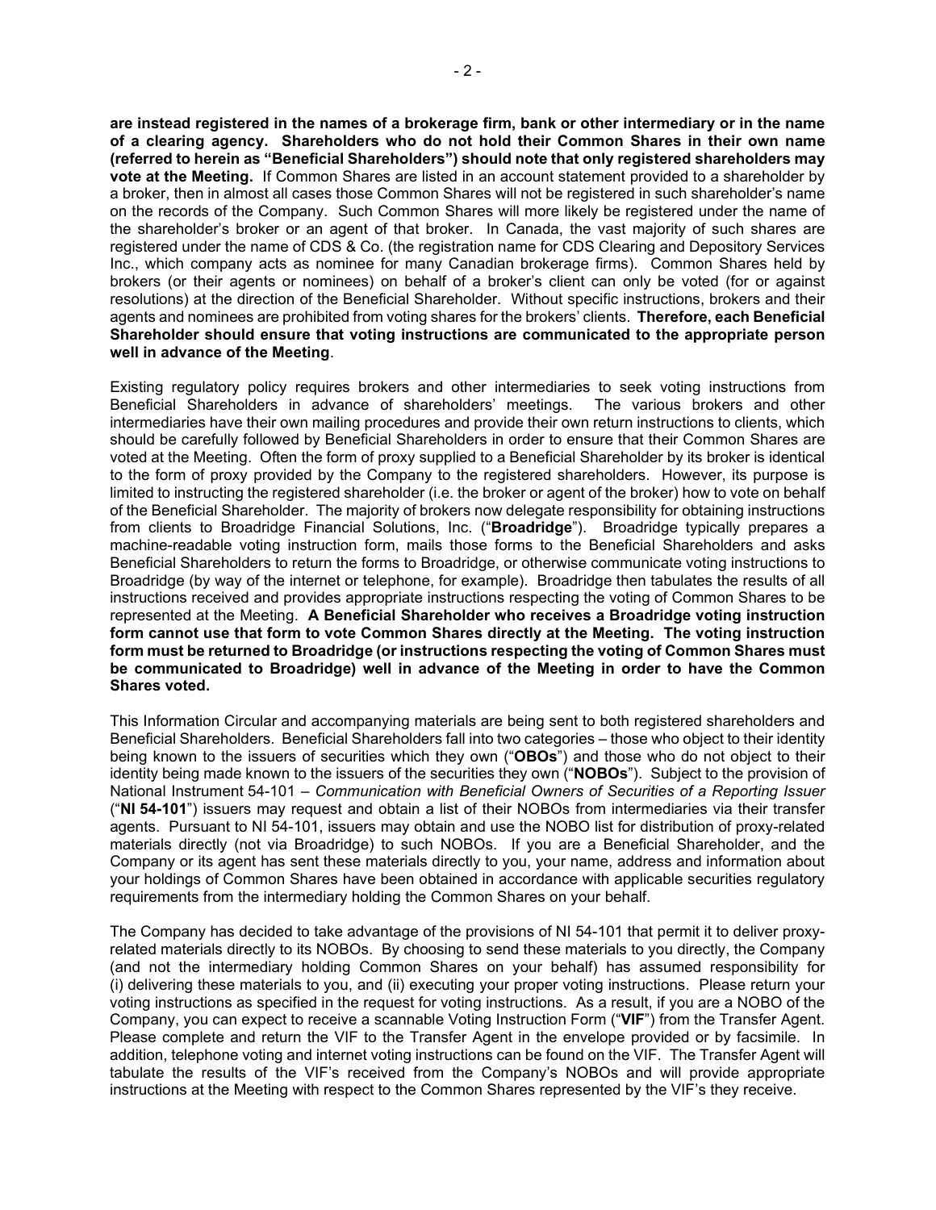**are instead registered in the names of a brokerage firm, bank or other intermediary or in the name of a clearing agency. Shareholders who do not hold their Common Shares in their own name (referred to herein as "Beneficial Shareholders") should note that only registered shareholders may vote at the Meeting.** If Common Shares are listed in an account statement provided to a shareholder by a broker, then in almost all cases those Common Shares will not be registered in such shareholder's name on the records of the Company. Such Common Shares will more likely be registered under the name of the shareholder's broker or an agent of that broker. In Canada, the vast majority of such shares are registered under the name of CDS & Co. (the registration name for CDS Clearing and Depository Services Inc., which company acts as nominee for many Canadian brokerage firms). Common Shares held by brokers (or their agents or nominees) on behalf of a broker's client can only be voted (for or against resolutions) at the direction of the Beneficial Shareholder. Without specific instructions, brokers and their agents and nominees are prohibited from voting shares for the brokers' clients. **Therefore, each Beneficial Shareholder should ensure that voting instructions are communicated to the appropriate person well in advance of the Meeting**.

Existing regulatory policy requires brokers and other intermediaries to seek voting instructions from Beneficial Shareholders in advance of shareholders' meetings. The various brokers and other intermediaries have their own mailing procedures and provide their own return instructions to clients, which should be carefully followed by Beneficial Shareholders in order to ensure that their Common Shares are voted at the Meeting. Often the form of proxy supplied to a Beneficial Shareholder by its broker is identical to the form of proxy provided by the Company to the registered shareholders. However, its purpose is limited to instructing the registered shareholder (i.e. the broker or agent of the broker) how to vote on behalf of the Beneficial Shareholder. The majority of brokers now delegate responsibility for obtaining instructions from clients to Broadridge Financial Solutions, Inc. ("**Broadridge**"). Broadridge typically prepares a machine-readable voting instruction form, mails those forms to the Beneficial Shareholders and asks Beneficial Shareholders to return the forms to Broadridge, or otherwise communicate voting instructions to Broadridge (by way of the internet or telephone, for example). Broadridge then tabulates the results of all instructions received and provides appropriate instructions respecting the voting of Common Shares to be represented at the Meeting. **A Beneficial Shareholder who receives a Broadridge voting instruction form cannot use that form to vote Common Shares directly at the Meeting. The voting instruction form must be returned to Broadridge (or instructions respecting the voting of Common Shares must be communicated to Broadridge) well in advance of the Meeting in order to have the Common Shares voted.**

This Information Circular and accompanying materials are being sent to both registered shareholders and Beneficial Shareholders. Beneficial Shareholders fall into two categories – those who object to their identity being known to the issuers of securities which they own ("**OBOs**") and those who do not object to their identity being made known to the issuers of the securities they own ("**NOBOs**"). Subject to the provision of National Instrument 54-101 – *Communication with Beneficial Owners of Securities of a Reporting Issuer* ("**NI 54-101**") issuers may request and obtain a list of their NOBOs from intermediaries via their transfer agents. Pursuant to NI 54-101, issuers may obtain and use the NOBO list for distribution of proxy-related materials directly (not via Broadridge) to such NOBOs. If you are a Beneficial Shareholder, and the Company or its agent has sent these materials directly to you, your name, address and information about your holdings of Common Shares have been obtained in accordance with applicable securities regulatory requirements from the intermediary holding the Common Shares on your behalf.

The Company has decided to take advantage of the provisions of NI 54-101 that permit it to deliver proxy-related materials directly to its NOBOs. By choosing to send these materials to you directly, the Company (and not the intermediary holding Common Shares on your behalf) has assumed responsibility for (i) delivering these materials to you, and (ii) executing your proper voting instructions. Please return your voting instructions as specified in the request for voting instructions. As a result, if you are a NOBO of the Company, you can expect to receive a scannable Voting Instruction Form ("**VIF**") from the Transfer Agent. Please complete and return the VIF to the Transfer Agent in the envelope provided or by facsimile. In addition, telephone voting and internet voting instructions can be found on the VIF. The Transfer Agent will tabulate the results of the VIF's received from the Company's NOBOs and will provide appropriate instructions at the Meeting with respect to the Common Shares represented by the VIF's they receive.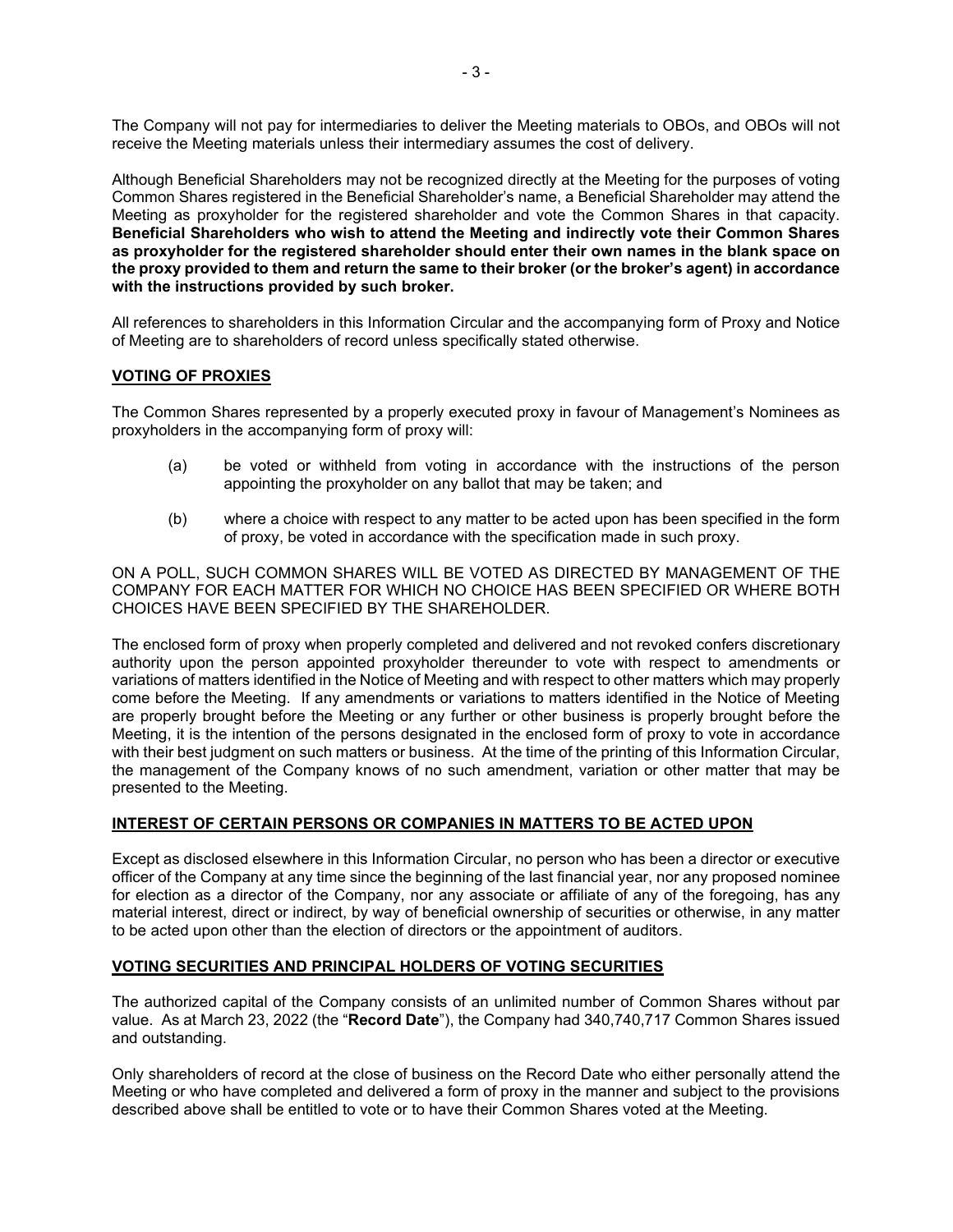The Company will not pay for intermediaries to deliver the Meeting materials to OBOs, and OBOs will not receive the Meeting materials unless their intermediary assumes the cost of delivery.

Although Beneficial Shareholders may not be recognized directly at the Meeting for the purposes of voting Common Shares registered in the Beneficial Shareholder's name, a Beneficial Shareholder may attend the Meeting as proxyholder for the registered shareholder and vote the Common Shares in that capacity. **Beneficial Shareholders who wish to attend the Meeting and indirectly vote their Common Shares as proxyholder for the registered shareholder should enter their own names in the blank space on the proxy provided to them and return the same to their broker (or the broker's agent) in accordance with the instructions provided by such broker.**

All references to shareholders in this Information Circular and the accompanying form of Proxy and Notice of Meeting are to shareholders of record unless specifically stated otherwise.

## VOTING OF PROXIES

The Common Shares represented by a properly executed proxy in favour of Management's Nominees as proxyholders in the accompanying form of proxy will:

(a) be voted or withheld from voting in accordance with the instructions of the person appointing the proxyholder on any ballot that may be taken; and

(b) where a choice with respect to any matter to be acted upon has been specified in the form of proxy, be voted in accordance with the specification made in such proxy.

ON A POLL, SUCH COMMON SHARES WILL BE VOTED AS DIRECTED BY MANAGEMENT OF THE COMPANY FOR EACH MATTER FOR WHICH NO CHOICE HAS BEEN SPECIFIED OR WHERE BOTH CHOICES HAVE BEEN SPECIFIED BY THE SHAREHOLDER.

The enclosed form of proxy when properly completed and delivered and not revoked confers discretionary authority upon the person appointed proxyholder thereunder to vote with respect to amendments or variations of matters identified in the Notice of Meeting and with respect to other matters which may properly come before the Meeting. If any amendments or variations to matters identified in the Notice of Meeting are properly brought before the Meeting or any further or other business is properly brought before the Meeting, it is the intention of the persons designated in the enclosed form of proxy to vote in accordance with their best judgment on such matters or business. At the time of the printing of this Information Circular, the management of the Company knows of no such amendment, variation or other matter that may be presented to the Meeting.

## INTEREST OF CERTAIN PERSONS OR COMPANIES IN MATTERS TO BE ACTED UPON

Except as disclosed elsewhere in this Information Circular, no person who has been a director or executive officer of the Company at any time since the beginning of the last financial year, nor any proposed nominee for election as a director of the Company, nor any associate or affiliate of any of the foregoing, has any material interest, direct or indirect, by way of beneficial ownership of securities or otherwise, in any matter to be acted upon other than the election of directors or the appointment of auditors.

## VOTING SECURITIES AND PRINCIPAL HOLDERS OF VOTING SECURITIES

The authorized capital of the Company consists of an unlimited number of Common Shares without par value. As at March 23, 2022 (the "**Record Date**"), the Company had 340,740,717 Common Shares issued and outstanding.

Only shareholders of record at the close of business on the Record Date who either personally attend the Meeting or who have completed and delivered a form of proxy in the manner and subject to the provisions described above shall be entitled to vote or to have their Common Shares voted at the Meeting.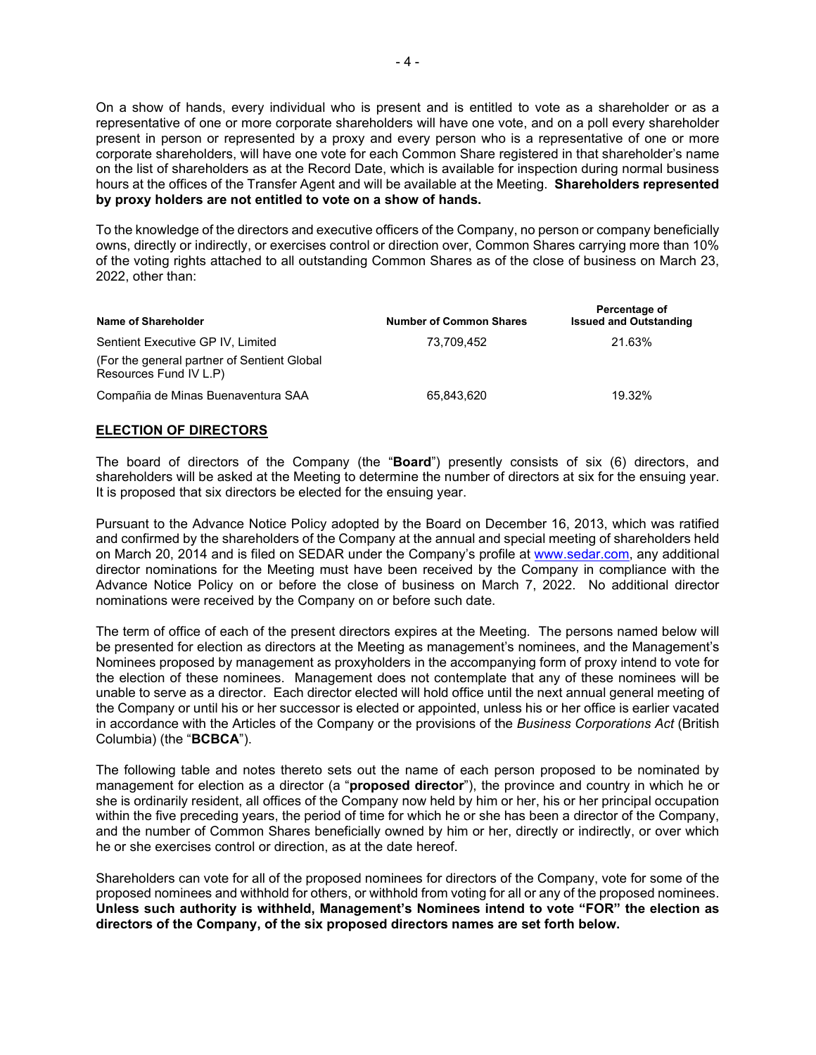On a show of hands, every individual who is present and is entitled to vote as a shareholder or as a representative of one or more corporate shareholders will have one vote, and on a poll every shareholder present in person or represented by a proxy and every person who is a representative of one or more corporate shareholders, will have one vote for each Common Share registered in that shareholder's name on the list of shareholders as at the Record Date, which is available for inspection during normal business hours at the offices of the Transfer Agent and will be available at the Meeting. **Shareholders represented by proxy holders are not entitled to vote on a show of hands.**

To the knowledge of the directors and executive officers of the Company, no person or company beneficially owns, directly or indirectly, or exercises control or direction over, Common Shares carrying more than 10% of the voting rights attached to all outstanding Common Shares as of the close of business on March 23, 2022, other than:

| Name of Shareholder | Number of Common Shares | Percentage of Issued and Outstanding |
|---|---|---|
| Sentient Executive GP IV, Limited (For the general partner of Sentient Global Resources Fund IV L.P) | 73,709,452 | 21.63% |
| Compañia de Minas Buenaventura SAA | 65,843,620 | 19.32% |

## ELECTION OF DIRECTORS

The board of directors of the Company (the "**Board**") presently consists of six (6) directors, and shareholders will be asked at the Meeting to determine the number of directors at six for the ensuing year. It is proposed that six directors be elected for the ensuing year.

Pursuant to the Advance Notice Policy adopted by the Board on December 16, 2013, which was ratified and confirmed by the shareholders of the Company at the annual and special meeting of shareholders held on March 20, 2014 and is filed on SEDAR under the Company's profile at www.sedar.com, any additional director nominations for the Meeting must have been received by the Company in compliance with the Advance Notice Policy on or before the close of business on March 7, 2022. No additional director nominations were received by the Company on or before such date.

The term of office of each of the present directors expires at the Meeting. The persons named below will be presented for election as directors at the Meeting as management's nominees, and the Management's Nominees proposed by management as proxyholders in the accompanying form of proxy intend to vote for the election of these nominees. Management does not contemplate that any of these nominees will be unable to serve as a director. Each director elected will hold office until the next annual general meeting of the Company or until his or her successor is elected or appointed, unless his or her office is earlier vacated in accordance with the Articles of the Company or the provisions of the *Business Corporations Act* (British Columbia) (the "**BCBCA**").

The following table and notes thereto sets out the name of each person proposed to be nominated by management for election as a director (a "**proposed director**"), the province and country in which he or she is ordinarily resident, all offices of the Company now held by him or her, his or her principal occupation within the five preceding years, the period of time for which he or she has been a director of the Company, and the number of Common Shares beneficially owned by him or her, directly or indirectly, or over which he or she exercises control or direction, as at the date hereof.

Shareholders can vote for all of the proposed nominees for directors of the Company, vote for some of the proposed nominees and withhold for others, or withhold from voting for all or any of the proposed nominees. **Unless such authority is withheld, Management's Nominees intend to vote "FOR" the election as directors of the Company, of the six proposed directors names are set forth below.**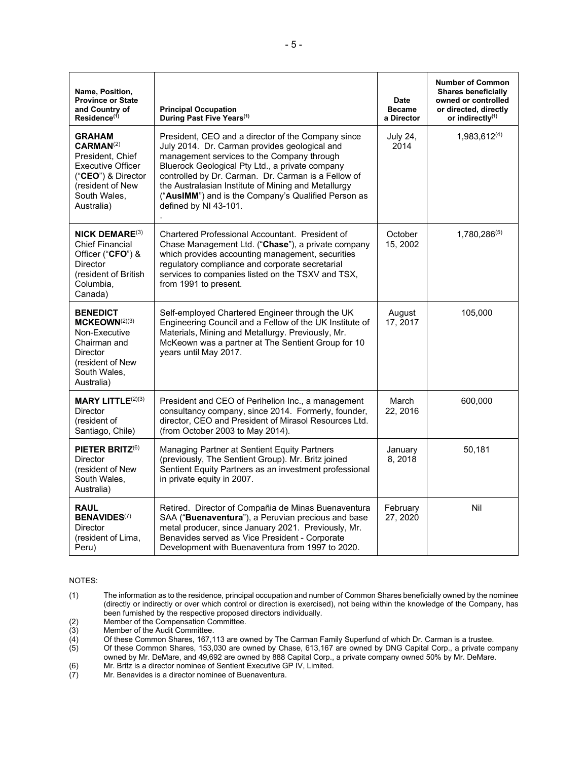| Name, Position, Province or State and Country of Residence[(1)] | Principal Occupation During Past Five Years[(1)] | Date Became a Director | Number of Common Shares beneficially owned or controlled or directed, directly or indirectly[(1)] |
|---|---|---|---|
| **GRAHAM CARMAN**[(2)] President, Chief Executive Officer ("**CEO**") & Director (resident of New South Wales, Australia) | President, CEO and a director of the Company since July 2014. Dr. Carman provides geological and management services to the Company through Bluerock Geological Pty Ltd., a private company controlled by Dr. Carman. Dr. Carman is a Fellow of the Australasian Institute of Mining and Metallurgy ("**AusIMM**") and is the Company's Qualified Person as defined by NI 43-101. . | July 24, 2014 | 1,983,612[(4)] |
| **NICK DEMARE**[(3)] Chief Financial Officer ("**CFO**") & Director (resident of British Columbia, Canada) | Chartered Professional Accountant. President of Chase Management Ltd. ("**Chase**"), a private company which provides accounting management, securities regulatory compliance and corporate secretarial services to companies listed on the TSXV and TSX, from 1991 to present. | October 15, 2002 | 1,780,286[(5)] |
| **BENEDICT MCKEOWN**[(2)(3)] Non-Executive Chairman and Director (resident of New South Wales, Australia) | Self-employed Chartered Engineer through the UK Engineering Council and a Fellow of the UK Institute of Materials, Mining and Metallurgy. Previously, Mr. McKeown was a partner at The Sentient Group for 10 years until May 2017. | August 17, 2017 | 105,000 |
| **MARY LITTLE**[(2)(3)] Director (resident of Santiago, Chile) | President and CEO of Perihelion Inc., a management consultancy company, since 2014. Formerly, founder, director, CEO and President of Mirasol Resources Ltd. (from October 2003 to May 2014). | March 22, 2016 | 600,000 |
| **PIETER BRITZ**[(6)] Director (resident of New South Wales, Australia) | Managing Partner at Sentient Equity Partners (previously, The Sentient Group). Mr. Britz joined Sentient Equity Partners as an investment professional in private equity in 2007. | January 8, 2018 | 50,181 |
| **RAUL BENAVIDES**[(7)] Director (resident of Lima, Peru) | Retired. Director of Compañia de Minas Buenaventura SAA ("**Buenaventura**"), a Peruvian precious and base metal producer, since January 2021. Previously, Mr. Benavides served as Vice President - Corporate Development with Buenaventura from 1997 to 2020. | February 27, 2020 | Nil |

NOTES:

(1) The information as to the residence, principal occupation and number of Common Shares beneficially owned by the nominee (directly or indirectly or over which control or direction is exercised), not being within the knowledge of the Company, has been furnished by the respective proposed directors individually.

(2) Member of the Compensation Committee.

(3) Member of the Audit Committee.

(4) Of these Common Shares, 167,113 are owned by The Carman Family Superfund of which Dr. Carman is a trustee.

(5) Of these Common Shares, 153,030 are owned by Chase, 613,167 are owned by DNG Capital Corp., a private company owned by Mr. DeMare, and 49,692 are owned by 888 Capital Corp., a private company owned 50% by Mr. DeMare.

(6) Mr. Britz is a director nominee of Sentient Executive GP IV, Limited.

(7) Mr. Benavides is a director nominee of Buenaventura.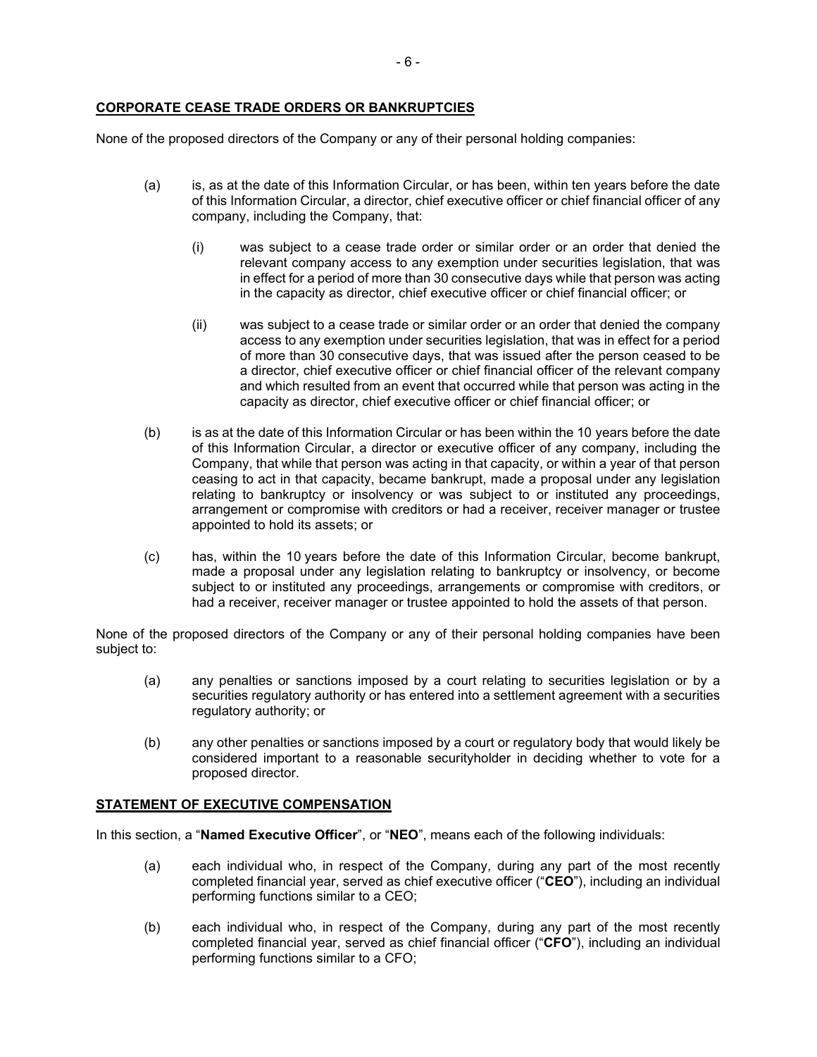## CORPORATE CEASE TRADE ORDERS OR BANKRUPTCIES

None of the proposed directors of the Company or any of their personal holding companies:

(a) is, as at the date of this Information Circular, or has been, within ten years before the date of this Information Circular, a director, chief executive officer or chief financial officer of any company, including the Company, that:

  (i) was subject to a cease trade order or similar order or an order that denied the relevant company access to any exemption under securities legislation, that was in effect for a period of more than 30 consecutive days while that person was acting in the capacity as director, chief executive officer or chief financial officer; or

  (ii) was subject to a cease trade or similar order or an order that denied the company access to any exemption under securities legislation, that was in effect for a period of more than 30 consecutive days, that was issued after the person ceased to be a director, chief executive officer or chief financial officer of the relevant company and which resulted from an event that occurred while that person was acting in the capacity as director, chief executive officer or chief financial officer; or

(b) is as at the date of this Information Circular or has been within the 10 years before the date of this Information Circular, a director or executive officer of any company, including the Company, that while that person was acting in that capacity, or within a year of that person ceasing to act in that capacity, became bankrupt, made a proposal under any legislation relating to bankruptcy or insolvency or was subject to or instituted any proceedings, arrangement or compromise with creditors or had a receiver, receiver manager or trustee appointed to hold its assets; or

(c) has, within the 10 years before the date of this Information Circular, become bankrupt, made a proposal under any legislation relating to bankruptcy or insolvency, or become subject to or instituted any proceedings, arrangements or compromise with creditors, or had a receiver, receiver manager or trustee appointed to hold the assets of that person.

None of the proposed directors of the Company or any of their personal holding companies have been subject to:

(a) any penalties or sanctions imposed by a court relating to securities legislation or by a securities regulatory authority or has entered into a settlement agreement with a securities regulatory authority; or

(b) any other penalties or sanctions imposed by a court or regulatory body that would likely be considered important to a reasonable securityholder in deciding whether to vote for a proposed director.

## STATEMENT OF EXECUTIVE COMPENSATION

In this section, a "**Named Executive Officer**", or "**NEO**", means each of the following individuals:

(a) each individual who, in respect of the Company, during any part of the most recently completed financial year, served as chief executive officer ("**CEO**"), including an individual performing functions similar to a CEO;

(b) each individual who, in respect of the Company, during any part of the most recently completed financial year, served as chief financial officer ("**CFO**"), including an individual performing functions similar to a CFO;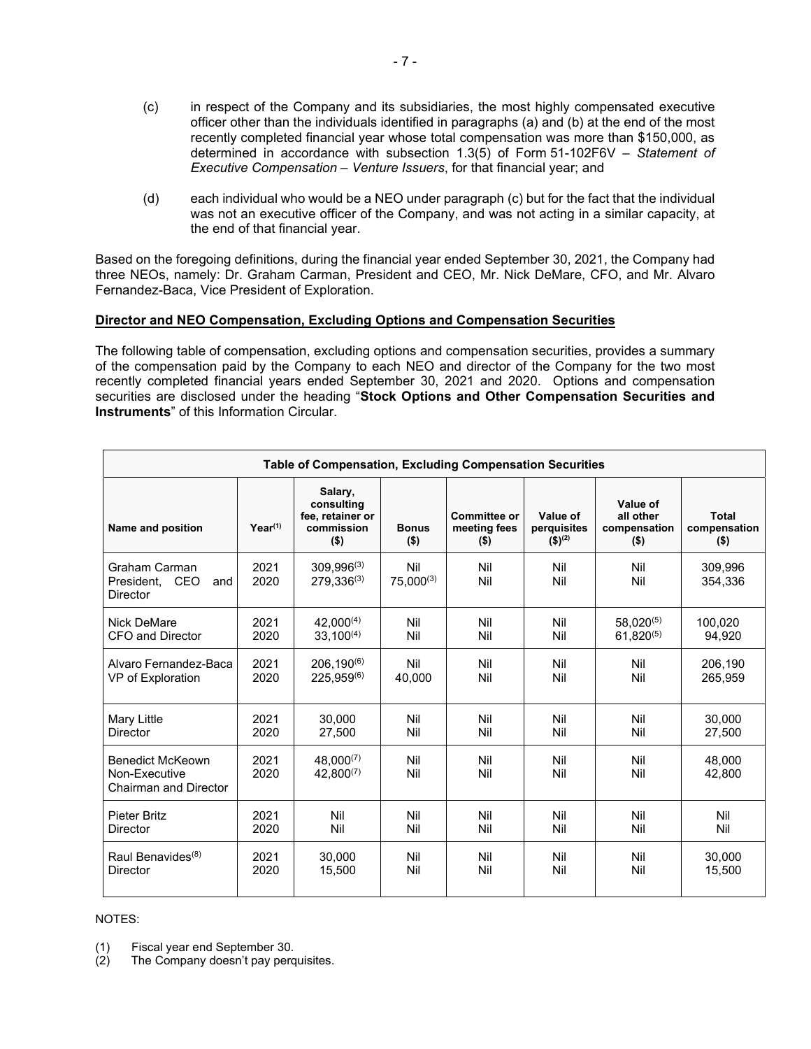(c) in respect of the Company and its subsidiaries, the most highly compensated executive officer other than the individuals identified in paragraphs (a) and (b) at the end of the most recently completed financial year whose total compensation was more than \$150,000, as determined in accordance with subsection 1.3(5) of Form 51-102F6V – *Statement of Executive Compensation – Venture Issuers*, for that financial year; and

(d) each individual who would be a NEO under paragraph (c) but for the fact that the individual was not an executive officer of the Company, and was not acting in a similar capacity, at the end of that financial year.

Based on the foregoing definitions, during the financial year ended September 30, 2021, the Company had three NEOs, namely: Dr. Graham Carman, President and CEO, Mr. Nick DeMare, CFO, and Mr. Alvaro Fernandez-Baca, Vice President of Exploration.

**Director and NEO Compensation, Excluding Options and Compensation Securities**

The following table of compensation, excluding options and compensation securities, provides a summary of the compensation paid by the Company to each NEO and director of the Company for the two most recently completed financial years ended September 30, 2021 and 2020. Options and compensation securities are disclosed under the heading "**Stock Options and Other Compensation Securities and Instruments**" of this Information Circular.

**Table of Compensation, Excluding Compensation Securities**

| Name and position | Year[1] | Salary, consulting fee, retainer or commission (\$) | Bonus (\$) | Committee or meeting fees (\$) | Value of perquisites (\$)[2] | Value of all other compensation (\$) | Total compensation (\$) |
|---|---|---|---|---|---|---|---|
| Graham Carman<br>President, CEO and Director | 2021<br>2020 | 309,996[3]<br>279,336[3] | Nil<br>75,000[3] | Nil<br>Nil | Nil<br>Nil | Nil<br>Nil | 309,996<br>354,336 |
| Nick DeMare<br>CFO and Director | 2021<br>2020 | 42,000[4]<br>33,100[4] | Nil<br>Nil | Nil<br>Nil | Nil<br>Nil | 58,020[5]<br>61,820[5] | 100,020<br>94,920 |
| Alvaro Fernandez-Baca<br>VP of Exploration | 2021<br>2020 | 206,190[6]<br>225,959[6] | Nil<br>40,000 | Nil<br>Nil | Nil<br>Nil | Nil<br>Nil | 206,190<br>265,959 |
| Mary Little<br>Director | 2021<br>2020 | 30,000<br>27,500 | Nil<br>Nil | Nil<br>Nil | Nil<br>Nil | Nil<br>Nil | 30,000<br>27,500 |
| Benedict McKeown<br>Non-Executive Chairman and Director | 2021<br>2020 | 48,000[7]<br>42,800[7] | Nil<br>Nil | Nil<br>Nil | Nil<br>Nil | Nil<br>Nil | 48,000<br>42,800 |
| Pieter Britz<br>Director | 2021<br>2020 | Nil<br>Nil | Nil<br>Nil | Nil<br>Nil | Nil<br>Nil | Nil<br>Nil | Nil<br>Nil |
| Raul Benavides[8]<br>Director | 2021<br>2020 | 30,000<br>15,500 | Nil<br>Nil | Nil<br>Nil | Nil<br>Nil | Nil<br>Nil | 30,000<br>15,500 |

NOTES:

(1) Fiscal year end September 30.
(2) The Company doesn't pay perquisites.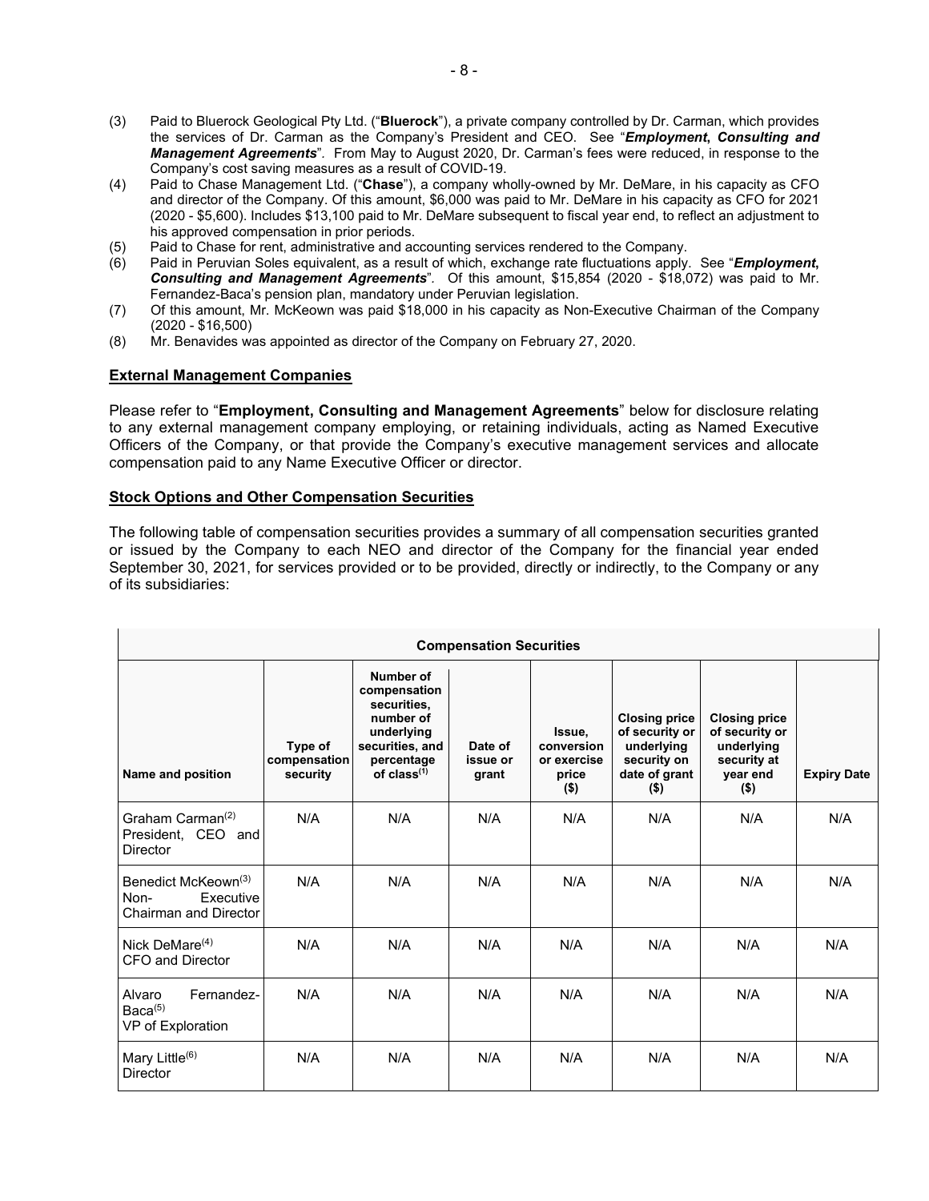(3) Paid to Bluerock Geological Pty Ltd. ("**Bluerock**"), a private company controlled by Dr. Carman, which provides the services of Dr. Carman as the Company's President and CEO. See "***Employment, Consulting and Management Agreements***". From May to August 2020, Dr. Carman's fees were reduced, in response to the Company's cost saving measures as a result of COVID-19.

(4) Paid to Chase Management Ltd. ("**Chase**"), a company wholly-owned by Mr. DeMare, in his capacity as CFO and director of the Company. Of this amount, $6,000 was paid to Mr. DeMare in his capacity as CFO for 2021 (2020 - $5,600). Includes $13,100 paid to Mr. DeMare subsequent to fiscal year end, to reflect an adjustment to his approved compensation in prior periods.

(5) Paid to Chase for rent, administrative and accounting services rendered to the Company.

(6) Paid in Peruvian Soles equivalent, as a result of which, exchange rate fluctuations apply. See "***Employment, Consulting and Management Agreements***". Of this amount, $15,854 (2020 - $18,072) was paid to Mr. Fernandez-Baca's pension plan, mandatory under Peruvian legislation.

(7) Of this amount, Mr. McKeown was paid $18,000 in his capacity as Non-Executive Chairman of the Company (2020 - $16,500)

(8) Mr. Benavides was appointed as director of the Company on February 27, 2020.

## External Management Companies

Please refer to "**Employment, Consulting and Management Agreements**" below for disclosure relating to any external management company employing, or retaining individuals, acting as Named Executive Officers of the Company, or that provide the Company's executive management services and allocate compensation paid to any Name Executive Officer or director.

## Stock Options and Other Compensation Securities

The following table of compensation securities provides a summary of all compensation securities granted or issued by the Company to each NEO and director of the Company for the financial year ended September 30, 2021, for services provided or to be provided, directly or indirectly, to the Company or any of its subsidiaries:

| Compensation Securities | | | | | | | |
|---|---|---|---|---|---|---|---|
| **Name and position** | **Type of compensation security** | **Number of compensation securities, number of underlying securities, and percentage of class[(1)]** | **Date of issue or grant** | **Issue, conversion or exercise price ($)** | **Closing price of security or underlying security on date of grant ($)** | **Closing price of security or underlying security at year end ($)** | **Expiry Date** |
| Graham Carman[(2)] President, CEO and Director | N/A | N/A | N/A | N/A | N/A | N/A | N/A |
| Benedict McKeown[(3)] Non-Executive Chairman and Director | N/A | N/A | N/A | N/A | N/A | N/A | N/A |
| Nick DeMare[(4)] CFO and Director | N/A | N/A | N/A | N/A | N/A | N/A | N/A |
| Alvaro Fernandez-Baca[(5)] VP of Exploration | N/A | N/A | N/A | N/A | N/A | N/A | N/A |
| Mary Little[(6)] Director | N/A | N/A | N/A | N/A | N/A | N/A | N/A |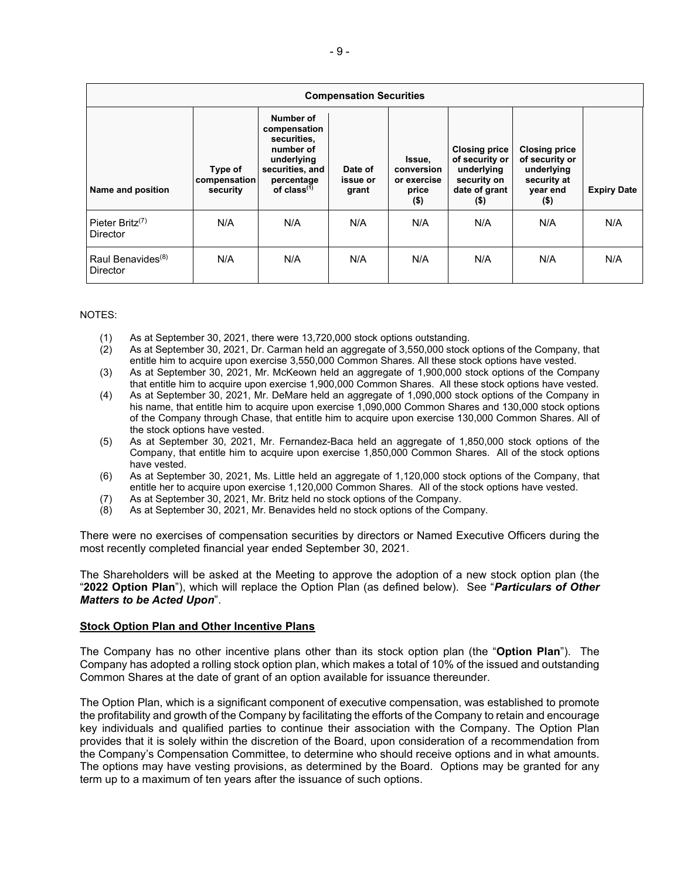| Compensation Securities | | | | | | | |
|---|---|---|---|---|---|---|---|
| Name and position | Type of compensation security | Number of compensation securities, number of underlying securities, and percentage of class[(1)] | Date of issue or grant | Issue, conversion or exercise price ($) | Closing price of security or underlying security on date of grant ($) | Closing price of security or underlying security at year end ($) | Expiry Date |
| Pieter Britz[(7)] Director | N/A | N/A | N/A | N/A | N/A | N/A | N/A |
| Raul Benavides[(8)] Director | N/A | N/A | N/A | N/A | N/A | N/A | N/A |

NOTES:

(1) As at September 30, 2021, there were 13,720,000 stock options outstanding.
(2) As at September 30, 2021, Dr. Carman held an aggregate of 3,550,000 stock options of the Company, that entitle him to acquire upon exercise 3,550,000 Common Shares. All these stock options have vested.
(3) As at September 30, 2021, Mr. McKeown held an aggregate of 1,900,000 stock options of the Company that entitle him to acquire upon exercise 1,900,000 Common Shares. All these stock options have vested.
(4) As at September 30, 2021, Mr. DeMare held an aggregate of 1,090,000 stock options of the Company in his name, that entitle him to acquire upon exercise 1,090,000 Common Shares and 130,000 stock options of the Company through Chase, that entitle him to acquire upon exercise 130,000 Common Shares. All of the stock options have vested.
(5) As at September 30, 2021, Mr. Fernandez-Baca held an aggregate of 1,850,000 stock options of the Company, that entitle him to acquire upon exercise 1,850,000 Common Shares. All of the stock options have vested.
(6) As at September 30, 2021, Ms. Little held an aggregate of 1,120,000 stock options of the Company, that entitle her to acquire upon exercise 1,120,000 Common Shares. All of the stock options have vested.
(7) As at September 30, 2021, Mr. Britz held no stock options of the Company.
(8) As at September 30, 2021, Mr. Benavides held no stock options of the Company.

There were no exercises of compensation securities by directors or Named Executive Officers during the most recently completed financial year ended September 30, 2021.

The Shareholders will be asked at the Meeting to approve the adoption of a new stock option plan (the "**2022 Option Plan**"), which will replace the Option Plan (as defined below). See "***Particulars of Other Matters to be Acted Upon***".

**Stock Option Plan and Other Incentive Plans**

The Company has no other incentive plans other than its stock option plan (the "**Option Plan**"). The Company has adopted a rolling stock option plan, which makes a total of 10% of the issued and outstanding Common Shares at the date of grant of an option available for issuance thereunder.

The Option Plan, which is a significant component of executive compensation, was established to promote the profitability and growth of the Company by facilitating the efforts of the Company to retain and encourage key individuals and qualified parties to continue their association with the Company. The Option Plan provides that it is solely within the discretion of the Board, upon consideration of a recommendation from the Company's Compensation Committee, to determine who should receive options and in what amounts. The options may have vesting provisions, as determined by the Board. Options may be granted for any term up to a maximum of ten years after the issuance of such options.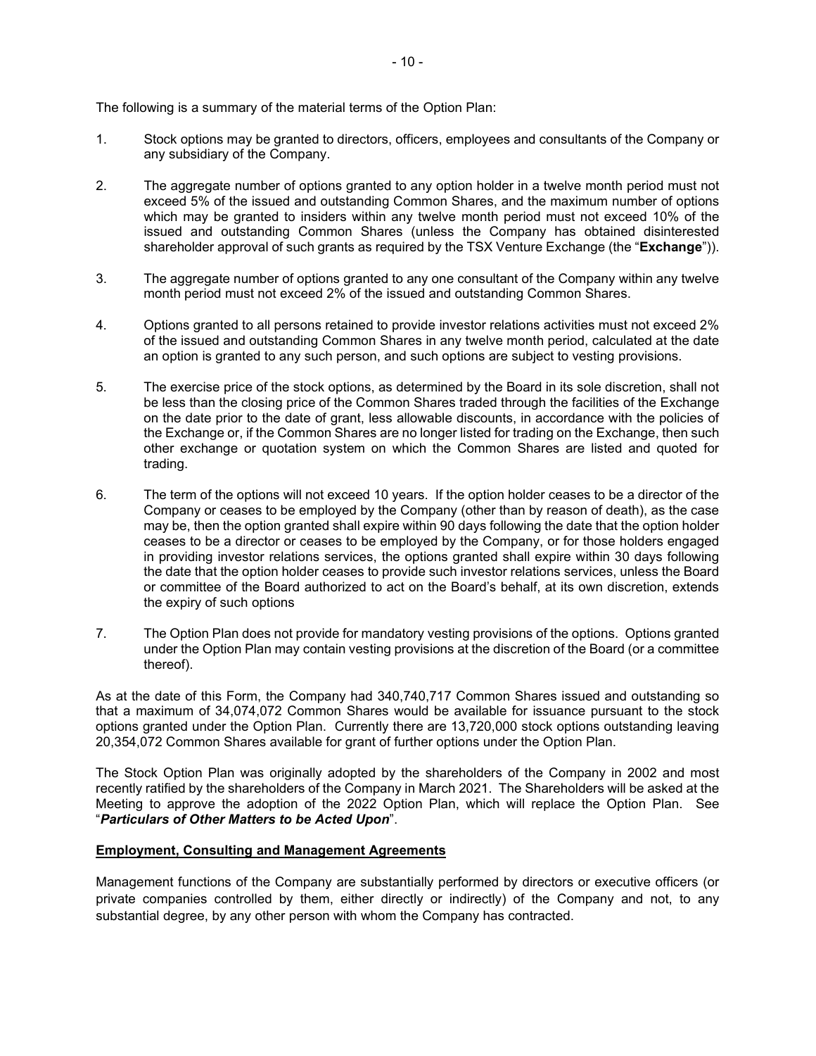The following is a summary of the material terms of the Option Plan:

1. Stock options may be granted to directors, officers, employees and consultants of the Company or any subsidiary of the Company.

2. The aggregate number of options granted to any option holder in a twelve month period must not exceed 5% of the issued and outstanding Common Shares, and the maximum number of options which may be granted to insiders within any twelve month period must not exceed 10% of the issued and outstanding Common Shares (unless the Company has obtained disinterested shareholder approval of such grants as required by the TSX Venture Exchange (the "**Exchange**")).

3. The aggregate number of options granted to any one consultant of the Company within any twelve month period must not exceed 2% of the issued and outstanding Common Shares.

4. Options granted to all persons retained to provide investor relations activities must not exceed 2% of the issued and outstanding Common Shares in any twelve month period, calculated at the date an option is granted to any such person, and such options are subject to vesting provisions.

5. The exercise price of the stock options, as determined by the Board in its sole discretion, shall not be less than the closing price of the Common Shares traded through the facilities of the Exchange on the date prior to the date of grant, less allowable discounts, in accordance with the policies of the Exchange or, if the Common Shares are no longer listed for trading on the Exchange, then such other exchange or quotation system on which the Common Shares are listed and quoted for trading.

6. The term of the options will not exceed 10 years. If the option holder ceases to be a director of the Company or ceases to be employed by the Company (other than by reason of death), as the case may be, then the option granted shall expire within 90 days following the date that the option holder ceases to be a director or ceases to be employed by the Company, or for those holders engaged in providing investor relations services, the options granted shall expire within 30 days following the date that the option holder ceases to provide such investor relations services, unless the Board or committee of the Board authorized to act on the Board's behalf, at its own discretion, extends the expiry of such options

7. The Option Plan does not provide for mandatory vesting provisions of the options. Options granted under the Option Plan may contain vesting provisions at the discretion of the Board (or a committee thereof).

As at the date of this Form, the Company had 340,740,717 Common Shares issued and outstanding so that a maximum of 34,074,072 Common Shares would be available for issuance pursuant to the stock options granted under the Option Plan. Currently there are 13,720,000 stock options outstanding leaving 20,354,072 Common Shares available for grant of further options under the Option Plan.

The Stock Option Plan was originally adopted by the shareholders of the Company in 2002 and most recently ratified by the shareholders of the Company in March 2021. The Shareholders will be asked at the Meeting to approve the adoption of the 2022 Option Plan, which will replace the Option Plan. See "***Particulars of Other Matters to be Acted Upon***".

**Employment, Consulting and Management Agreements**

Management functions of the Company are substantially performed by directors or executive officers (or private companies controlled by them, either directly or indirectly) of the Company and not, to any substantial degree, by any other person with whom the Company has contracted.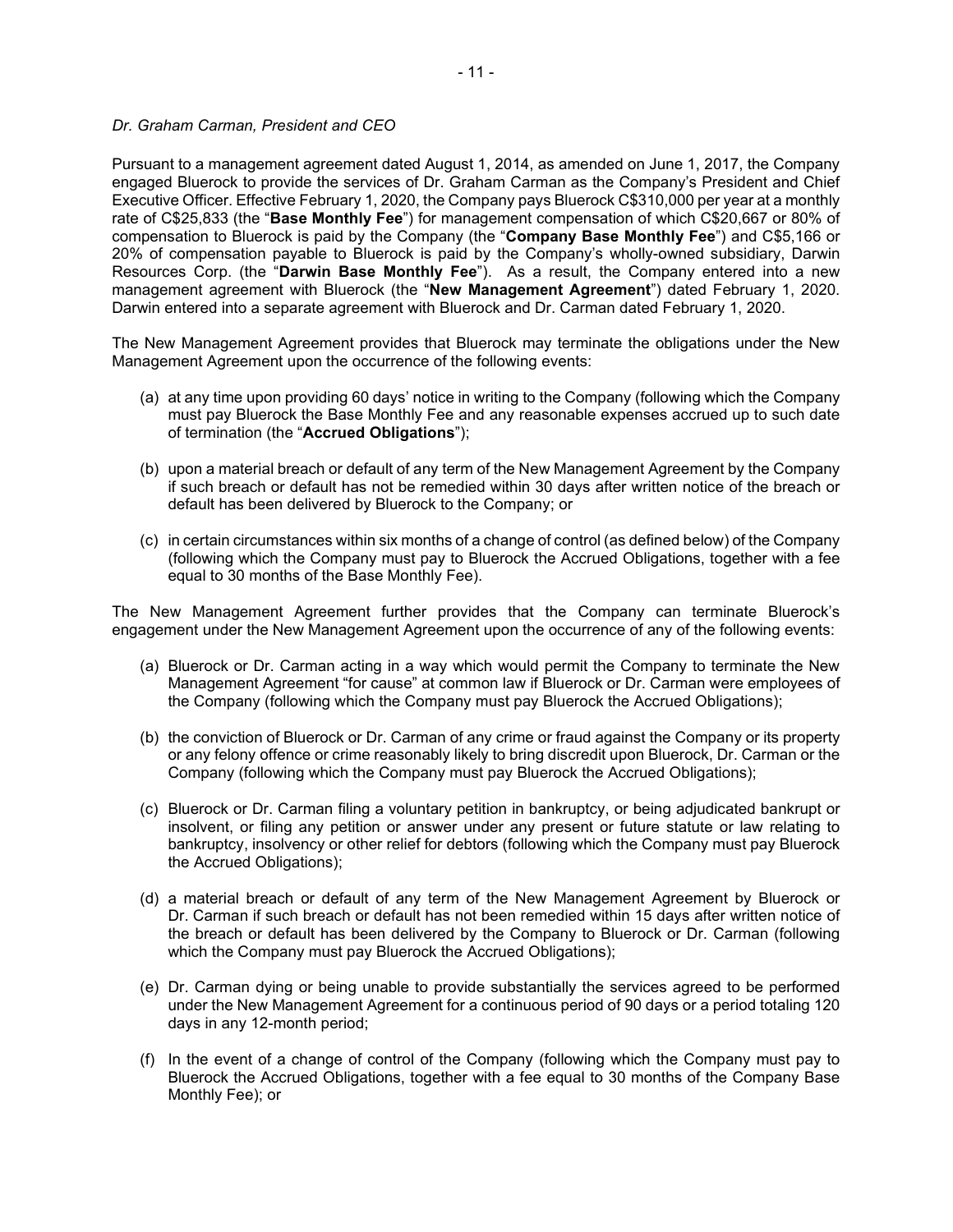*Dr. Graham Carman, President and CEO*

Pursuant to a management agreement dated August 1, 2014, as amended on June 1, 2017, the Company engaged Bluerock to provide the services of Dr. Graham Carman as the Company's President and Chief Executive Officer. Effective February 1, 2020, the Company pays Bluerock C$310,000 per year at a monthly rate of C$25,833 (the "**Base Monthly Fee**") for management compensation of which C$20,667 or 80% of compensation to Bluerock is paid by the Company (the "**Company Base Monthly Fee**") and C$5,166 or 20% of compensation payable to Bluerock is paid by the Company's wholly-owned subsidiary, Darwin Resources Corp. (the "**Darwin Base Monthly Fee**"). As a result, the Company entered into a new management agreement with Bluerock (the "**New Management Agreement**") dated February 1, 2020. Darwin entered into a separate agreement with Bluerock and Dr. Carman dated February 1, 2020.

The New Management Agreement provides that Bluerock may terminate the obligations under the New Management Agreement upon the occurrence of the following events:

(a) at any time upon providing 60 days' notice in writing to the Company (following which the Company must pay Bluerock the Base Monthly Fee and any reasonable expenses accrued up to such date of termination (the "**Accrued Obligations**");

(b) upon a material breach or default of any term of the New Management Agreement by the Company if such breach or default has not be remedied within 30 days after written notice of the breach or default has been delivered by Bluerock to the Company; or

(c) in certain circumstances within six months of a change of control (as defined below) of the Company (following which the Company must pay to Bluerock the Accrued Obligations, together with a fee equal to 30 months of the Base Monthly Fee).

The New Management Agreement further provides that the Company can terminate Bluerock's engagement under the New Management Agreement upon the occurrence of any of the following events:

(a) Bluerock or Dr. Carman acting in a way which would permit the Company to terminate the New Management Agreement "for cause" at common law if Bluerock or Dr. Carman were employees of the Company (following which the Company must pay Bluerock the Accrued Obligations);

(b) the conviction of Bluerock or Dr. Carman of any crime or fraud against the Company or its property or any felony offence or crime reasonably likely to bring discredit upon Bluerock, Dr. Carman or the Company (following which the Company must pay Bluerock the Accrued Obligations);

(c) Bluerock or Dr. Carman filing a voluntary petition in bankruptcy, or being adjudicated bankrupt or insolvent, or filing any petition or answer under any present or future statute or law relating to bankruptcy, insolvency or other relief for debtors (following which the Company must pay Bluerock the Accrued Obligations);

(d) a material breach or default of any term of the New Management Agreement by Bluerock or Dr. Carman if such breach or default has not been remedied within 15 days after written notice of the breach or default has been delivered by the Company to Bluerock or Dr. Carman (following which the Company must pay Bluerock the Accrued Obligations);

(e) Dr. Carman dying or being unable to provide substantially the services agreed to be performed under the New Management Agreement for a continuous period of 90 days or a period totaling 120 days in any 12-month period;

(f) In the event of a change of control of the Company (following which the Company must pay to Bluerock the Accrued Obligations, together with a fee equal to 30 months of the Company Base Monthly Fee); or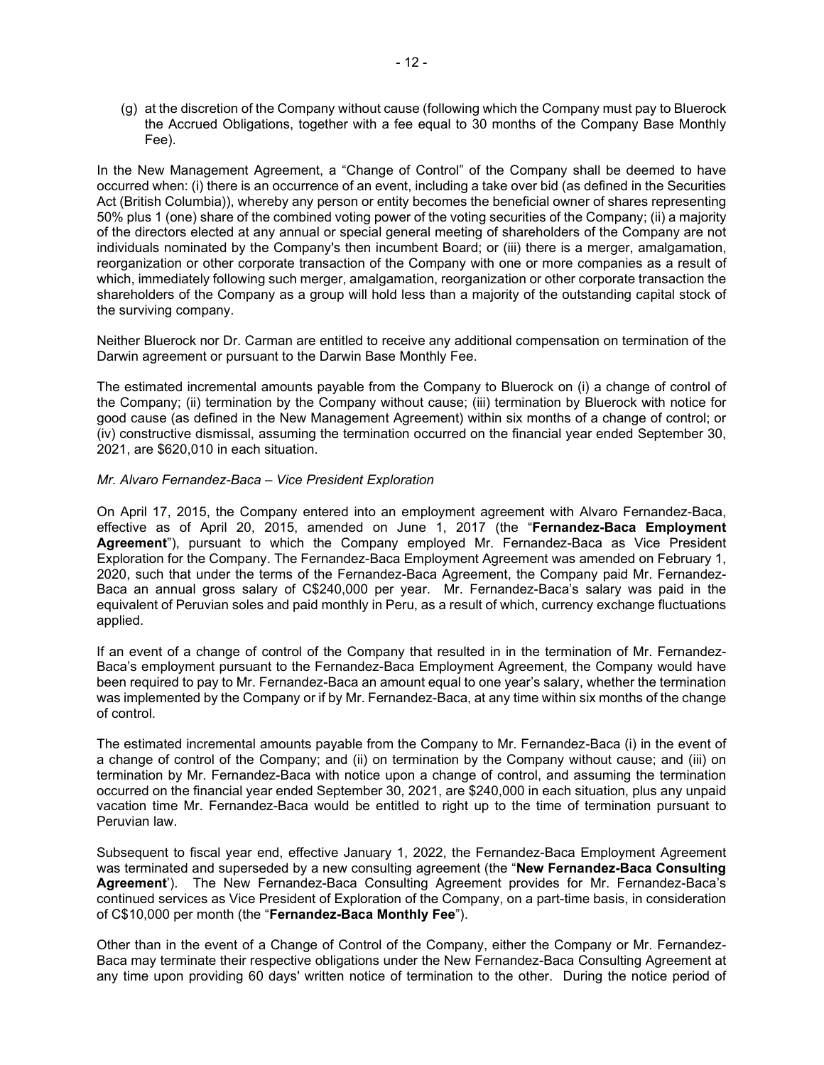(g) at the discretion of the Company without cause (following which the Company must pay to Bluerock the Accrued Obligations, together with a fee equal to 30 months of the Company Base Monthly Fee).

In the New Management Agreement, a "Change of Control" of the Company shall be deemed to have occurred when: (i) there is an occurrence of an event, including a take over bid (as defined in the Securities Act (British Columbia)), whereby any person or entity becomes the beneficial owner of shares representing 50% plus 1 (one) share of the combined voting power of the voting securities of the Company; (ii) a majority of the directors elected at any annual or special general meeting of shareholders of the Company are not individuals nominated by the Company's then incumbent Board; or (iii) there is a merger, amalgamation, reorganization or other corporate transaction of the Company with one or more companies as a result of which, immediately following such merger, amalgamation, reorganization or other corporate transaction the shareholders of the Company as a group will hold less than a majority of the outstanding capital stock of the surviving company.

Neither Bluerock nor Dr. Carman are entitled to receive any additional compensation on termination of the Darwin agreement or pursuant to the Darwin Base Monthly Fee.

The estimated incremental amounts payable from the Company to Bluerock on (i) a change of control of the Company; (ii) termination by the Company without cause; (iii) termination by Bluerock with notice for good cause (as defined in the New Management Agreement) within six months of a change of control; or (iv) constructive dismissal, assuming the termination occurred on the financial year ended September 30, 2021, are $620,010 in each situation.

*Mr. Alvaro Fernandez-Baca – Vice President Exploration*

On April 17, 2015, the Company entered into an employment agreement with Alvaro Fernandez-Baca, effective as of April 20, 2015, amended on June 1, 2017 (the "**Fernandez-Baca Employment Agreement**"), pursuant to which the Company employed Mr. Fernandez-Baca as Vice President Exploration for the Company. The Fernandez-Baca Employment Agreement was amended on February 1, 2020, such that under the terms of the Fernandez-Baca Agreement, the Company paid Mr. Fernandez-Baca an annual gross salary of C$240,000 per year. Mr. Fernandez-Baca's salary was paid in the equivalent of Peruvian soles and paid monthly in Peru, as a result of which, currency exchange fluctuations applied.

If an event of a change of control of the Company that resulted in in the termination of Mr. Fernandez-Baca's employment pursuant to the Fernandez-Baca Employment Agreement, the Company would have been required to pay to Mr. Fernandez-Baca an amount equal to one year's salary, whether the termination was implemented by the Company or if by Mr. Fernandez-Baca, at any time within six months of the change of control.

The estimated incremental amounts payable from the Company to Mr. Fernandez-Baca (i) in the event of a change of control of the Company; and (ii) on termination by the Company without cause; and (iii) on termination by Mr. Fernandez-Baca with notice upon a change of control, and assuming the termination occurred on the financial year ended September 30, 2021, are $240,000 in each situation, plus any unpaid vacation time Mr. Fernandez-Baca would be entitled to right up to the time of termination pursuant to Peruvian law.

Subsequent to fiscal year end, effective January 1, 2022, the Fernandez-Baca Employment Agreement was terminated and superseded by a new consulting agreement (the "**New Fernandez-Baca Consulting Agreement**'). The New Fernandez-Baca Consulting Agreement provides for Mr. Fernandez-Baca's continued services as Vice President of Exploration of the Company, on a part-time basis, in consideration of C$10,000 per month (the "**Fernandez-Baca Monthly Fee**").

Other than in the event of a Change of Control of the Company, either the Company or Mr. Fernandez-Baca may terminate their respective obligations under the New Fernandez-Baca Consulting Agreement at any time upon providing 60 days' written notice of termination to the other. During the notice period of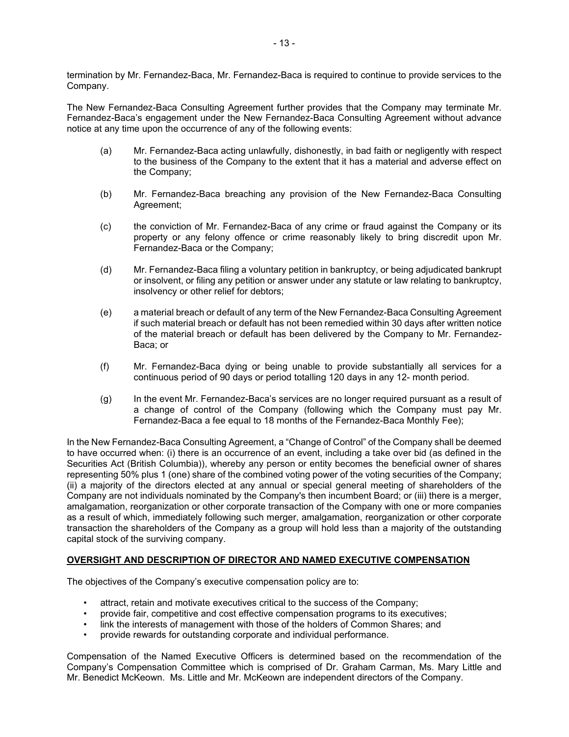termination by Mr. Fernandez-Baca, Mr. Fernandez-Baca is required to continue to provide services to the Company.

The New Fernandez-Baca Consulting Agreement further provides that the Company may terminate Mr. Fernandez-Baca's engagement under the New Fernandez-Baca Consulting Agreement without advance notice at any time upon the occurrence of any of the following events:

(a) Mr. Fernandez-Baca acting unlawfully, dishonestly, in bad faith or negligently with respect to the business of the Company to the extent that it has a material and adverse effect on the Company;

(b) Mr. Fernandez-Baca breaching any provision of the New Fernandez-Baca Consulting Agreement;

(c) the conviction of Mr. Fernandez-Baca of any crime or fraud against the Company or its property or any felony offence or crime reasonably likely to bring discredit upon Mr. Fernandez-Baca or the Company;

(d) Mr. Fernandez-Baca filing a voluntary petition in bankruptcy, or being adjudicated bankrupt or insolvent, or filing any petition or answer under any statute or law relating to bankruptcy, insolvency or other relief for debtors;

(e) a material breach or default of any term of the New Fernandez-Baca Consulting Agreement if such material breach or default has not been remedied within 30 days after written notice of the material breach or default has been delivered by the Company to Mr. Fernandez-Baca; or

(f) Mr. Fernandez-Baca dying or being unable to provide substantially all services for a continuous period of 90 days or period totalling 120 days in any 12- month period.

(g) In the event Mr. Fernandez-Baca's services are no longer required pursuant as a result of a change of control of the Company (following which the Company must pay Mr. Fernandez-Baca a fee equal to 18 months of the Fernandez-Baca Monthly Fee);

In the New Fernandez-Baca Consulting Agreement, a "Change of Control" of the Company shall be deemed to have occurred when: (i) there is an occurrence of an event, including a take over bid (as defined in the Securities Act (British Columbia)), whereby any person or entity becomes the beneficial owner of shares representing 50% plus 1 (one) share of the combined voting power of the voting securities of the Company; (ii) a majority of the directors elected at any annual or special general meeting of shareholders of the Company are not individuals nominated by the Company's then incumbent Board; or (iii) there is a merger, amalgamation, reorganization or other corporate transaction of the Company with one or more companies as a result of which, immediately following such merger, amalgamation, reorganization or other corporate transaction the shareholders of the Company as a group will hold less than a majority of the outstanding capital stock of the surviving company.

## OVERSIGHT AND DESCRIPTION OF DIRECTOR AND NAMED EXECUTIVE COMPENSATION

The objectives of the Company's executive compensation policy are to:

- attract, retain and motivate executives critical to the success of the Company;
- provide fair, competitive and cost effective compensation programs to its executives;
- link the interests of management with those of the holders of Common Shares; and
- provide rewards for outstanding corporate and individual performance.

Compensation of the Named Executive Officers is determined based on the recommendation of the Company's Compensation Committee which is comprised of Dr. Graham Carman, Ms. Mary Little and Mr. Benedict McKeown. Ms. Little and Mr. McKeown are independent directors of the Company.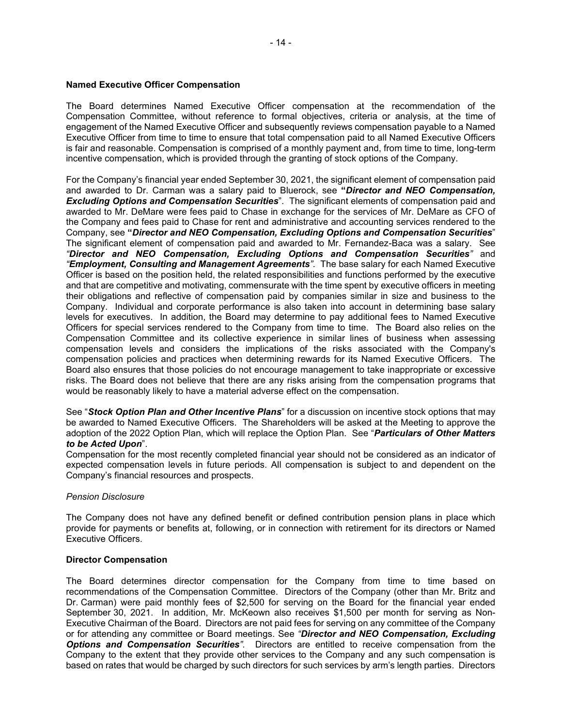**Named Executive Officer Compensation**

The Board determines Named Executive Officer compensation at the recommendation of the Compensation Committee, without reference to formal objectives, criteria or analysis, at the time of engagement of the Named Executive Officer and subsequently reviews compensation payable to a Named Executive Officer from time to time to ensure that total compensation paid to all Named Executive Officers is fair and reasonable. Compensation is comprised of a monthly payment and, from time to time, long-term incentive compensation, which is provided through the granting of stock options of the Company.

For the Company's financial year ended September 30, 2021, the significant element of compensation paid and awarded to Dr. Carman was a salary paid to Bluerock, see "***Director and NEO Compensation, Excluding Options and Compensation Securities***". The significant elements of compensation paid and awarded to Mr. DeMare were fees paid to Chase in exchange for the services of Mr. DeMare as CFO of the Company and fees paid to Chase for rent and administrative and accounting services rendered to the Company, see "***Director and NEO Compensation, Excluding Options and Compensation Securities***" The significant element of compensation paid and awarded to Mr. Fernandez-Baca was a salary. See *"**Director and NEO Compensation, Excluding Options and Compensation Securities**"* and *"**Employment, Consulting and Management Agreements**"*. The base salary for each Named Executive Officer is based on the position held, the related responsibilities and functions performed by the executive and that are competitive and motivating, commensurate with the time spent by executive officers in meeting their obligations and reflective of compensation paid by companies similar in size and business to the Company. Individual and corporate performance is also taken into account in determining base salary levels for executives. In addition, the Board may determine to pay additional fees to Named Executive Officers for special services rendered to the Company from time to time. The Board also relies on the Compensation Committee and its collective experience in similar lines of business when assessing compensation levels and considers the implications of the risks associated with the Company's compensation policies and practices when determining rewards for its Named Executive Officers. The Board also ensures that those policies do not encourage management to take inappropriate or excessive risks. The Board does not believe that there are any risks arising from the compensation programs that would be reasonably likely to have a material adverse effect on the compensation.

See "***Stock Option Plan and Other Incentive Plans***" for a discussion on incentive stock options that may be awarded to Named Executive Officers. The Shareholders will be asked at the Meeting to approve the adoption of the 2022 Option Plan, which will replace the Option Plan. See "***Particulars of Other Matters to be Acted Upon***".

Compensation for the most recently completed financial year should not be considered as an indicator of expected compensation levels in future periods. All compensation is subject to and dependent on the Company's financial resources and prospects.

*Pension Disclosure*

The Company does not have any defined benefit or defined contribution pension plans in place which provide for payments or benefits at, following, or in connection with retirement for its directors or Named Executive Officers.

**Director Compensation**

The Board determines director compensation for the Company from time to time based on recommendations of the Compensation Committee. Directors of the Company (other than Mr. Britz and Dr. Carman) were paid monthly fees of $2,500 for serving on the Board for the financial year ended September 30, 2021. In addition, Mr. McKeown also receives $1,500 per month for serving as Non-Executive Chairman of the Board. Directors are not paid fees for serving on any committee of the Company or for attending any committee or Board meetings. See *"**Director and NEO Compensation, Excluding Options and Compensation Securities**"*. Directors are entitled to receive compensation from the Company to the extent that they provide other services to the Company and any such compensation is based on rates that would be charged by such directors for such services by arm's length parties. Directors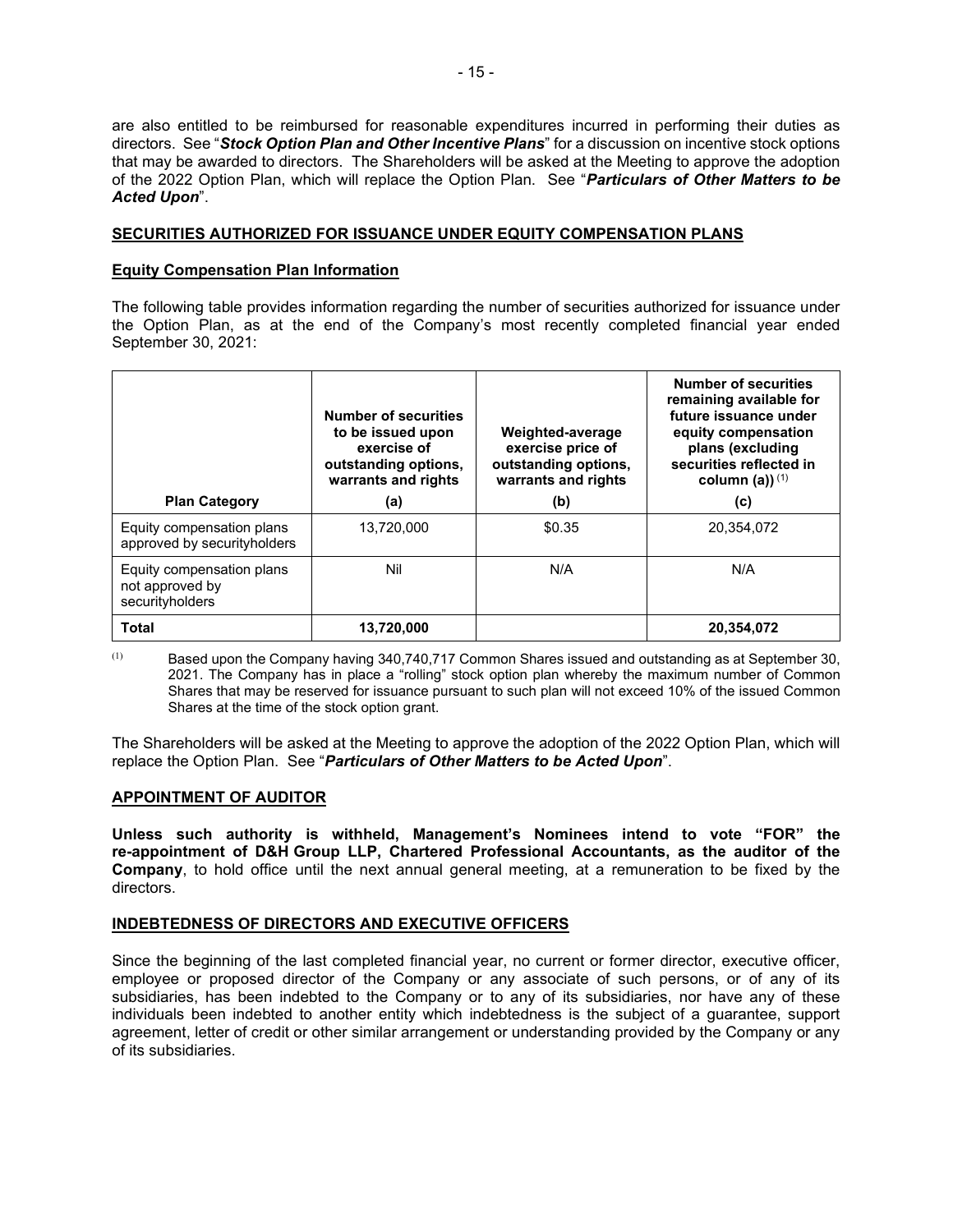are also entitled to be reimbursed for reasonable expenditures incurred in performing their duties as directors. See "***Stock Option Plan and Other Incentive Plans***" for a discussion on incentive stock options that may be awarded to directors. The Shareholders will be asked at the Meeting to approve the adoption of the 2022 Option Plan, which will replace the Option Plan. See "***Particulars of Other Matters to be Acted Upon***".

## SECURITIES AUTHORIZED FOR ISSUANCE UNDER EQUITY COMPENSATION PLANS

### Equity Compensation Plan Information

The following table provides information regarding the number of securities authorized for issuance under the Option Plan, as at the end of the Company's most recently completed financial year ended September 30, 2021:

| Plan Category | Number of securities to be issued upon exercise of outstanding options, warrants and rights (a) | Weighted-average exercise price of outstanding options, warrants and rights (b) | Number of securities remaining available for future issuance under equity compensation plans (excluding securities reflected in column (a)) [(1)] (c) |
|---|---|---|---|
| Equity compensation plans approved by securityholders | 13,720,000 | $0.35 | 20,354,072 |
| Equity compensation plans not approved by securityholders | Nil | N/A | N/A |
| **Total** | **13,720,000** | | **20,354,072** |

(1) Based upon the Company having 340,740,717 Common Shares issued and outstanding as at September 30, 2021. The Company has in place a "rolling" stock option plan whereby the maximum number of Common Shares that may be reserved for issuance pursuant to such plan will not exceed 10% of the issued Common Shares at the time of the stock option grant.

The Shareholders will be asked at the Meeting to approve the adoption of the 2022 Option Plan, which will replace the Option Plan. See "***Particulars of Other Matters to be Acted Upon***".

## APPOINTMENT OF AUDITOR

**Unless such authority is withheld, Management's Nominees intend to vote "FOR" the re-appointment of D&H Group LLP, Chartered Professional Accountants, as the auditor of the Company**, to hold office until the next annual general meeting, at a remuneration to be fixed by the directors.

## INDEBTEDNESS OF DIRECTORS AND EXECUTIVE OFFICERS

Since the beginning of the last completed financial year, no current or former director, executive officer, employee or proposed director of the Company or any associate of such persons, or of any of its subsidiaries, has been indebted to the Company or to any of its subsidiaries, nor have any of these individuals been indebted to another entity which indebtedness is the subject of a guarantee, support agreement, letter of credit or other similar arrangement or understanding provided by the Company or any of its subsidiaries.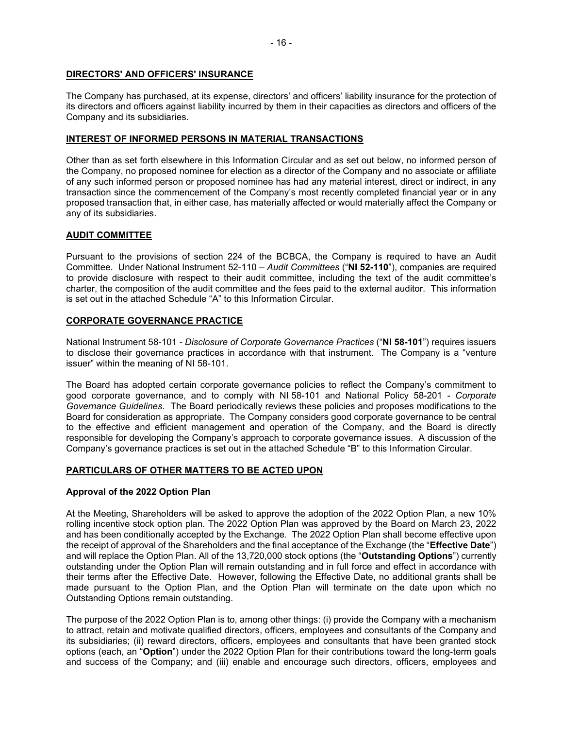## DIRECTORS' AND OFFICERS' INSURANCE

The Company has purchased, at its expense, directors' and officers' liability insurance for the protection of its directors and officers against liability incurred by them in their capacities as directors and officers of the Company and its subsidiaries.

## INTEREST OF INFORMED PERSONS IN MATERIAL TRANSACTIONS

Other than as set forth elsewhere in this Information Circular and as set out below, no informed person of the Company, no proposed nominee for election as a director of the Company and no associate or affiliate of any such informed person or proposed nominee has had any material interest, direct or indirect, in any transaction since the commencement of the Company's most recently completed financial year or in any proposed transaction that, in either case, has materially affected or would materially affect the Company or any of its subsidiaries.

## AUDIT COMMITTEE

Pursuant to the provisions of section 224 of the BCBCA, the Company is required to have an Audit Committee. Under National Instrument 52-110 – *Audit Committees* ("**NI 52-110**"), companies are required to provide disclosure with respect to their audit committee, including the text of the audit committee's charter, the composition of the audit committee and the fees paid to the external auditor. This information is set out in the attached Schedule "A" to this Information Circular.

## CORPORATE GOVERNANCE PRACTICE

National Instrument 58-101 - *Disclosure of Corporate Governance Practices* ("**NI 58-101**") requires issuers to disclose their governance practices in accordance with that instrument. The Company is a "venture issuer" within the meaning of NI 58-101.

The Board has adopted certain corporate governance policies to reflect the Company's commitment to good corporate governance, and to comply with NI 58-101 and National Policy 58-201 - *Corporate Governance Guidelines*. The Board periodically reviews these policies and proposes modifications to the Board for consideration as appropriate. The Company considers good corporate governance to be central to the effective and efficient management and operation of the Company, and the Board is directly responsible for developing the Company's approach to corporate governance issues. A discussion of the Company's governance practices is set out in the attached Schedule "B" to this Information Circular.

## PARTICULARS OF OTHER MATTERS TO BE ACTED UPON

### Approval of the 2022 Option Plan

At the Meeting, Shareholders will be asked to approve the adoption of the 2022 Option Plan, a new 10% rolling incentive stock option plan. The 2022 Option Plan was approved by the Board on March 23, 2022 and has been conditionally accepted by the Exchange. The 2022 Option Plan shall become effective upon the receipt of approval of the Shareholders and the final acceptance of the Exchange (the "**Effective Date**") and will replace the Option Plan. All of the 13,720,000 stock options (the "**Outstanding Options**") currently outstanding under the Option Plan will remain outstanding and in full force and effect in accordance with their terms after the Effective Date. However, following the Effective Date, no additional grants shall be made pursuant to the Option Plan, and the Option Plan will terminate on the date upon which no Outstanding Options remain outstanding.

The purpose of the 2022 Option Plan is to, among other things: (i) provide the Company with a mechanism to attract, retain and motivate qualified directors, officers, employees and consultants of the Company and its subsidiaries; (ii) reward directors, officers, employees and consultants that have been granted stock options (each, an "**Option**") under the 2022 Option Plan for their contributions toward the long-term goals and success of the Company; and (iii) enable and encourage such directors, officers, employees and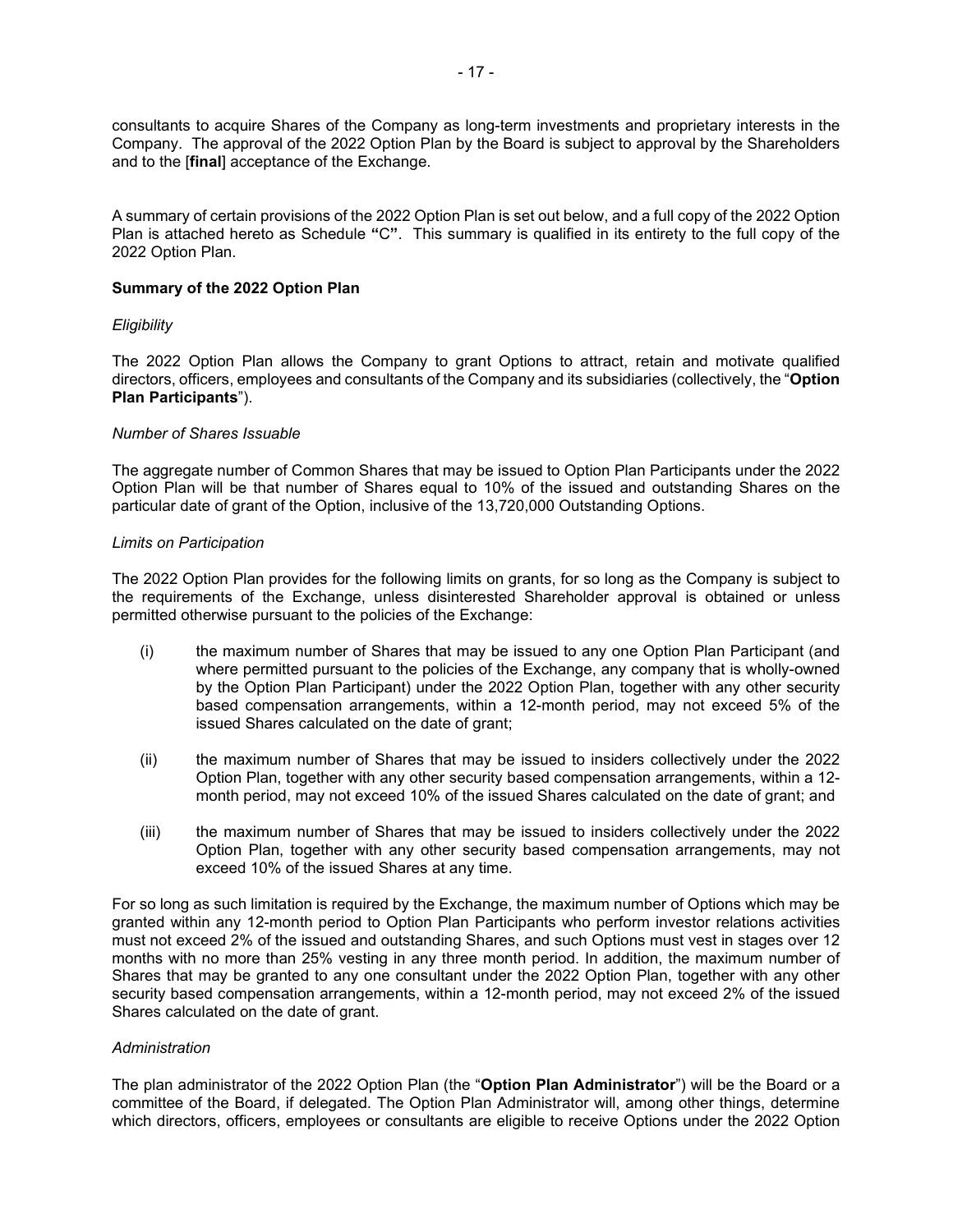consultants to acquire Shares of the Company as long-term investments and proprietary interests in the Company. The approval of the 2022 Option Plan by the Board is subject to approval by the Shareholders and to the [**final**] acceptance of the Exchange.

A summary of certain provisions of the 2022 Option Plan is set out below, and a full copy of the 2022 Option Plan is attached hereto as Schedule **"**C**"**. This summary is qualified in its entirety to the full copy of the 2022 Option Plan.

**Summary of the 2022 Option Plan**

*Eligibility*

The 2022 Option Plan allows the Company to grant Options to attract, retain and motivate qualified directors, officers, employees and consultants of the Company and its subsidiaries (collectively, the "**Option Plan Participants**").

*Number of Shares Issuable*

The aggregate number of Common Shares that may be issued to Option Plan Participants under the 2022 Option Plan will be that number of Shares equal to 10% of the issued and outstanding Shares on the particular date of grant of the Option, inclusive of the 13,720,000 Outstanding Options.

*Limits on Participation*

The 2022 Option Plan provides for the following limits on grants, for so long as the Company is subject to the requirements of the Exchange, unless disinterested Shareholder approval is obtained or unless permitted otherwise pursuant to the policies of the Exchange:

(i) the maximum number of Shares that may be issued to any one Option Plan Participant (and where permitted pursuant to the policies of the Exchange, any company that is wholly-owned by the Option Plan Participant) under the 2022 Option Plan, together with any other security based compensation arrangements, within a 12-month period, may not exceed 5% of the issued Shares calculated on the date of grant;

(ii) the maximum number of Shares that may be issued to insiders collectively under the 2022 Option Plan, together with any other security based compensation arrangements, within a 12-month period, may not exceed 10% of the issued Shares calculated on the date of grant; and

(iii) the maximum number of Shares that may be issued to insiders collectively under the 2022 Option Plan, together with any other security based compensation arrangements, may not exceed 10% of the issued Shares at any time.

For so long as such limitation is required by the Exchange, the maximum number of Options which may be granted within any 12-month period to Option Plan Participants who perform investor relations activities must not exceed 2% of the issued and outstanding Shares, and such Options must vest in stages over 12 months with no more than 25% vesting in any three month period. In addition, the maximum number of Shares that may be granted to any one consultant under the 2022 Option Plan, together with any other security based compensation arrangements, within a 12-month period, may not exceed 2% of the issued Shares calculated on the date of grant.

*Administration*

The plan administrator of the 2022 Option Plan (the "**Option Plan Administrator**") will be the Board or a committee of the Board, if delegated. The Option Plan Administrator will, among other things, determine which directors, officers, employees or consultants are eligible to receive Options under the 2022 Option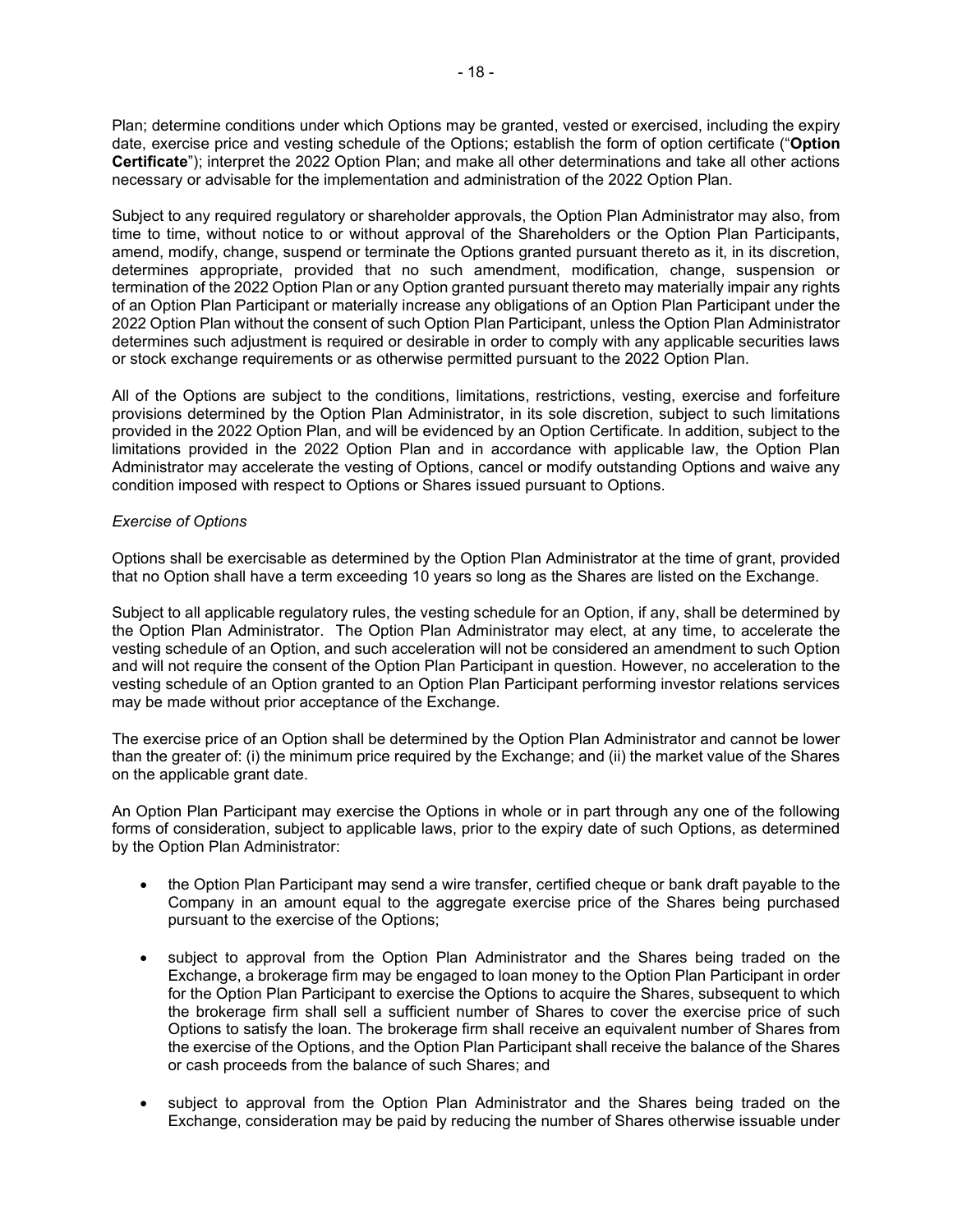Plan; determine conditions under which Options may be granted, vested or exercised, including the expiry date, exercise price and vesting schedule of the Options; establish the form of option certificate ("**Option Certificate**"); interpret the 2022 Option Plan; and make all other determinations and take all other actions necessary or advisable for the implementation and administration of the 2022 Option Plan.

Subject to any required regulatory or shareholder approvals, the Option Plan Administrator may also, from time to time, without notice to or without approval of the Shareholders or the Option Plan Participants, amend, modify, change, suspend or terminate the Options granted pursuant thereto as it, in its discretion, determines appropriate, provided that no such amendment, modification, change, suspension or termination of the 2022 Option Plan or any Option granted pursuant thereto may materially impair any rights of an Option Plan Participant or materially increase any obligations of an Option Plan Participant under the 2022 Option Plan without the consent of such Option Plan Participant, unless the Option Plan Administrator determines such adjustment is required or desirable in order to comply with any applicable securities laws or stock exchange requirements or as otherwise permitted pursuant to the 2022 Option Plan.

All of the Options are subject to the conditions, limitations, restrictions, vesting, exercise and forfeiture provisions determined by the Option Plan Administrator, in its sole discretion, subject to such limitations provided in the 2022 Option Plan, and will be evidenced by an Option Certificate. In addition, subject to the limitations provided in the 2022 Option Plan and in accordance with applicable law, the Option Plan Administrator may accelerate the vesting of Options, cancel or modify outstanding Options and waive any condition imposed with respect to Options or Shares issued pursuant to Options.

*Exercise of Options*

Options shall be exercisable as determined by the Option Plan Administrator at the time of grant, provided that no Option shall have a term exceeding 10 years so long as the Shares are listed on the Exchange.

Subject to all applicable regulatory rules, the vesting schedule for an Option, if any, shall be determined by the Option Plan Administrator. The Option Plan Administrator may elect, at any time, to accelerate the vesting schedule of an Option, and such acceleration will not be considered an amendment to such Option and will not require the consent of the Option Plan Participant in question. However, no acceleration to the vesting schedule of an Option granted to an Option Plan Participant performing investor relations services may be made without prior acceptance of the Exchange.

The exercise price of an Option shall be determined by the Option Plan Administrator and cannot be lower than the greater of: (i) the minimum price required by the Exchange; and (ii) the market value of the Shares on the applicable grant date.

An Option Plan Participant may exercise the Options in whole or in part through any one of the following forms of consideration, subject to applicable laws, prior to the expiry date of such Options, as determined by the Option Plan Administrator:

- the Option Plan Participant may send a wire transfer, certified cheque or bank draft payable to the Company in an amount equal to the aggregate exercise price of the Shares being purchased pursuant to the exercise of the Options;
- subject to approval from the Option Plan Administrator and the Shares being traded on the Exchange, a brokerage firm may be engaged to loan money to the Option Plan Participant in order for the Option Plan Participant to exercise the Options to acquire the Shares, subsequent to which the brokerage firm shall sell a sufficient number of Shares to cover the exercise price of such Options to satisfy the loan. The brokerage firm shall receive an equivalent number of Shares from the exercise of the Options, and the Option Plan Participant shall receive the balance of the Shares or cash proceeds from the balance of such Shares; and
- subject to approval from the Option Plan Administrator and the Shares being traded on the Exchange, consideration may be paid by reducing the number of Shares otherwise issuable under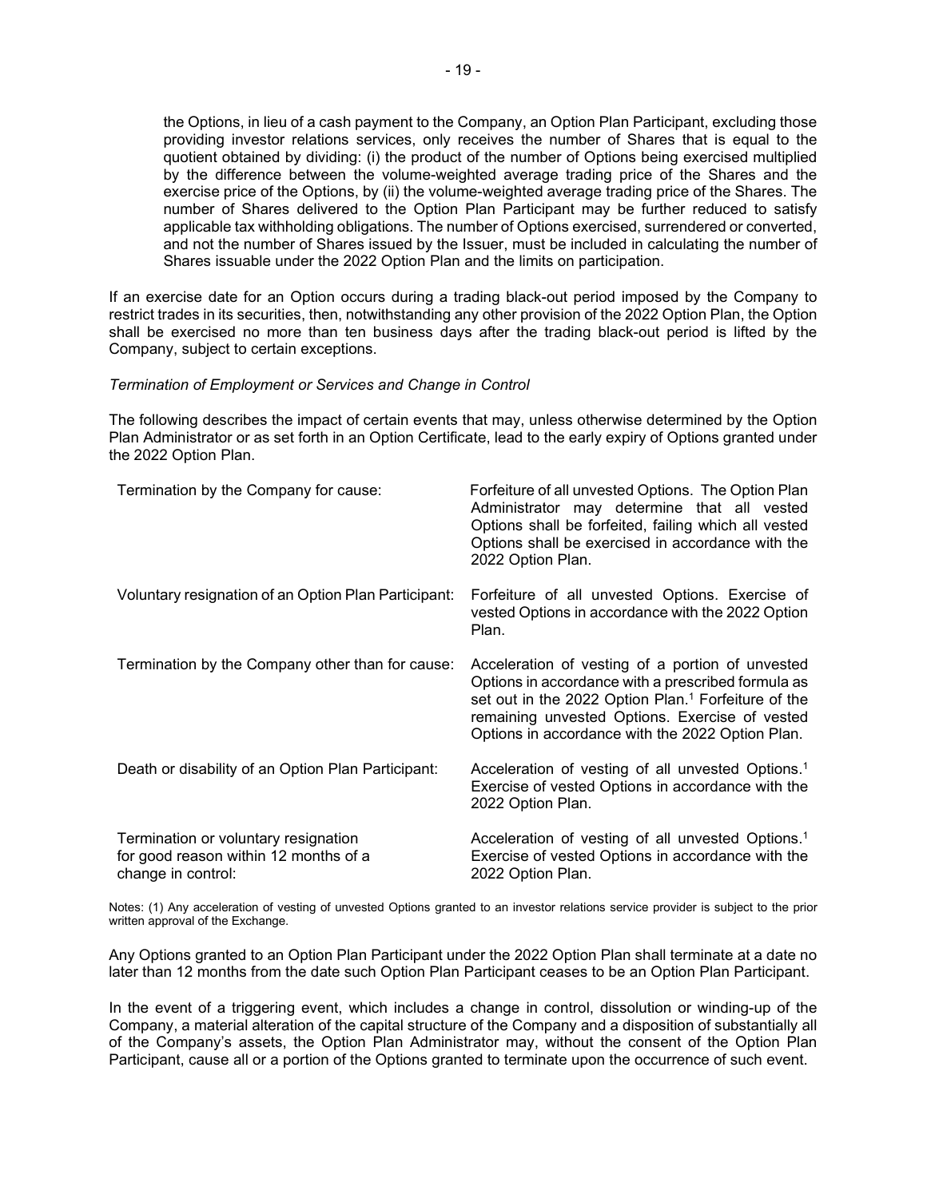the Options, in lieu of a cash payment to the Company, an Option Plan Participant, excluding those providing investor relations services, only receives the number of Shares that is equal to the quotient obtained by dividing: (i) the product of the number of Options being exercised multiplied by the difference between the volume-weighted average trading price of the Shares and the exercise price of the Options, by (ii) the volume-weighted average trading price of the Shares. The number of Shares delivered to the Option Plan Participant may be further reduced to satisfy applicable tax withholding obligations. The number of Options exercised, surrendered or converted, and not the number of Shares issued by the Issuer, must be included in calculating the number of Shares issuable under the 2022 Option Plan and the limits on participation.

If an exercise date for an Option occurs during a trading black-out period imposed by the Company to restrict trades in its securities, then, notwithstanding any other provision of the 2022 Option Plan, the Option shall be exercised no more than ten business days after the trading black-out period is lifted by the Company, subject to certain exceptions.

*Termination of Employment or Services and Change in Control*

The following describes the impact of certain events that may, unless otherwise determined by the Option Plan Administrator or as set forth in an Option Certificate, lead to the early expiry of Options granted under the 2022 Option Plan.

| | |
|---|---|
| Termination by the Company for cause: | Forfeiture of all unvested Options. The Option Plan Administrator may determine that all vested Options shall be forfeited, failing which all vested Options shall be exercised in accordance with the 2022 Option Plan. |
| Voluntary resignation of an Option Plan Participant: | Forfeiture of all unvested Options. Exercise of vested Options in accordance with the 2022 Option Plan. |
| Termination by the Company other than for cause: | Acceleration of vesting of a portion of unvested Options in accordance with a prescribed formula as set out in the 2022 Option Plan.[1] Forfeiture of the remaining unvested Options. Exercise of vested Options in accordance with the 2022 Option Plan. |
| Death or disability of an Option Plan Participant: | Acceleration of vesting of all unvested Options.[1] Exercise of vested Options in accordance with the 2022 Option Plan. |
| Termination or voluntary resignation for good reason within 12 months of a change in control: | Acceleration of vesting of all unvested Options.[1] Exercise of vested Options in accordance with the 2022 Option Plan. |

Notes: (1) Any acceleration of vesting of unvested Options granted to an investor relations service provider is subject to the prior written approval of the Exchange.

Any Options granted to an Option Plan Participant under the 2022 Option Plan shall terminate at a date no later than 12 months from the date such Option Plan Participant ceases to be an Option Plan Participant.

In the event of a triggering event, which includes a change in control, dissolution or winding-up of the Company, a material alteration of the capital structure of the Company and a disposition of substantially all of the Company's assets, the Option Plan Administrator may, without the consent of the Option Plan Participant, cause all or a portion of the Options granted to terminate upon the occurrence of such event.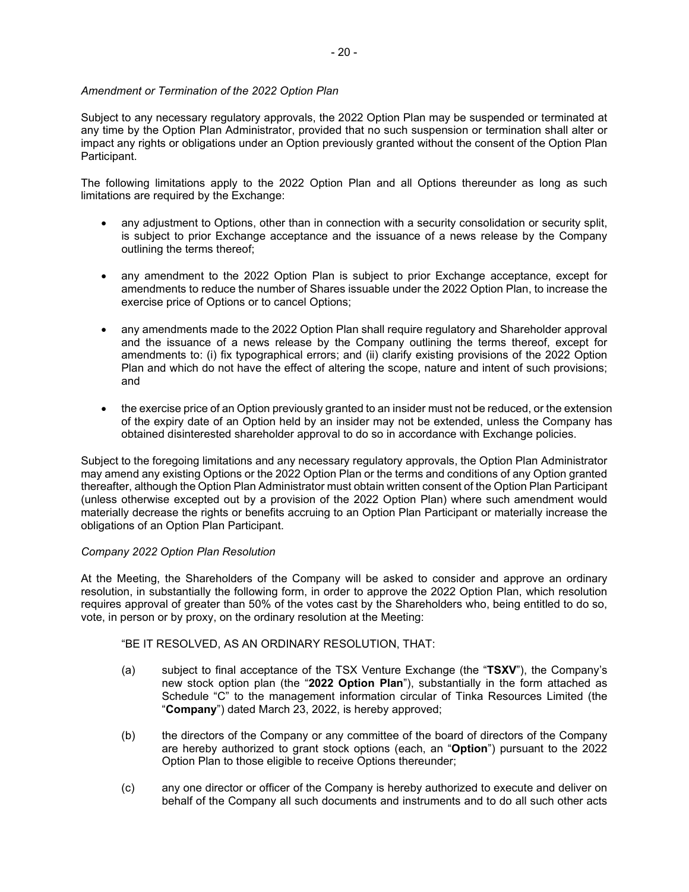*Amendment or Termination of the 2022 Option Plan*

Subject to any necessary regulatory approvals, the 2022 Option Plan may be suspended or terminated at any time by the Option Plan Administrator, provided that no such suspension or termination shall alter or impact any rights or obligations under an Option previously granted without the consent of the Option Plan Participant.

The following limitations apply to the 2022 Option Plan and all Options thereunder as long as such limitations are required by the Exchange:

- any adjustment to Options, other than in connection with a security consolidation or security split, is subject to prior Exchange acceptance and the issuance of a news release by the Company outlining the terms thereof;

- any amendment to the 2022 Option Plan is subject to prior Exchange acceptance, except for amendments to reduce the number of Shares issuable under the 2022 Option Plan, to increase the exercise price of Options or to cancel Options;

- any amendments made to the 2022 Option Plan shall require regulatory and Shareholder approval and the issuance of a news release by the Company outlining the terms thereof, except for amendments to: (i) fix typographical errors; and (ii) clarify existing provisions of the 2022 Option Plan and which do not have the effect of altering the scope, nature and intent of such provisions; and

- the exercise price of an Option previously granted to an insider must not be reduced, or the extension of the expiry date of an Option held by an insider may not be extended, unless the Company has obtained disinterested shareholder approval to do so in accordance with Exchange policies.

Subject to the foregoing limitations and any necessary regulatory approvals, the Option Plan Administrator may amend any existing Options or the 2022 Option Plan or the terms and conditions of any Option granted thereafter, although the Option Plan Administrator must obtain written consent of the Option Plan Participant (unless otherwise excepted out by a provision of the 2022 Option Plan) where such amendment would materially decrease the rights or benefits accruing to an Option Plan Participant or materially increase the obligations of an Option Plan Participant.

*Company 2022 Option Plan Resolution*

At the Meeting, the Shareholders of the Company will be asked to consider and approve an ordinary resolution, in substantially the following form, in order to approve the 2022 Option Plan, which resolution requires approval of greater than 50% of the votes cast by the Shareholders who, being entitled to do so, vote, in person or by proxy, on the ordinary resolution at the Meeting:

"BE IT RESOLVED, AS AN ORDINARY RESOLUTION, THAT:

(a) subject to final acceptance of the TSX Venture Exchange (the "**TSXV**"), the Company's new stock option plan (the "**2022 Option Plan**"), substantially in the form attached as Schedule "C" to the management information circular of Tinka Resources Limited (the "**Company**") dated March 23, 2022, is hereby approved;

(b) the directors of the Company or any committee of the board of directors of the Company are hereby authorized to grant stock options (each, an "**Option**") pursuant to the 2022 Option Plan to those eligible to receive Options thereunder;

(c) any one director or officer of the Company is hereby authorized to execute and deliver on behalf of the Company all such documents and instruments and to do all such other acts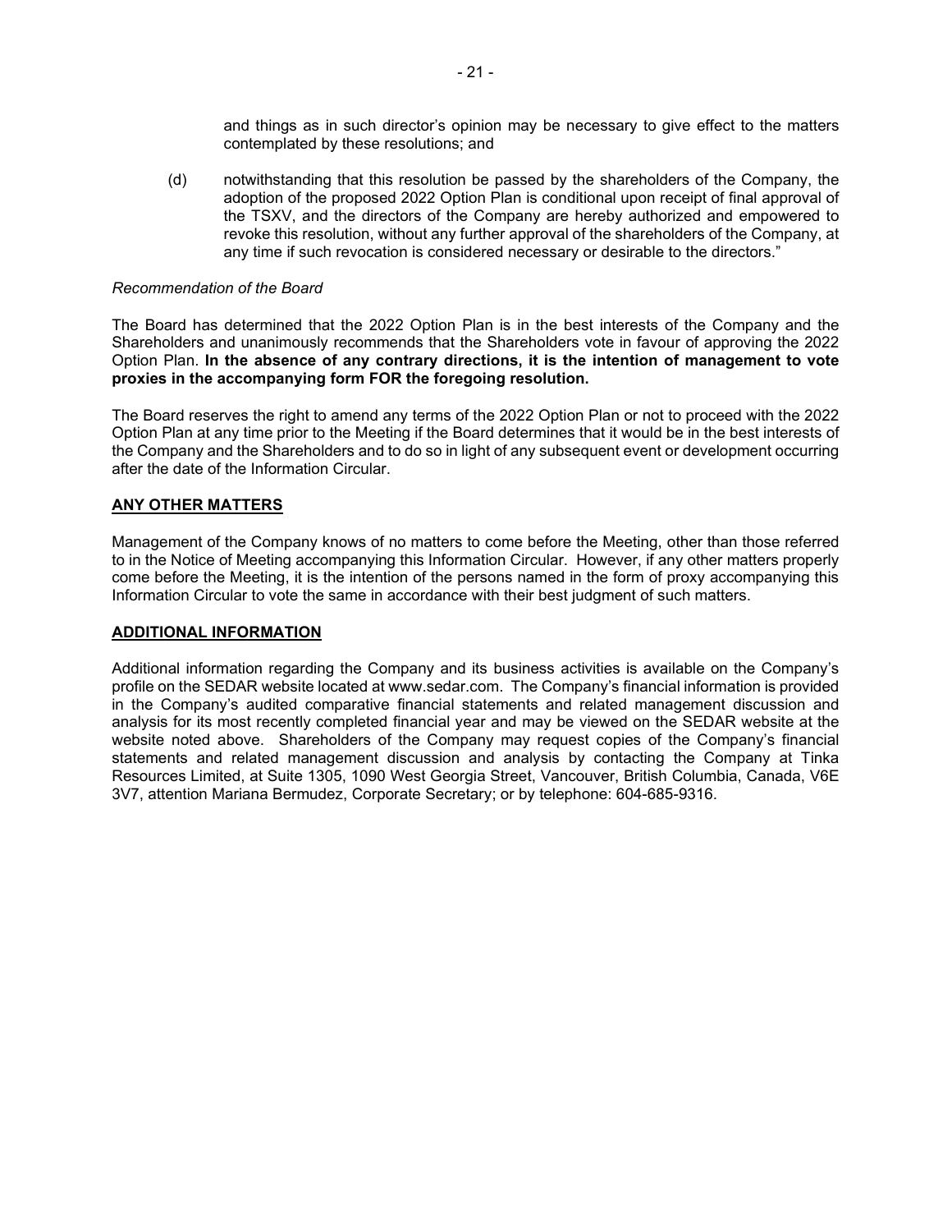and things as in such director's opinion may be necessary to give effect to the matters contemplated by these resolutions; and

(d) notwithstanding that this resolution be passed by the shareholders of the Company, the adoption of the proposed 2022 Option Plan is conditional upon receipt of final approval of the TSXV, and the directors of the Company are hereby authorized and empowered to revoke this resolution, without any further approval of the shareholders of the Company, at any time if such revocation is considered necessary or desirable to the directors."

*Recommendation of the Board*

The Board has determined that the 2022 Option Plan is in the best interests of the Company and the Shareholders and unanimously recommends that the Shareholders vote in favour of approving the 2022 Option Plan. **In the absence of any contrary directions, it is the intention of management to vote proxies in the accompanying form FOR the foregoing resolution.**

The Board reserves the right to amend any terms of the 2022 Option Plan or not to proceed with the 2022 Option Plan at any time prior to the Meeting if the Board determines that it would be in the best interests of the Company and the Shareholders and to do so in light of any subsequent event or development occurring after the date of the Information Circular.

## ANY OTHER MATTERS

Management of the Company knows of no matters to come before the Meeting, other than those referred to in the Notice of Meeting accompanying this Information Circular. However, if any other matters properly come before the Meeting, it is the intention of the persons named in the form of proxy accompanying this Information Circular to vote the same in accordance with their best judgment of such matters.

## ADDITIONAL INFORMATION

Additional information regarding the Company and its business activities is available on the Company's profile on the SEDAR website located at www.sedar.com. The Company's financial information is provided in the Company's audited comparative financial statements and related management discussion and analysis for its most recently completed financial year and may be viewed on the SEDAR website at the website noted above. Shareholders of the Company may request copies of the Company's financial statements and related management discussion and analysis by contacting the Company at Tinka Resources Limited, at Suite 1305, 1090 West Georgia Street, Vancouver, British Columbia, Canada, V6E 3V7, attention Mariana Bermudez, Corporate Secretary; or by telephone: 604-685-9316.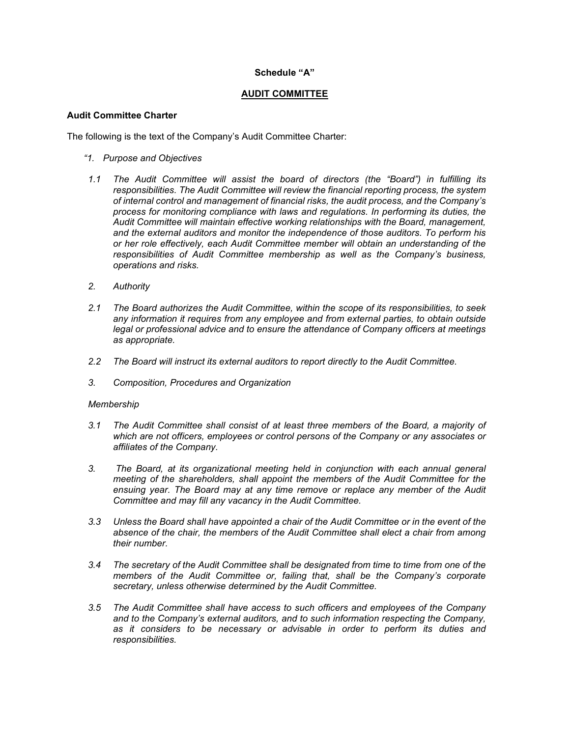**Schedule "A"**

## AUDIT COMMITTEE

**Audit Committee Charter**

The following is the text of the Company's Audit Committee Charter:

*"1. Purpose and Objectives*

*1.1 The Audit Committee will assist the board of directors (the "Board") in fulfilling its responsibilities. The Audit Committee will review the financial reporting process, the system of internal control and management of financial risks, the audit process, and the Company's process for monitoring compliance with laws and regulations. In performing its duties, the Audit Committee will maintain effective working relationships with the Board, management, and the external auditors and monitor the independence of those auditors. To perform his or her role effectively, each Audit Committee member will obtain an understanding of the responsibilities of Audit Committee membership as well as the Company's business, operations and risks.*

*2. Authority*

*2.1 The Board authorizes the Audit Committee, within the scope of its responsibilities, to seek any information it requires from any employee and from external parties, to obtain outside legal or professional advice and to ensure the attendance of Company officers at meetings as appropriate.*

*2.2 The Board will instruct its external auditors to report directly to the Audit Committee.*

*3. Composition, Procedures and Organization*

*Membership*

*3.1 The Audit Committee shall consist of at least three members of the Board, a majority of which are not officers, employees or control persons of the Company or any associates or affiliates of the Company.*

*3. The Board, at its organizational meeting held in conjunction with each annual general meeting of the shareholders, shall appoint the members of the Audit Committee for the ensuing year. The Board may at any time remove or replace any member of the Audit Committee and may fill any vacancy in the Audit Committee.*

*3.3 Unless the Board shall have appointed a chair of the Audit Committee or in the event of the absence of the chair, the members of the Audit Committee shall elect a chair from among their number.*

*3.4 The secretary of the Audit Committee shall be designated from time to time from one of the members of the Audit Committee or, failing that, shall be the Company's corporate secretary, unless otherwise determined by the Audit Committee.*

*3.5 The Audit Committee shall have access to such officers and employees of the Company and to the Company's external auditors, and to such information respecting the Company, as it considers to be necessary or advisable in order to perform its duties and responsibilities.*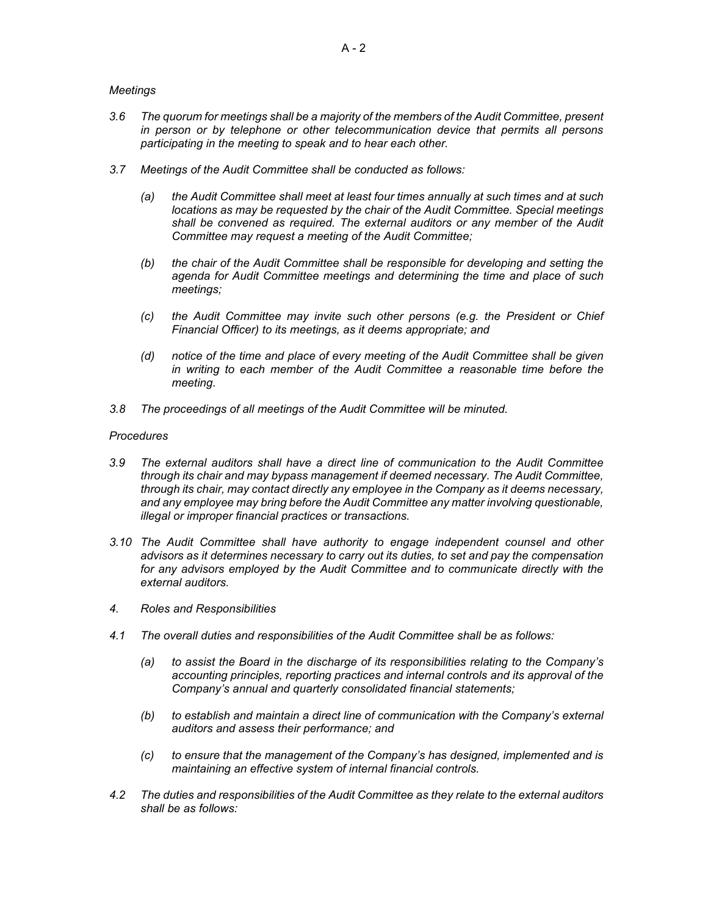*Meetings*

*3.6 The quorum for meetings shall be a majority of the members of the Audit Committee, present in person or by telephone or other telecommunication device that permits all persons participating in the meeting to speak and to hear each other.*

*3.7 Meetings of the Audit Committee shall be conducted as follows:*

*(a) the Audit Committee shall meet at least four times annually at such times and at such locations as may be requested by the chair of the Audit Committee. Special meetings shall be convened as required. The external auditors or any member of the Audit Committee may request a meeting of the Audit Committee;*

*(b) the chair of the Audit Committee shall be responsible for developing and setting the agenda for Audit Committee meetings and determining the time and place of such meetings;*

*(c) the Audit Committee may invite such other persons (e.g. the President or Chief Financial Officer) to its meetings, as it deems appropriate; and*

*(d) notice of the time and place of every meeting of the Audit Committee shall be given in writing to each member of the Audit Committee a reasonable time before the meeting.*

*3.8 The proceedings of all meetings of the Audit Committee will be minuted.*

*Procedures*

*3.9 The external auditors shall have a direct line of communication to the Audit Committee through its chair and may bypass management if deemed necessary. The Audit Committee, through its chair, may contact directly any employee in the Company as it deems necessary, and any employee may bring before the Audit Committee any matter involving questionable, illegal or improper financial practices or transactions.*

*3.10 The Audit Committee shall have authority to engage independent counsel and other advisors as it determines necessary to carry out its duties, to set and pay the compensation for any advisors employed by the Audit Committee and to communicate directly with the external auditors.*

*4. Roles and Responsibilities*

*4.1 The overall duties and responsibilities of the Audit Committee shall be as follows:*

*(a) to assist the Board in the discharge of its responsibilities relating to the Company's accounting principles, reporting practices and internal controls and its approval of the Company's annual and quarterly consolidated financial statements;*

*(b) to establish and maintain a direct line of communication with the Company's external auditors and assess their performance; and*

*(c) to ensure that the management of the Company's has designed, implemented and is maintaining an effective system of internal financial controls.*

*4.2 The duties and responsibilities of the Audit Committee as they relate to the external auditors shall be as follows:*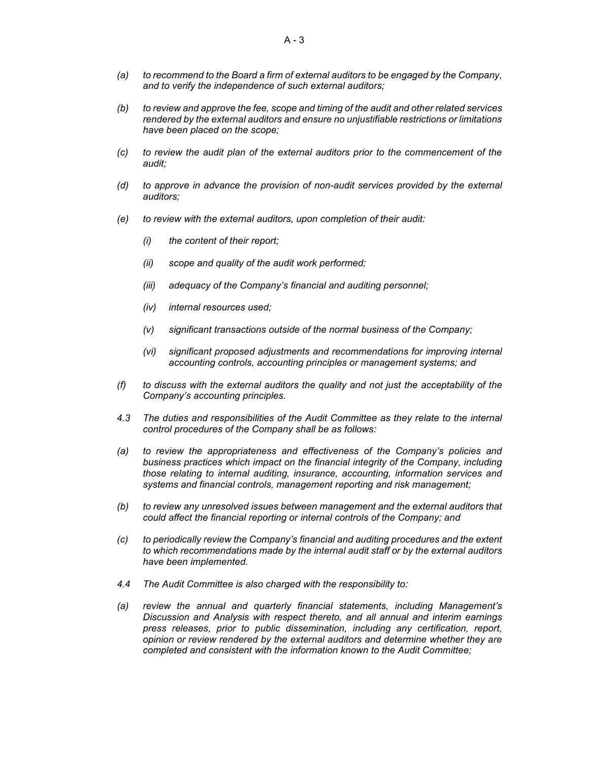*(a) to recommend to the Board a firm of external auditors to be engaged by the Company, and to verify the independence of such external auditors;*

*(b) to review and approve the fee, scope and timing of the audit and other related services rendered by the external auditors and ensure no unjustifiable restrictions or limitations have been placed on the scope;*

*(c) to review the audit plan of the external auditors prior to the commencement of the audit;*

*(d) to approve in advance the provision of non-audit services provided by the external auditors;*

*(e) to review with the external auditors, upon completion of their audit:*

*(i) the content of their report;*

*(ii) scope and quality of the audit work performed;*

*(iii) adequacy of the Company's financial and auditing personnel;*

*(iv) internal resources used;*

*(v) significant transactions outside of the normal business of the Company;*

*(vi) significant proposed adjustments and recommendations for improving internal accounting controls, accounting principles or management systems; and*

*(f) to discuss with the external auditors the quality and not just the acceptability of the Company's accounting principles.*

*4.3 The duties and responsibilities of the Audit Committee as they relate to the internal control procedures of the Company shall be as follows:*

*(a) to review the appropriateness and effectiveness of the Company's policies and business practices which impact on the financial integrity of the Company, including those relating to internal auditing, insurance, accounting, information services and systems and financial controls, management reporting and risk management;*

*(b) to review any unresolved issues between management and the external auditors that could affect the financial reporting or internal controls of the Company; and*

*(c) to periodically review the Company's financial and auditing procedures and the extent to which recommendations made by the internal audit staff or by the external auditors have been implemented.*

*4.4 The Audit Committee is also charged with the responsibility to:*

*(a) review the annual and quarterly financial statements, including Management's Discussion and Analysis with respect thereto, and all annual and interim earnings press releases, prior to public dissemination, including any certification, report, opinion or review rendered by the external auditors and determine whether they are completed and consistent with the information known to the Audit Committee;*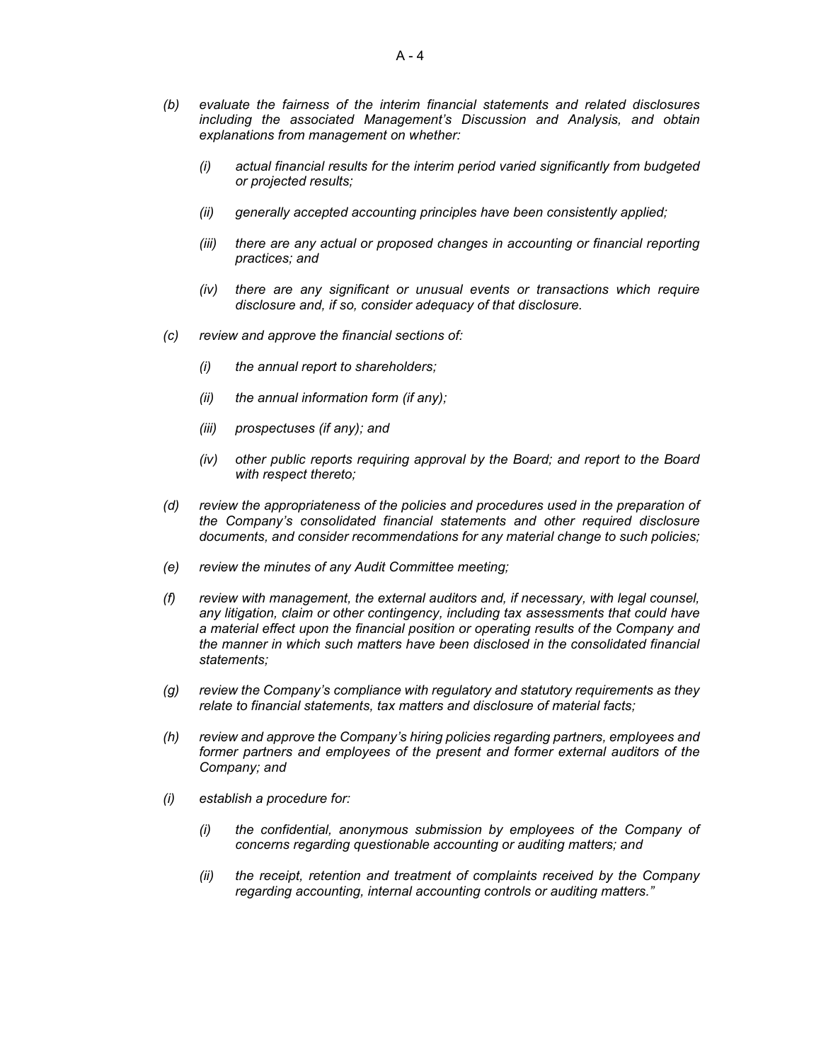- *(b)* *evaluate the fairness of the interim financial statements and related disclosures including the associated Management's Discussion and Analysis, and obtain explanations from management on whether:*

  - *(i)* *actual financial results for the interim period varied significantly from budgeted or projected results;*

  - *(ii)* *generally accepted accounting principles have been consistently applied;*

  - *(iii)* *there are any actual or proposed changes in accounting or financial reporting practices; and*

  - *(iv)* *there are any significant or unusual events or transactions which require disclosure and, if so, consider adequacy of that disclosure.*

- *(c)* *review and approve the financial sections of:*

  - *(i)* *the annual report to shareholders;*

  - *(ii)* *the annual information form (if any);*

  - *(iii)* *prospectuses (if any); and*

  - *(iv)* *other public reports requiring approval by the Board; and report to the Board with respect thereto;*

- *(d)* *review the appropriateness of the policies and procedures used in the preparation of the Company's consolidated financial statements and other required disclosure documents, and consider recommendations for any material change to such policies;*

- *(e)* *review the minutes of any Audit Committee meeting;*

- *(f)* *review with management, the external auditors and, if necessary, with legal counsel, any litigation, claim or other contingency, including tax assessments that could have a material effect upon the financial position or operating results of the Company and the manner in which such matters have been disclosed in the consolidated financial statements;*

- *(g)* *review the Company's compliance with regulatory and statutory requirements as they relate to financial statements, tax matters and disclosure of material facts;*

- *(h)* *review and approve the Company's hiring policies regarding partners, employees and former partners and employees of the present and former external auditors of the Company; and*

- *(i)* *establish a procedure for:*

  - *(i)* *the confidential, anonymous submission by employees of the Company of concerns regarding questionable accounting or auditing matters; and*

  - *(ii)* *the receipt, retention and treatment of complaints received by the Company regarding accounting, internal accounting controls or auditing matters."*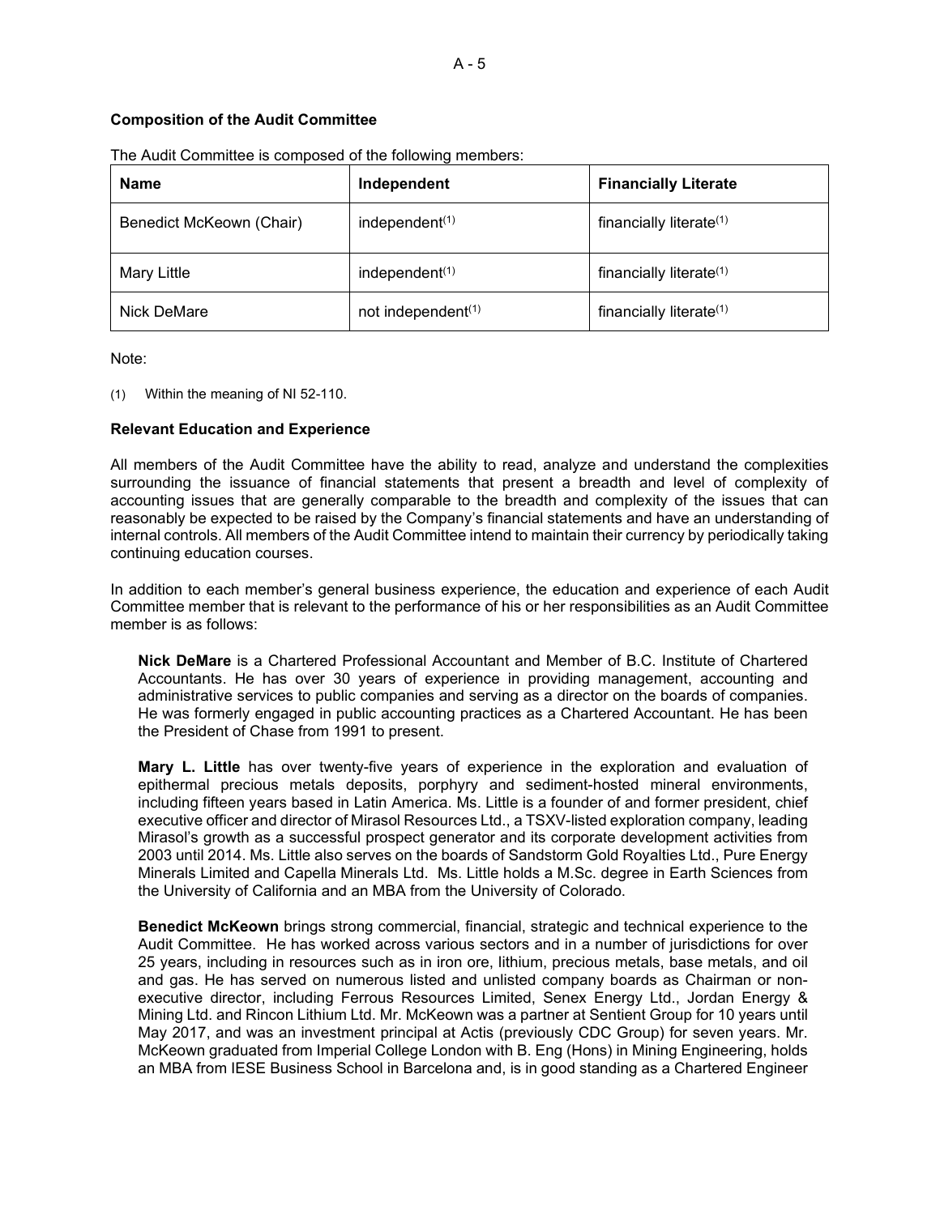### Composition of the Audit Committee

The Audit Committee is composed of the following members:

| Name | Independent | Financially Literate |
|---|---|---|
| Benedict McKeown (Chair) | independent[(1)] | financially literate[(1)] |
| Mary Little | independent[(1)] | financially literate[(1)] |
| Nick DeMare | not independent[(1)] | financially literate[(1)] |

Note:

(1) Within the meaning of NI 52-110.

### Relevant Education and Experience

All members of the Audit Committee have the ability to read, analyze and understand the complexities surrounding the issuance of financial statements that present a breadth and level of complexity of accounting issues that are generally comparable to the breadth and complexity of the issues that can reasonably be expected to be raised by the Company's financial statements and have an understanding of internal controls. All members of the Audit Committee intend to maintain their currency by periodically taking continuing education courses.

In addition to each member's general business experience, the education and experience of each Audit Committee member that is relevant to the performance of his or her responsibilities as an Audit Committee member is as follows:

**Nick DeMare** is a Chartered Professional Accountant and Member of B.C. Institute of Chartered Accountants. He has over 30 years of experience in providing management, accounting and administrative services to public companies and serving as a director on the boards of companies. He was formerly engaged in public accounting practices as a Chartered Accountant. He has been the President of Chase from 1991 to present.

**Mary L. Little** has over twenty-five years of experience in the exploration and evaluation of epithermal precious metals deposits, porphyry and sediment-hosted mineral environments, including fifteen years based in Latin America. Ms. Little is a founder of and former president, chief executive officer and director of Mirasol Resources Ltd., a TSXV-listed exploration company, leading Mirasol's growth as a successful prospect generator and its corporate development activities from 2003 until 2014. Ms. Little also serves on the boards of Sandstorm Gold Royalties Ltd., Pure Energy Minerals Limited and Capella Minerals Ltd. Ms. Little holds a M.Sc. degree in Earth Sciences from the University of California and an MBA from the University of Colorado.

**Benedict McKeown** brings strong commercial, financial, strategic and technical experience to the Audit Committee. He has worked across various sectors and in a number of jurisdictions for over 25 years, including in resources such as in iron ore, lithium, precious metals, base metals, and oil and gas. He has served on numerous listed and unlisted company boards as Chairman or non-executive director, including Ferrous Resources Limited, Senex Energy Ltd., Jordan Energy & Mining Ltd. and Rincon Lithium Ltd. Mr. McKeown was a partner at Sentient Group for 10 years until May 2017, and was an investment principal at Actis (previously CDC Group) for seven years. Mr. McKeown graduated from Imperial College London with B. Eng (Hons) in Mining Engineering, holds an MBA from IESE Business School in Barcelona and, is in good standing as a Chartered Engineer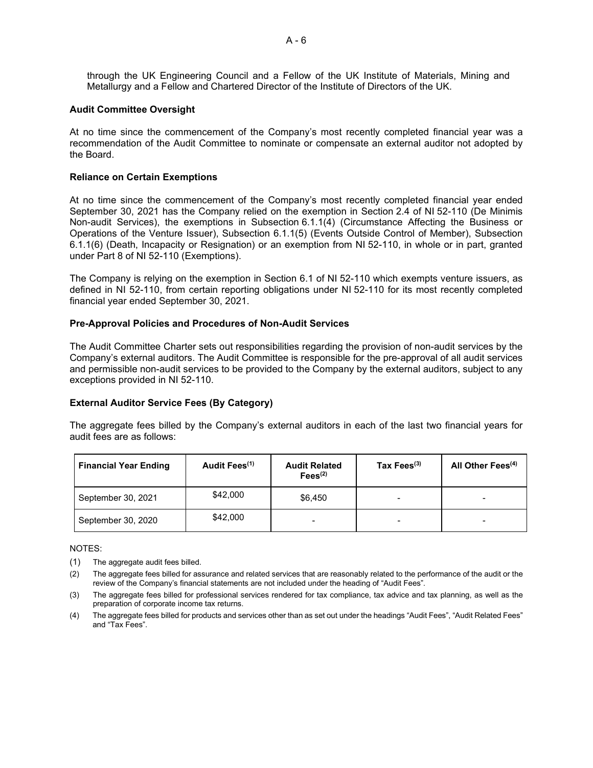through the UK Engineering Council and a Fellow of the UK Institute of Materials, Mining and Metallurgy and a Fellow and Chartered Director of the Institute of Directors of the UK.

**Audit Committee Oversight**

At no time since the commencement of the Company's most recently completed financial year was a recommendation of the Audit Committee to nominate or compensate an external auditor not adopted by the Board.

**Reliance on Certain Exemptions**

At no time since the commencement of the Company's most recently completed financial year ended September 30, 2021 has the Company relied on the exemption in Section 2.4 of NI 52-110 (De Minimis Non-audit Services), the exemptions in Subsection 6.1.1(4) (Circumstance Affecting the Business or Operations of the Venture Issuer), Subsection 6.1.1(5) (Events Outside Control of Member), Subsection 6.1.1(6) (Death, Incapacity or Resignation) or an exemption from NI 52-110, in whole or in part, granted under Part 8 of NI 52-110 (Exemptions).

The Company is relying on the exemption in Section 6.1 of NI 52-110 which exempts venture issuers, as defined in NI 52-110, from certain reporting obligations under NI 52-110 for its most recently completed financial year ended September 30, 2021.

**Pre-Approval Policies and Procedures of Non-Audit Services**

The Audit Committee Charter sets out responsibilities regarding the provision of non-audit services by the Company's external auditors. The Audit Committee is responsible for the pre-approval of all audit services and permissible non-audit services to be provided to the Company by the external auditors, subject to any exceptions provided in NI 52-110.

**External Auditor Service Fees (By Category)**

The aggregate fees billed by the Company's external auditors in each of the last two financial years for audit fees are as follows:

| Financial Year Ending | Audit Fees(1) | Audit Related Fees(2) | Tax Fees(3) | All Other Fees(4) |
|---|---|---|---|---|
| September 30, 2021 | $42,000 | $6,450 | - | - |
| September 30, 2020 | $42,000 | - | - | - |

NOTES:

(1) The aggregate audit fees billed.

(2) The aggregate fees billed for assurance and related services that are reasonably related to the performance of the audit or the review of the Company's financial statements are not included under the heading of "Audit Fees".

(3) The aggregate fees billed for professional services rendered for tax compliance, tax advice and tax planning, as well as the preparation of corporate income tax returns.

(4) The aggregate fees billed for products and services other than as set out under the headings "Audit Fees", "Audit Related Fees" and "Tax Fees".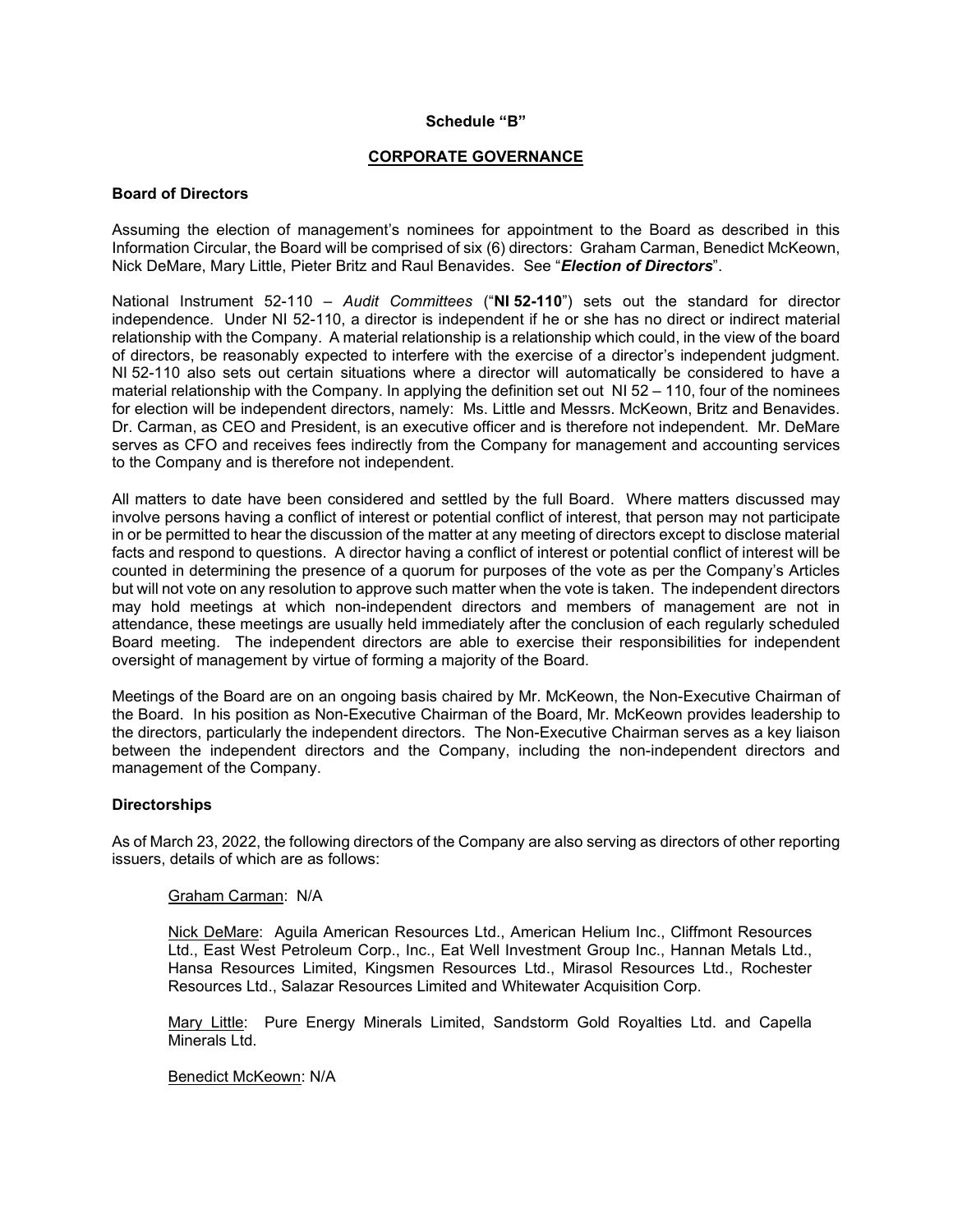**Schedule "B"**

## CORPORATE GOVERNANCE

### Board of Directors

Assuming the election of management's nominees for appointment to the Board as described in this Information Circular, the Board will be comprised of six (6) directors: Graham Carman, Benedict McKeown, Nick DeMare, Mary Little, Pieter Britz and Raul Benavides. See "***Election of Directors***".

National Instrument 52-110 – *Audit Committees* ("**NI 52-110**") sets out the standard for director independence. Under NI 52-110, a director is independent if he or she has no direct or indirect material relationship with the Company. A material relationship is a relationship which could, in the view of the board of directors, be reasonably expected to interfere with the exercise of a director's independent judgment. NI 52-110 also sets out certain situations where a director will automatically be considered to have a material relationship with the Company. In applying the definition set out NI 52 – 110, four of the nominees for election will be independent directors, namely: Ms. Little and Messrs. McKeown, Britz and Benavides. Dr. Carman, as CEO and President, is an executive officer and is therefore not independent. Mr. DeMare serves as CFO and receives fees indirectly from the Company for management and accounting services to the Company and is therefore not independent.

All matters to date have been considered and settled by the full Board. Where matters discussed may involve persons having a conflict of interest or potential conflict of interest, that person may not participate in or be permitted to hear the discussion of the matter at any meeting of directors except to disclose material facts and respond to questions. A director having a conflict of interest or potential conflict of interest will be counted in determining the presence of a quorum for purposes of the vote as per the Company's Articles but will not vote on any resolution to approve such matter when the vote is taken. The independent directors may hold meetings at which non-independent directors and members of management are not in attendance, these meetings are usually held immediately after the conclusion of each regularly scheduled Board meeting. The independent directors are able to exercise their responsibilities for independent oversight of management by virtue of forming a majority of the Board.

Meetings of the Board are on an ongoing basis chaired by Mr. McKeown, the Non-Executive Chairman of the Board. In his position as Non-Executive Chairman of the Board, Mr. McKeown provides leadership to the directors, particularly the independent directors. The Non-Executive Chairman serves as a key liaison between the independent directors and the Company, including the non-independent directors and management of the Company.

### Directorships

As of March 23, 2022, the following directors of the Company are also serving as directors of other reporting issuers, details of which are as follows:

Graham Carman: N/A

Nick DeMare: Aguila American Resources Ltd., American Helium Inc., Cliffmont Resources Ltd., East West Petroleum Corp., Inc., Eat Well Investment Group Inc., Hannan Metals Ltd., Hansa Resources Limited, Kingsmen Resources Ltd., Mirasol Resources Ltd., Rochester Resources Ltd., Salazar Resources Limited and Whitewater Acquisition Corp.

Mary Little: Pure Energy Minerals Limited, Sandstorm Gold Royalties Ltd. and Capella Minerals Ltd.

Benedict McKeown: N/A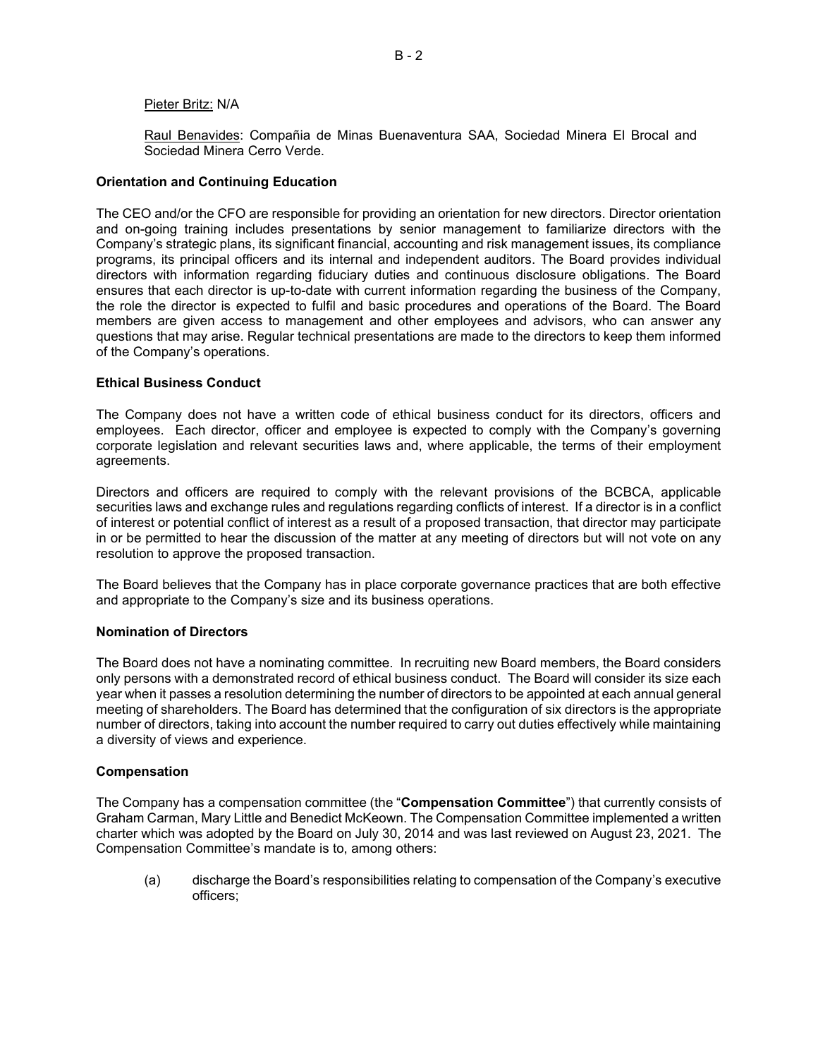Pieter Britz: N/A

Raul Benavides: Compañia de Minas Buenaventura SAA, Sociedad Minera El Brocal and Sociedad Minera Cerro Verde.

### Orientation and Continuing Education

The CEO and/or the CFO are responsible for providing an orientation for new directors. Director orientation and on-going training includes presentations by senior management to familiarize directors with the Company's strategic plans, its significant financial, accounting and risk management issues, its compliance programs, its principal officers and its internal and independent auditors. The Board provides individual directors with information regarding fiduciary duties and continuous disclosure obligations. The Board ensures that each director is up-to-date with current information regarding the business of the Company, the role the director is expected to fulfil and basic procedures and operations of the Board. The Board members are given access to management and other employees and advisors, who can answer any questions that may arise. Regular technical presentations are made to the directors to keep them informed of the Company's operations.

### Ethical Business Conduct

The Company does not have a written code of ethical business conduct for its directors, officers and employees. Each director, officer and employee is expected to comply with the Company's governing corporate legislation and relevant securities laws and, where applicable, the terms of their employment agreements.

Directors and officers are required to comply with the relevant provisions of the BCBCA, applicable securities laws and exchange rules and regulations regarding conflicts of interest. If a director is in a conflict of interest or potential conflict of interest as a result of a proposed transaction, that director may participate in or be permitted to hear the discussion of the matter at any meeting of directors but will not vote on any resolution to approve the proposed transaction.

The Board believes that the Company has in place corporate governance practices that are both effective and appropriate to the Company's size and its business operations.

### Nomination of Directors

The Board does not have a nominating committee. In recruiting new Board members, the Board considers only persons with a demonstrated record of ethical business conduct. The Board will consider its size each year when it passes a resolution determining the number of directors to be appointed at each annual general meeting of shareholders. The Board has determined that the configuration of six directors is the appropriate number of directors, taking into account the number required to carry out duties effectively while maintaining a diversity of views and experience.

### Compensation

The Company has a compensation committee (the "**Compensation Committee**") that currently consists of Graham Carman, Mary Little and Benedict McKeown. The Compensation Committee implemented a written charter which was adopted by the Board on July 30, 2014 and was last reviewed on August 23, 2021. The Compensation Committee's mandate is to, among others:

(a) discharge the Board's responsibilities relating to compensation of the Company's executive officers;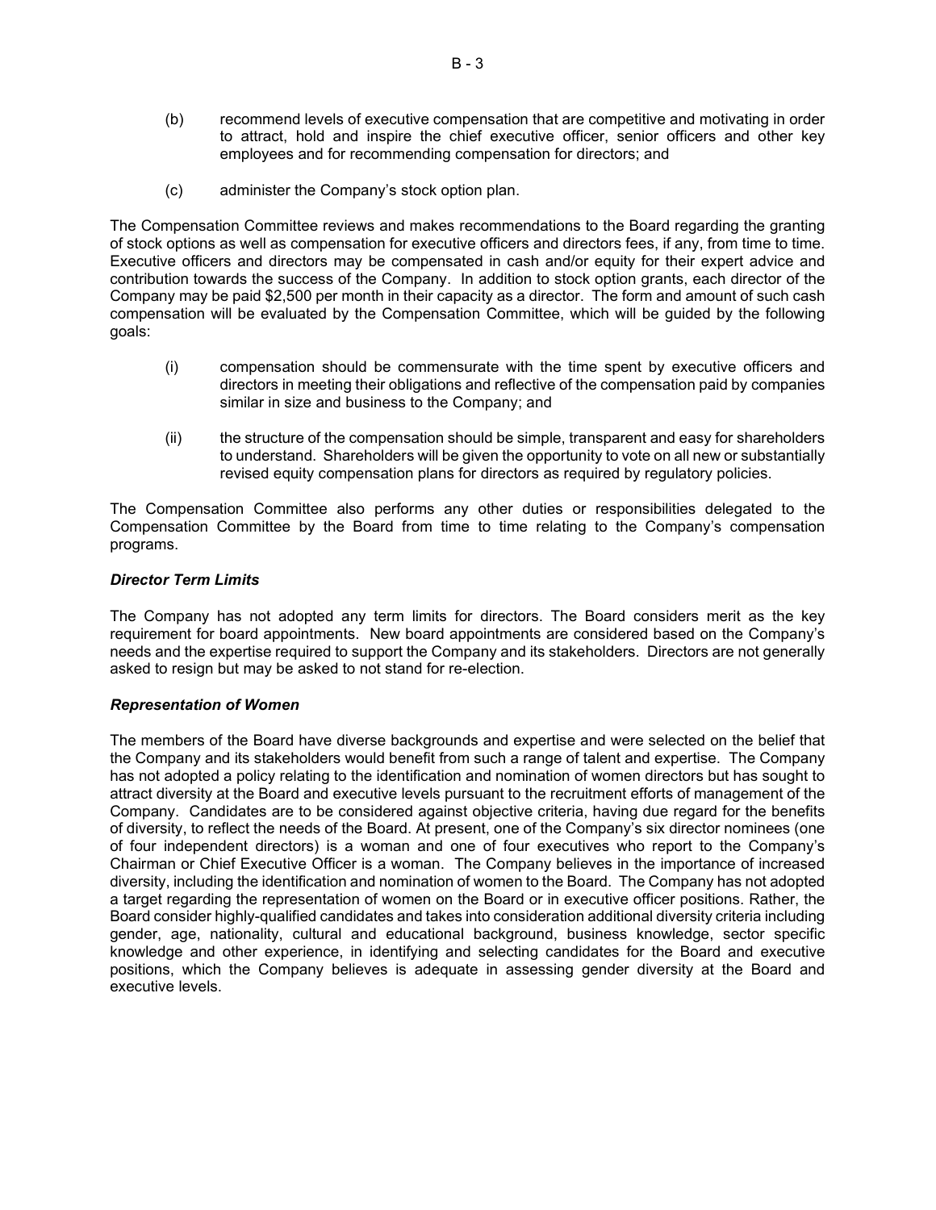(b) recommend levels of executive compensation that are competitive and motivating in order to attract, hold and inspire the chief executive officer, senior officers and other key employees and for recommending compensation for directors; and

(c) administer the Company's stock option plan.

The Compensation Committee reviews and makes recommendations to the Board regarding the granting of stock options as well as compensation for executive officers and directors fees, if any, from time to time. Executive officers and directors may be compensated in cash and/or equity for their expert advice and contribution towards the success of the Company. In addition to stock option grants, each director of the Company may be paid $2,500 per month in their capacity as a director. The form and amount of such cash compensation will be evaluated by the Compensation Committee, which will be guided by the following goals:

(i) compensation should be commensurate with the time spent by executive officers and directors in meeting their obligations and reflective of the compensation paid by companies similar in size and business to the Company; and

(ii) the structure of the compensation should be simple, transparent and easy for shareholders to understand. Shareholders will be given the opportunity to vote on all new or substantially revised equity compensation plans for directors as required by regulatory policies.

The Compensation Committee also performs any other duties or responsibilities delegated to the Compensation Committee by the Board from time to time relating to the Company's compensation programs.

***Director Term Limits***

The Company has not adopted any term limits for directors. The Board considers merit as the key requirement for board appointments. New board appointments are considered based on the Company's needs and the expertise required to support the Company and its stakeholders. Directors are not generally asked to resign but may be asked to not stand for re-election.

***Representation of Women***

The members of the Board have diverse backgrounds and expertise and were selected on the belief that the Company and its stakeholders would benefit from such a range of talent and expertise. The Company has not adopted a policy relating to the identification and nomination of women directors but has sought to attract diversity at the Board and executive levels pursuant to the recruitment efforts of management of the Company. Candidates are to be considered against objective criteria, having due regard for the benefits of diversity, to reflect the needs of the Board. At present, one of the Company's six director nominees (one of four independent directors) is a woman and one of four executives who report to the Company's Chairman or Chief Executive Officer is a woman. The Company believes in the importance of increased diversity, including the identification and nomination of women to the Board. The Company has not adopted a target regarding the representation of women on the Board or in executive officer positions. Rather, the Board consider highly-qualified candidates and takes into consideration additional diversity criteria including gender, age, nationality, cultural and educational background, business knowledge, sector specific knowledge and other experience, in identifying and selecting candidates for the Board and executive positions, which the Company believes is adequate in assessing gender diversity at the Board and executive levels.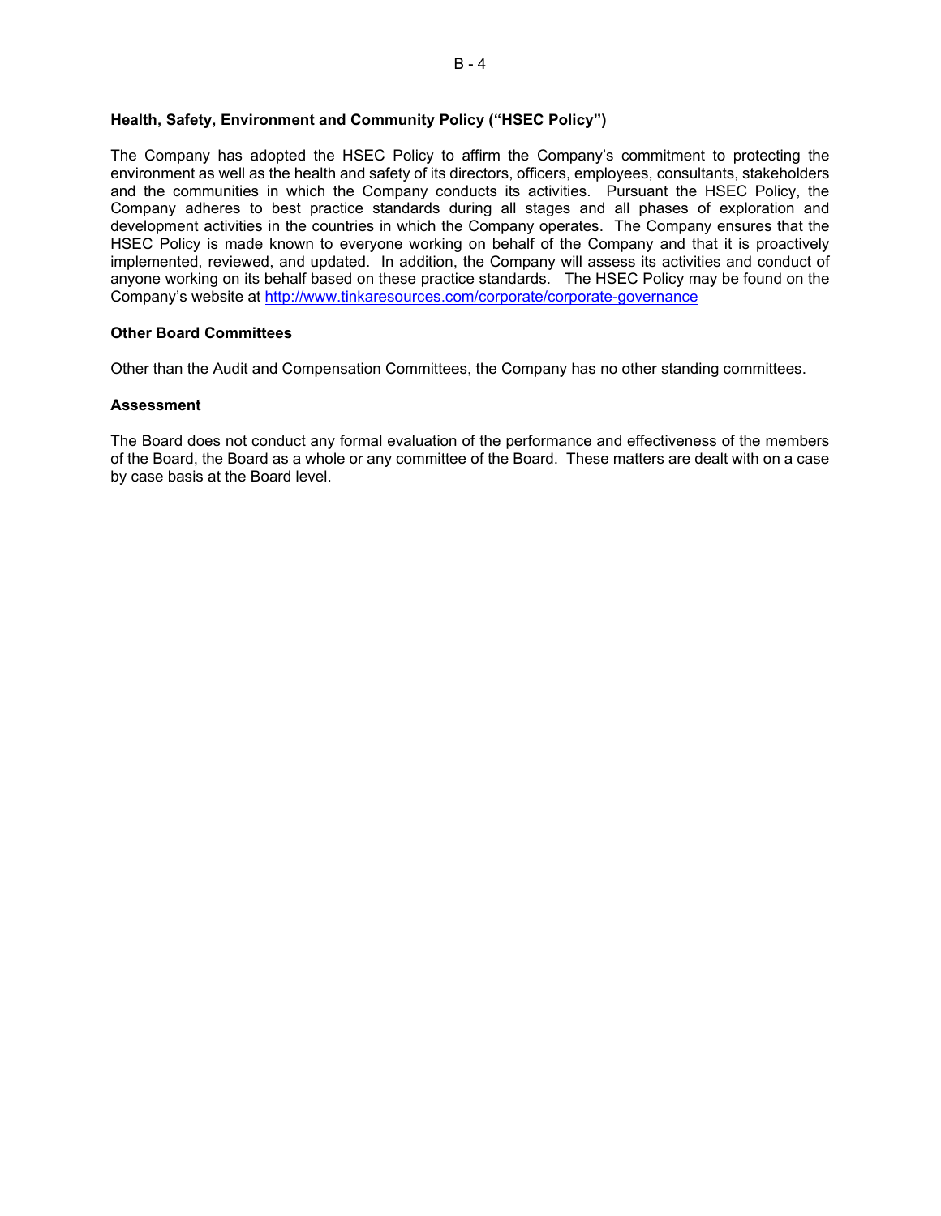**Health, Safety, Environment and Community Policy ("HSEC Policy")**

The Company has adopted the HSEC Policy to affirm the Company's commitment to protecting the environment as well as the health and safety of its directors, officers, employees, consultants, stakeholders and the communities in which the Company conducts its activities. Pursuant the HSEC Policy, the Company adheres to best practice standards during all stages and all phases of exploration and development activities in the countries in which the Company operates. The Company ensures that the HSEC Policy is made known to everyone working on behalf of the Company and that it is proactively implemented, reviewed, and updated. In addition, the Company will assess its activities and conduct of anyone working on its behalf based on these practice standards. The HSEC Policy may be found on the Company's website at http://www.tinkaresources.com/corporate/corporate-governance

**Other Board Committees**

Other than the Audit and Compensation Committees, the Company has no other standing committees.

**Assessment**

The Board does not conduct any formal evaluation of the performance and effectiveness of the members of the Board, the Board as a whole or any committee of the Board. These matters are dealt with on a case by case basis at the Board level.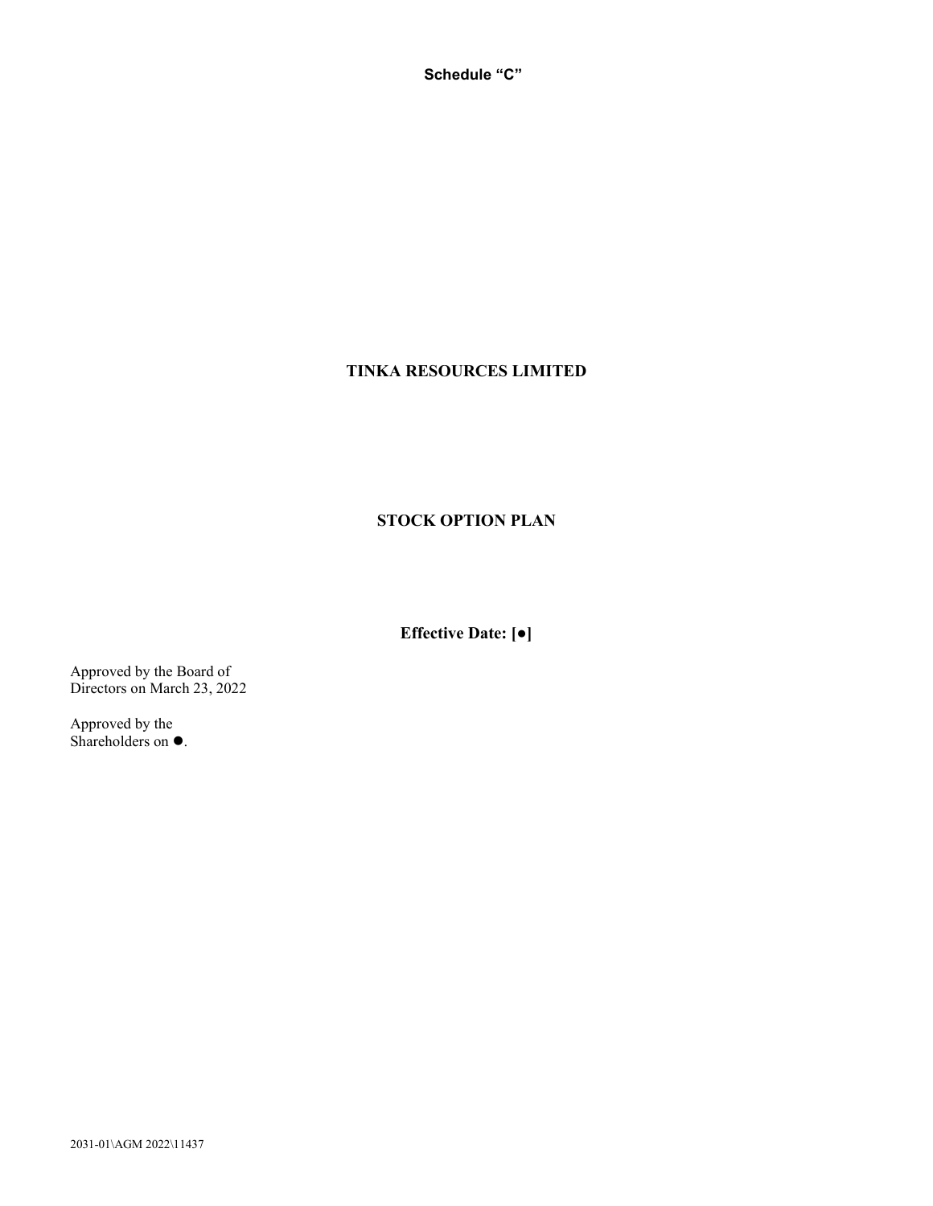**Schedule "C"**

# TINKA RESOURCES LIMITED

# STOCK OPTION PLAN

**Effective Date: [●]**

Approved by the Board of Directors on March 23, 2022

Approved by the Shareholders on ●.

2031-01\AGM 2022\11437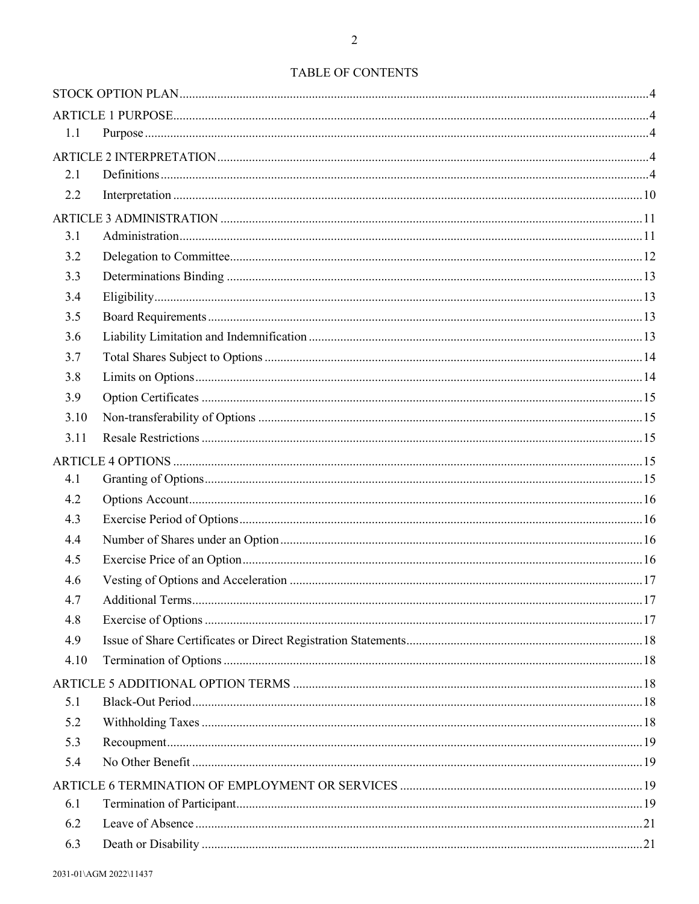# TABLE OF CONTENTS

| | | |
|---|---|---|
| STOCK OPTION PLAN | | 4 |
| ARTICLE 1 PURPOSE | | 4 |
| 1.1 | Purpose | 4 |
| ARTICLE 2 INTERPRETATION | | 4 |
| 2.1 | Definitions | 4 |
| 2.2 | Interpretation | 10 |
| ARTICLE 3 ADMINISTRATION | | 11 |
| 3.1 | Administration | 11 |
| 3.2 | Delegation to Committee | 12 |
| 3.3 | Determinations Binding | 13 |
| 3.4 | Eligibility | 13 |
| 3.5 | Board Requirements | 13 |
| 3.6 | Liability Limitation and Indemnification | 13 |
| 3.7 | Total Shares Subject to Options | 14 |
| 3.8 | Limits on Options | 14 |
| 3.9 | Option Certificates | 15 |
| 3.10 | Non-transferability of Options | 15 |
| 3.11 | Resale Restrictions | 15 |
| ARTICLE 4 OPTIONS | | 15 |
| 4.1 | Granting of Options | 15 |
| 4.2 | Options Account | 16 |
| 4.3 | Exercise Period of Options | 16 |
| 4.4 | Number of Shares under an Option | 16 |
| 4.5 | Exercise Price of an Option | 16 |
| 4.6 | Vesting of Options and Acceleration | 17 |
| 4.7 | Additional Terms | 17 |
| 4.8 | Exercise of Options | 17 |
| 4.9 | Issue of Share Certificates or Direct Registration Statements | 18 |
| 4.10 | Termination of Options | 18 |
| ARTICLE 5 ADDITIONAL OPTION TERMS | | 18 |
| 5.1 | Black-Out Period | 18 |
| 5.2 | Withholding Taxes | 18 |
| 5.3 | Recoupment | 19 |
| 5.4 | No Other Benefit | 19 |
| ARTICLE 6 TERMINATION OF EMPLOYMENT OR SERVICES | | 19 |
| 6.1 | Termination of Participant | 19 |
| 6.2 | Leave of Absence | 21 |
| 6.3 | Death or Disability | 21 |

2031-01\AGM 2022\11437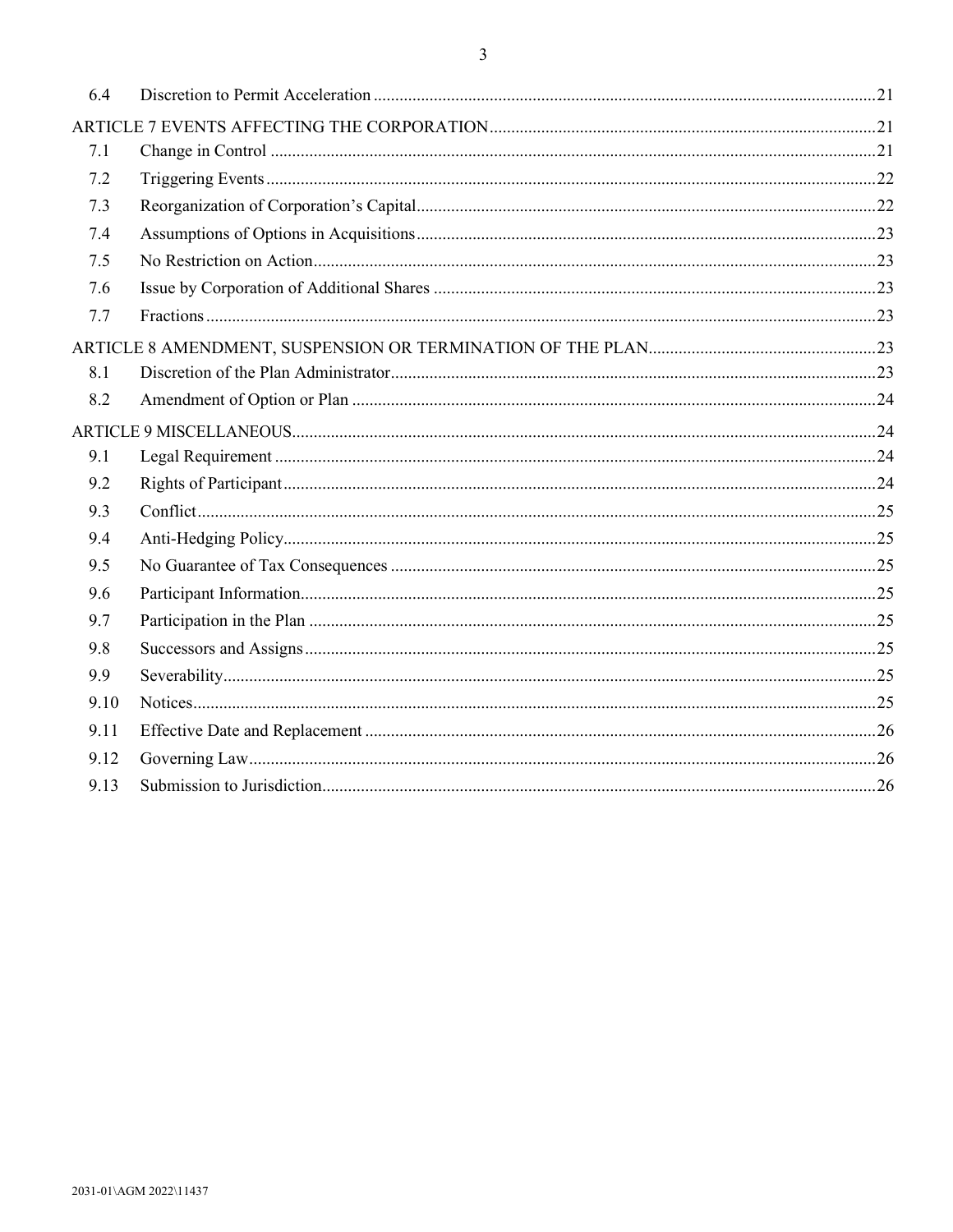| | | |
|---|---|---|
| 6.4 | Discretion to Permit Acceleration | 21 |
| ARTICLE 7 EVENTS AFFECTING THE CORPORATION | | 21 |
| 7.1 | Change in Control | 21 |
| 7.2 | Triggering Events | 22 |
| 7.3 | Reorganization of Corporation's Capital | 22 |
| 7.4 | Assumptions of Options in Acquisitions | 23 |
| 7.5 | No Restriction on Action | 23 |
| 7.6 | Issue by Corporation of Additional Shares | 23 |
| 7.7 | Fractions | 23 |
| ARTICLE 8 AMENDMENT, SUSPENSION OR TERMINATION OF THE PLAN | | 23 |
| 8.1 | Discretion of the Plan Administrator | 23 |
| 8.2 | Amendment of Option or Plan | 24 |
| ARTICLE 9 MISCELLANEOUS | | 24 |
| 9.1 | Legal Requirement | 24 |
| 9.2 | Rights of Participant | 24 |
| 9.3 | Conflict | 25 |
| 9.4 | Anti-Hedging Policy | 25 |
| 9.5 | No Guarantee of Tax Consequences | 25 |
| 9.6 | Participant Information | 25 |
| 9.7 | Participation in the Plan | 25 |
| 9.8 | Successors and Assigns | 25 |
| 9.9 | Severability | 25 |
| 9.10 | Notices | 25 |
| 9.11 | Effective Date and Replacement | 26 |
| 9.12 | Governing Law | 26 |
| 9.13 | Submission to Jurisdiction | 26 |

2031-01\AGM 2022\11437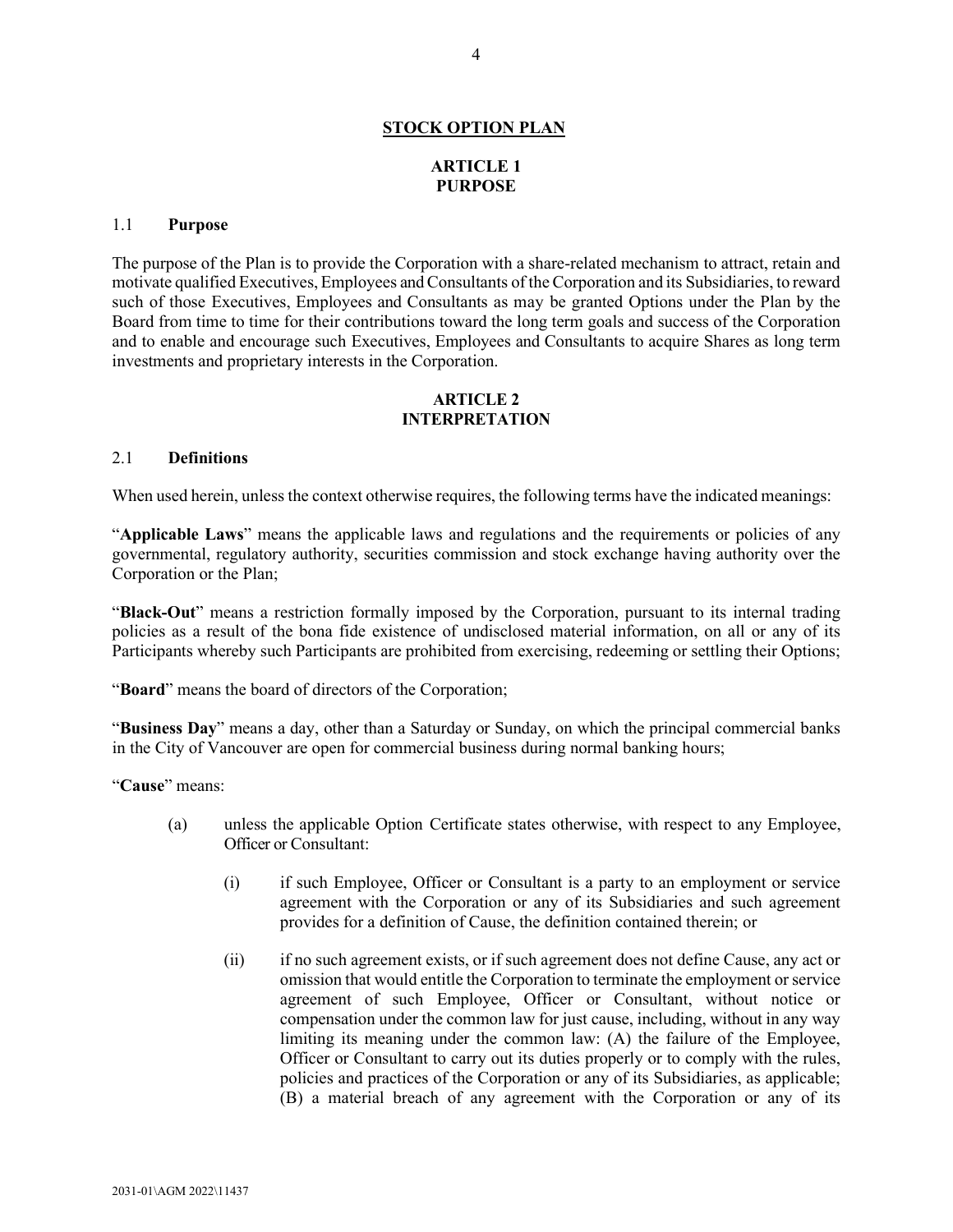# STOCK OPTION PLAN

## ARTICLE 1
## PURPOSE

### 1.1 Purpose

The purpose of the Plan is to provide the Corporation with a share-related mechanism to attract, retain and motivate qualified Executives, Employees and Consultants of the Corporation and its Subsidiaries, to reward such of those Executives, Employees and Consultants as may be granted Options under the Plan by the Board from time to time for their contributions toward the long term goals and success of the Corporation and to enable and encourage such Executives, Employees and Consultants to acquire Shares as long term investments and proprietary interests in the Corporation.

## ARTICLE 2
## INTERPRETATION

### 2.1 Definitions

When used herein, unless the context otherwise requires, the following terms have the indicated meanings:

"**Applicable Laws**" means the applicable laws and regulations and the requirements or policies of any governmental, regulatory authority, securities commission and stock exchange having authority over the Corporation or the Plan;

"**Black-Out**" means a restriction formally imposed by the Corporation, pursuant to its internal trading policies as a result of the bona fide existence of undisclosed material information, on all or any of its Participants whereby such Participants are prohibited from exercising, redeeming or settling their Options;

"**Board**" means the board of directors of the Corporation;

"**Business Day**" means a day, other than a Saturday or Sunday, on which the principal commercial banks in the City of Vancouver are open for commercial business during normal banking hours;

"**Cause**" means:

(a) unless the applicable Option Certificate states otherwise, with respect to any Employee, Officer or Consultant:

(i) if such Employee, Officer or Consultant is a party to an employment or service agreement with the Corporation or any of its Subsidiaries and such agreement provides for a definition of Cause, the definition contained therein; or

(ii) if no such agreement exists, or if such agreement does not define Cause, any act or omission that would entitle the Corporation to terminate the employment or service agreement of such Employee, Officer or Consultant, without notice or compensation under the common law for just cause, including, without in any way limiting its meaning under the common law: (A) the failure of the Employee, Officer or Consultant to carry out its duties properly or to comply with the rules, policies and practices of the Corporation or any of its Subsidiaries, as applicable; (B) a material breach of any agreement with the Corporation or any of its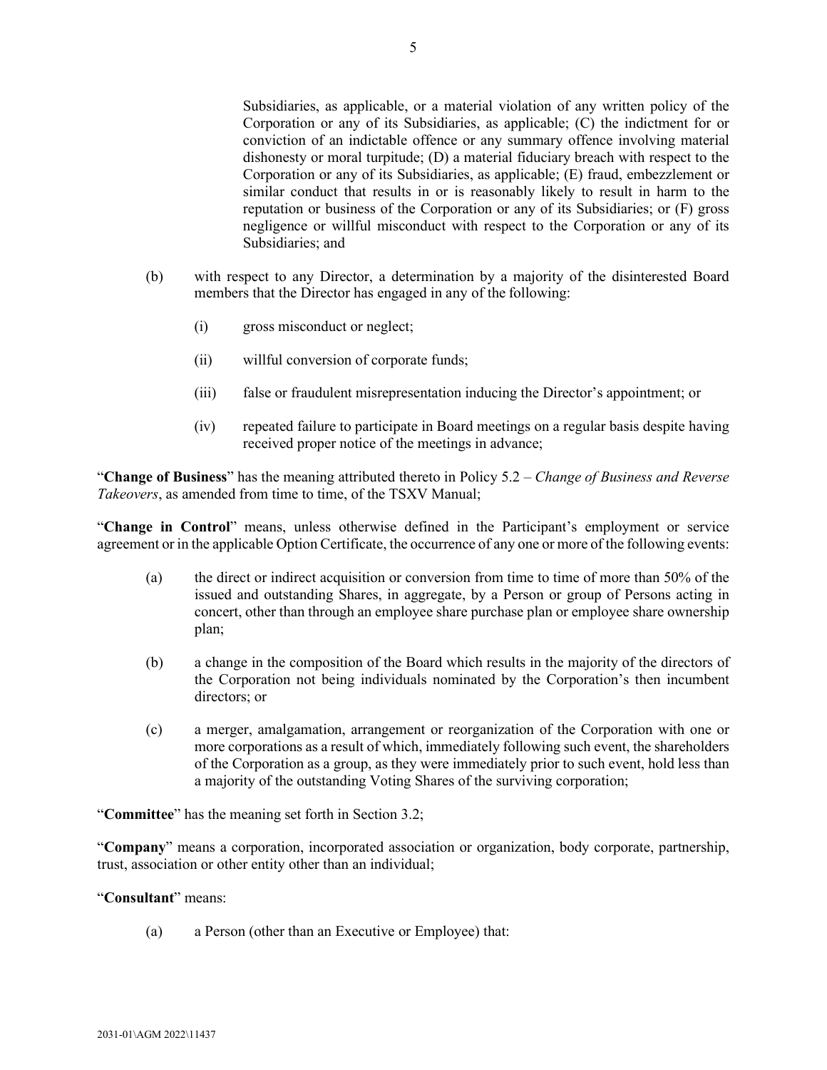Subsidiaries, as applicable, or a material violation of any written policy of the Corporation or any of its Subsidiaries, as applicable; (C) the indictment for or conviction of an indictable offence or any summary offence involving material dishonesty or moral turpitude; (D) a material fiduciary breach with respect to the Corporation or any of its Subsidiaries, as applicable; (E) fraud, embezzlement or similar conduct that results in or is reasonably likely to result in harm to the reputation or business of the Corporation or any of its Subsidiaries; or (F) gross negligence or willful misconduct with respect to the Corporation or any of its Subsidiaries; and

(b) with respect to any Director, a determination by a majority of the disinterested Board members that the Director has engaged in any of the following:

(i) gross misconduct or neglect;

(ii) willful conversion of corporate funds;

(iii) false or fraudulent misrepresentation inducing the Director's appointment; or

(iv) repeated failure to participate in Board meetings on a regular basis despite having received proper notice of the meetings in advance;

"**Change of Business**" has the meaning attributed thereto in Policy 5.2 – *Change of Business and Reverse Takeovers*, as amended from time to time, of the TSXV Manual;

"**Change in Control**" means, unless otherwise defined in the Participant's employment or service agreement or in the applicable Option Certificate, the occurrence of any one or more of the following events:

(a) the direct or indirect acquisition or conversion from time to time of more than 50% of the issued and outstanding Shares, in aggregate, by a Person or group of Persons acting in concert, other than through an employee share purchase plan or employee share ownership plan;

(b) a change in the composition of the Board which results in the majority of the directors of the Corporation not being individuals nominated by the Corporation's then incumbent directors; or

(c) a merger, amalgamation, arrangement or reorganization of the Corporation with one or more corporations as a result of which, immediately following such event, the shareholders of the Corporation as a group, as they were immediately prior to such event, hold less than a majority of the outstanding Voting Shares of the surviving corporation;

"**Committee**" has the meaning set forth in Section 3.2;

"**Company**" means a corporation, incorporated association or organization, body corporate, partnership, trust, association or other entity other than an individual;

"**Consultant**" means:

(a) a Person (other than an Executive or Employee) that: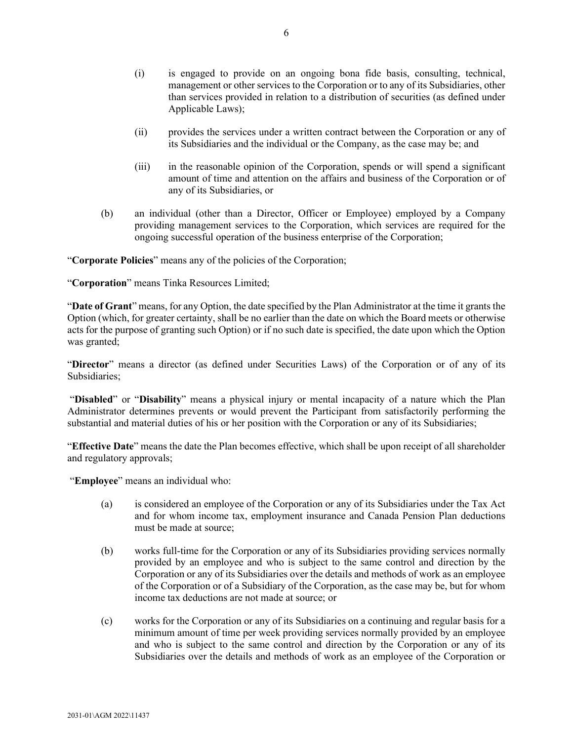- (i) is engaged to provide on an ongoing bona fide basis, consulting, technical, management or other services to the Corporation or to any of its Subsidiaries, other than services provided in relation to a distribution of securities (as defined under Applicable Laws);

- (ii) provides the services under a written contract between the Corporation or any of its Subsidiaries and the individual or the Company, as the case may be; and

- (iii) in the reasonable opinion of the Corporation, spends or will spend a significant amount of time and attention on the affairs and business of the Corporation or of any of its Subsidiaries, or

(b) an individual (other than a Director, Officer or Employee) employed by a Company providing management services to the Corporation, which services are required for the ongoing successful operation of the business enterprise of the Corporation;

"**Corporate Policies**" means any of the policies of the Corporation;

"**Corporation**" means Tinka Resources Limited;

"**Date of Grant**" means, for any Option, the date specified by the Plan Administrator at the time it grants the Option (which, for greater certainty, shall be no earlier than the date on which the Board meets or otherwise acts for the purpose of granting such Option) or if no such date is specified, the date upon which the Option was granted;

"**Director**" means a director (as defined under Securities Laws) of the Corporation or of any of its Subsidiaries;

"**Disabled**" or "**Disability**" means a physical injury or mental incapacity of a nature which the Plan Administrator determines prevents or would prevent the Participant from satisfactorily performing the substantial and material duties of his or her position with the Corporation or any of its Subsidiaries;

"**Effective Date**" means the date the Plan becomes effective, which shall be upon receipt of all shareholder and regulatory approvals;

"**Employee**" means an individual who:

(a) is considered an employee of the Corporation or any of its Subsidiaries under the Tax Act and for whom income tax, employment insurance and Canada Pension Plan deductions must be made at source;

(b) works full-time for the Corporation or any of its Subsidiaries providing services normally provided by an employee and who is subject to the same control and direction by the Corporation or any of its Subsidiaries over the details and methods of work as an employee of the Corporation or of a Subsidiary of the Corporation, as the case may be, but for whom income tax deductions are not made at source; or

(c) works for the Corporation or any of its Subsidiaries on a continuing and regular basis for a minimum amount of time per week providing services normally provided by an employee and who is subject to the same control and direction by the Corporation or any of its Subsidiaries over the details and methods of work as an employee of the Corporation or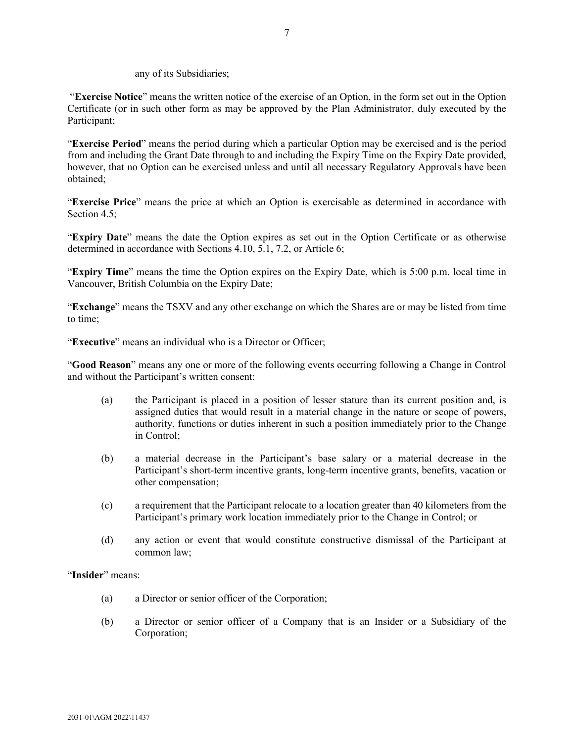any of its Subsidiaries;

"**Exercise Notice**" means the written notice of the exercise of an Option, in the form set out in the Option Certificate (or in such other form as may be approved by the Plan Administrator, duly executed by the Participant;

"**Exercise Period**" means the period during which a particular Option may be exercised and is the period from and including the Grant Date through to and including the Expiry Time on the Expiry Date provided, however, that no Option can be exercised unless and until all necessary Regulatory Approvals have been obtained;

"**Exercise Price**" means the price at which an Option is exercisable as determined in accordance with Section 4.5;

"**Expiry Date**" means the date the Option expires as set out in the Option Certificate or as otherwise determined in accordance with Sections 4.10, 5.1, 7.2, or Article 6;

"**Expiry Time**" means the time the Option expires on the Expiry Date, which is 5:00 p.m. local time in Vancouver, British Columbia on the Expiry Date;

"**Exchange**" means the TSXV and any other exchange on which the Shares are or may be listed from time to time;

"**Executive**" means an individual who is a Director or Officer;

"**Good Reason**" means any one or more of the following events occurring following a Change in Control and without the Participant's written consent:

(a) the Participant is placed in a position of lesser stature than its current position and, is assigned duties that would result in a material change in the nature or scope of powers, authority, functions or duties inherent in such a position immediately prior to the Change in Control;

(b) a material decrease in the Participant's base salary or a material decrease in the Participant's short-term incentive grants, long-term incentive grants, benefits, vacation or other compensation;

(c) a requirement that the Participant relocate to a location greater than 40 kilometers from the Participant's primary work location immediately prior to the Change in Control; or

(d) any action or event that would constitute constructive dismissal of the Participant at common law;

"**Insider**" means:

(a) a Director or senior officer of the Corporation;

(b) a Director or senior officer of a Company that is an Insider or a Subsidiary of the Corporation;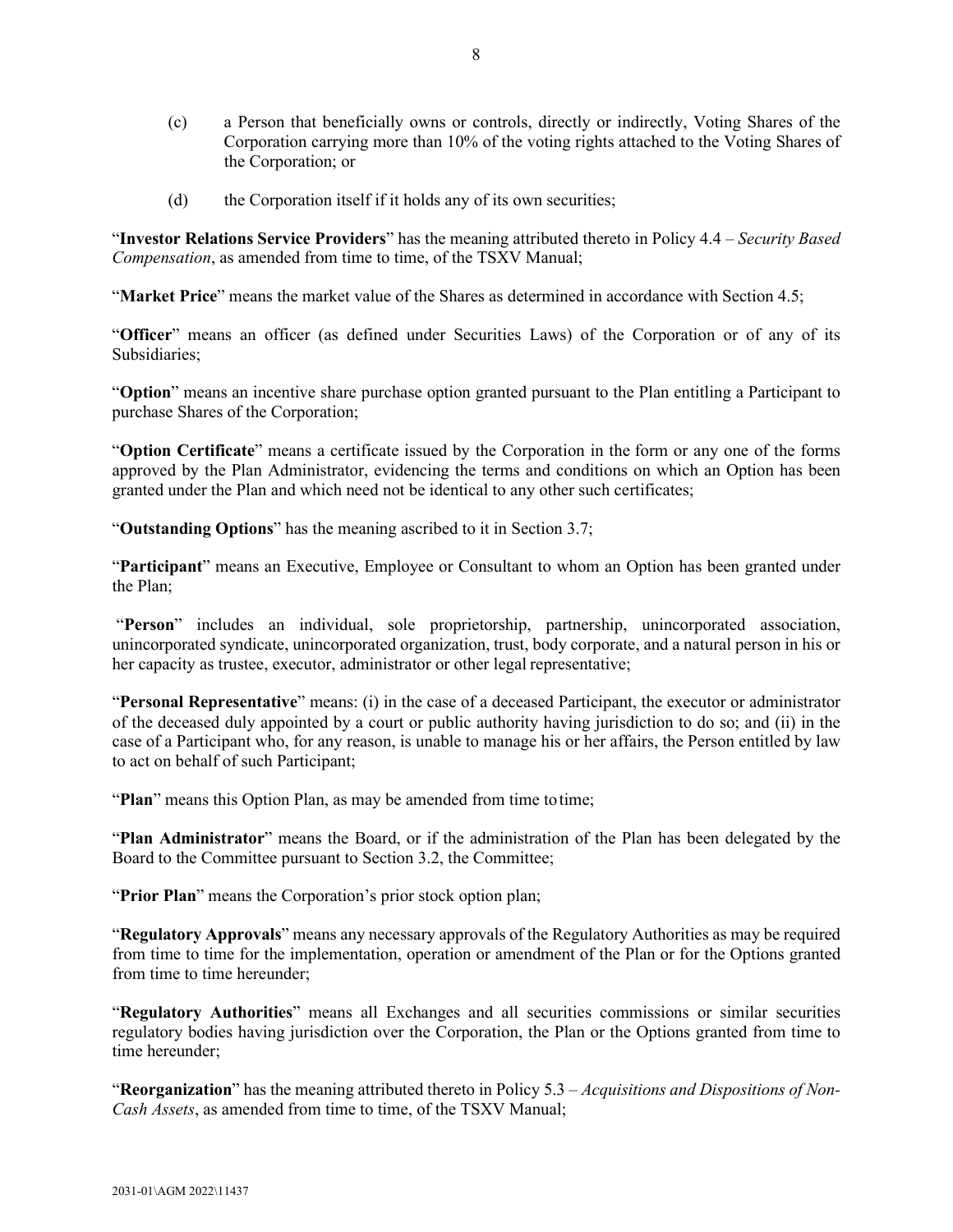(c) a Person that beneficially owns or controls, directly or indirectly, Voting Shares of the Corporation carrying more than 10% of the voting rights attached to the Voting Shares of the Corporation; or

(d) the Corporation itself if it holds any of its own securities;

"**Investor Relations Service Providers**" has the meaning attributed thereto in Policy 4.4 – *Security Based Compensation*, as amended from time to time, of the TSXV Manual;

"**Market Price**" means the market value of the Shares as determined in accordance with Section 4.5;

"**Officer**" means an officer (as defined under Securities Laws) of the Corporation or of any of its Subsidiaries;

"**Option**" means an incentive share purchase option granted pursuant to the Plan entitling a Participant to purchase Shares of the Corporation;

"**Option Certificate**" means a certificate issued by the Corporation in the form or any one of the forms approved by the Plan Administrator, evidencing the terms and conditions on which an Option has been granted under the Plan and which need not be identical to any other such certificates;

"**Outstanding Options**" has the meaning ascribed to it in Section 3.7;

"**Participant**" means an Executive, Employee or Consultant to whom an Option has been granted under the Plan;

"**Person**" includes an individual, sole proprietorship, partnership, unincorporated association, unincorporated syndicate, unincorporated organization, trust, body corporate, and a natural person in his or her capacity as trustee, executor, administrator or other legal representative;

"**Personal Representative**" means: (i) in the case of a deceased Participant, the executor or administrator of the deceased duly appointed by a court or public authority having jurisdiction to do so; and (ii) in the case of a Participant who, for any reason, is unable to manage his or her affairs, the Person entitled by law to act on behalf of such Participant;

"**Plan**" means this Option Plan, as may be amended from time to time;

"**Plan Administrator**" means the Board, or if the administration of the Plan has been delegated by the Board to the Committee pursuant to Section 3.2, the Committee;

"**Prior Plan**" means the Corporation's prior stock option plan;

"**Regulatory Approvals**" means any necessary approvals of the Regulatory Authorities as may be required from time to time for the implementation, operation or amendment of the Plan or for the Options granted from time to time hereunder;

"**Regulatory Authorities**" means all Exchanges and all securities commissions or similar securities regulatory bodies having jurisdiction over the Corporation, the Plan or the Options granted from time to time hereunder;

"**Reorganization**" has the meaning attributed thereto in Policy 5.3 – *Acquisitions and Dispositions of Non-Cash Assets*, as amended from time to time, of the TSXV Manual;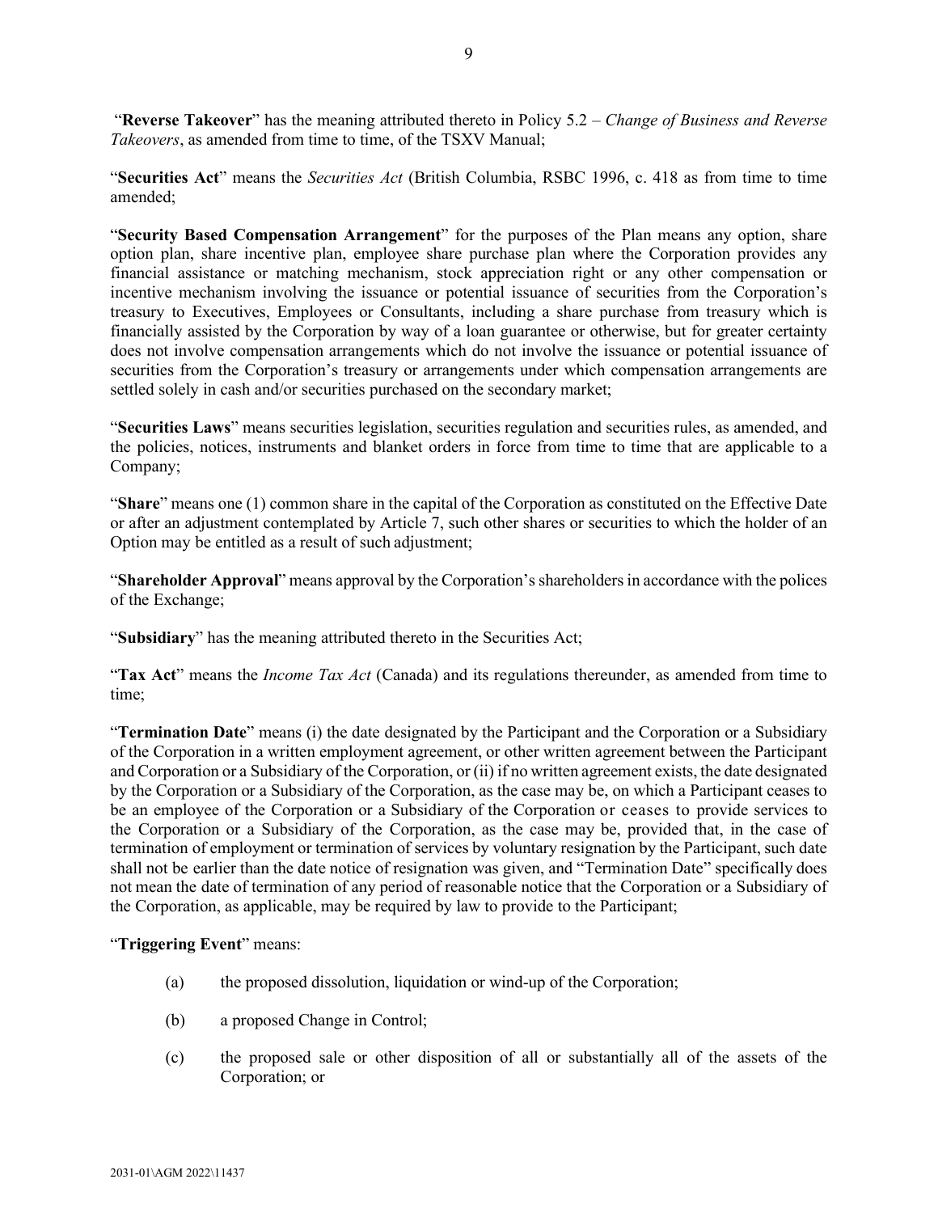"**Reverse Takeover**" has the meaning attributed thereto in Policy 5.2 – *Change of Business and Reverse Takeovers*, as amended from time to time, of the TSXV Manual;

"**Securities Act**" means the *Securities Act* (British Columbia, RSBC 1996, c. 418 as from time to time amended;

"**Security Based Compensation Arrangement**" for the purposes of the Plan means any option, share option plan, share incentive plan, employee share purchase plan where the Corporation provides any financial assistance or matching mechanism, stock appreciation right or any other compensation or incentive mechanism involving the issuance or potential issuance of securities from the Corporation's treasury to Executives, Employees or Consultants, including a share purchase from treasury which is financially assisted by the Corporation by way of a loan guarantee or otherwise, but for greater certainty does not involve compensation arrangements which do not involve the issuance or potential issuance of securities from the Corporation's treasury or arrangements under which compensation arrangements are settled solely in cash and/or securities purchased on the secondary market;

"**Securities Laws**" means securities legislation, securities regulation and securities rules, as amended, and the policies, notices, instruments and blanket orders in force from time to time that are applicable to a Company;

"**Share**" means one (1) common share in the capital of the Corporation as constituted on the Effective Date or after an adjustment contemplated by Article 7, such other shares or securities to which the holder of an Option may be entitled as a result of such adjustment;

"**Shareholder Approval**" means approval by the Corporation's shareholders in accordance with the polices of the Exchange;

"**Subsidiary**" has the meaning attributed thereto in the Securities Act;

"**Tax Act**" means the *Income Tax Act* (Canada) and its regulations thereunder, as amended from time to time;

"**Termination Date**" means (i) the date designated by the Participant and the Corporation or a Subsidiary of the Corporation in a written employment agreement, or other written agreement between the Participant and Corporation or a Subsidiary of the Corporation, or (ii) if no written agreement exists, the date designated by the Corporation or a Subsidiary of the Corporation, as the case may be, on which a Participant ceases to be an employee of the Corporation or a Subsidiary of the Corporation or ceases to provide services to the Corporation or a Subsidiary of the Corporation, as the case may be, provided that, in the case of termination of employment or termination of services by voluntary resignation by the Participant, such date shall not be earlier than the date notice of resignation was given, and "Termination Date" specifically does not mean the date of termination of any period of reasonable notice that the Corporation or a Subsidiary of the Corporation, as applicable, may be required by law to provide to the Participant;

"**Triggering Event**" means:

(a) the proposed dissolution, liquidation or wind-up of the Corporation;

(b) a proposed Change in Control;

(c) the proposed sale or other disposition of all or substantially all of the assets of the Corporation; or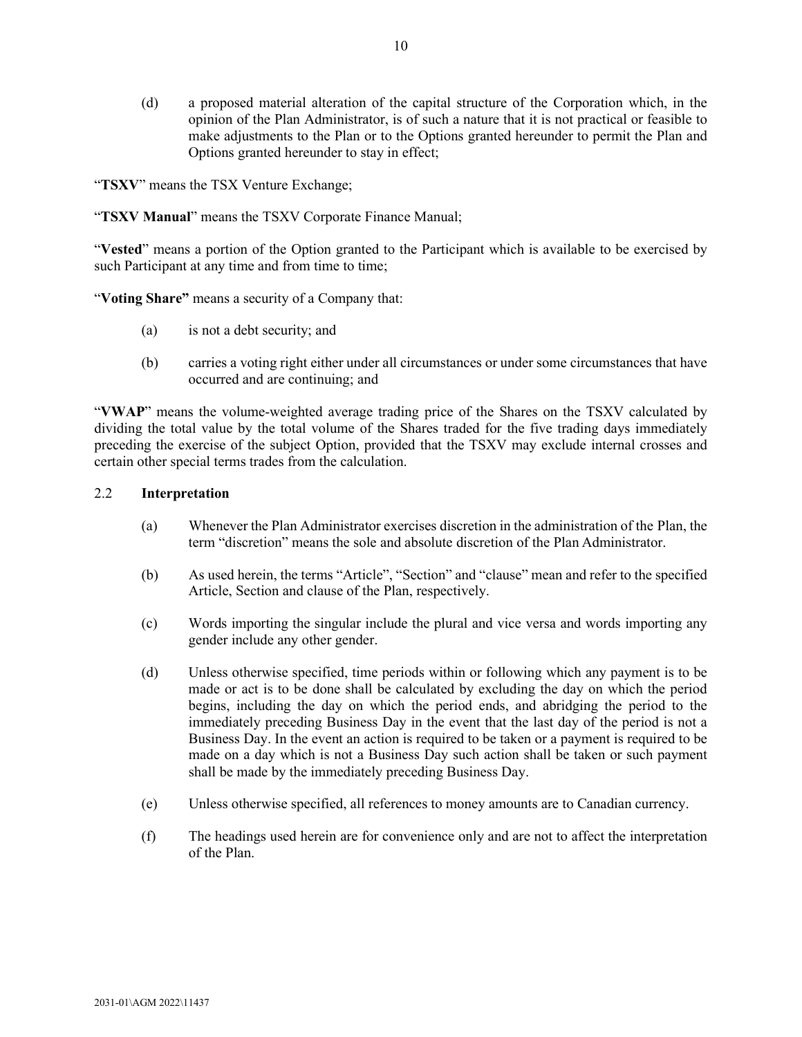(d) a proposed material alteration of the capital structure of the Corporation which, in the opinion of the Plan Administrator, is of such a nature that it is not practical or feasible to make adjustments to the Plan or to the Options granted hereunder to permit the Plan and Options granted hereunder to stay in effect;

"**TSXV**" means the TSX Venture Exchange;

"**TSXV Manual**" means the TSXV Corporate Finance Manual;

"**Vested**" means a portion of the Option granted to the Participant which is available to be exercised by such Participant at any time and from time to time;

"**Voting Share"** means a security of a Company that:

(a) is not a debt security; and

(b) carries a voting right either under all circumstances or under some circumstances that have occurred and are continuing; and

"**VWAP**" means the volume-weighted average trading price of the Shares on the TSXV calculated by dividing the total value by the total volume of the Shares traded for the five trading days immediately preceding the exercise of the subject Option, provided that the TSXV may exclude internal crosses and certain other special terms trades from the calculation.

### 2.2 **Interpretation**

(a) Whenever the Plan Administrator exercises discretion in the administration of the Plan, the term "discretion" means the sole and absolute discretion of the Plan Administrator.

(b) As used herein, the terms "Article", "Section" and "clause" mean and refer to the specified Article, Section and clause of the Plan, respectively.

(c) Words importing the singular include the plural and vice versa and words importing any gender include any other gender.

(d) Unless otherwise specified, time periods within or following which any payment is to be made or act is to be done shall be calculated by excluding the day on which the period begins, including the day on which the period ends, and abridging the period to the immediately preceding Business Day in the event that the last day of the period is not a Business Day. In the event an action is required to be taken or a payment is required to be made on a day which is not a Business Day such action shall be taken or such payment shall be made by the immediately preceding Business Day.

(e) Unless otherwise specified, all references to money amounts are to Canadian currency.

(f) The headings used herein are for convenience only and are not to affect the interpretation of the Plan.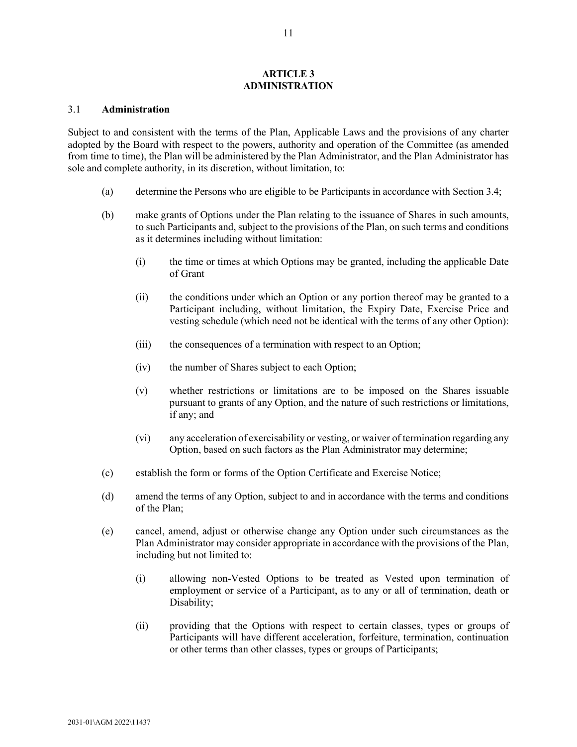## ARTICLE 3
## ADMINISTRATION

### 3.1 **Administration**

Subject to and consistent with the terms of the Plan, Applicable Laws and the provisions of any charter adopted by the Board with respect to the powers, authority and operation of the Committee (as amended from time to time), the Plan will be administered by the Plan Administrator, and the Plan Administrator has sole and complete authority, in its discretion, without limitation, to:

(a) determine the Persons who are eligible to be Participants in accordance with Section 3.4;

(b) make grants of Options under the Plan relating to the issuance of Shares in such amounts, to such Participants and, subject to the provisions of the Plan, on such terms and conditions as it determines including without limitation:

   (i) the time or times at which Options may be granted, including the applicable Date of Grant

   (ii) the conditions under which an Option or any portion thereof may be granted to a Participant including, without limitation, the Expiry Date, Exercise Price and vesting schedule (which need not be identical with the terms of any other Option):

   (iii) the consequences of a termination with respect to an Option;

   (iv) the number of Shares subject to each Option;

   (v) whether restrictions or limitations are to be imposed on the Shares issuable pursuant to grants of any Option, and the nature of such restrictions or limitations, if any; and

   (vi) any acceleration of exercisability or vesting, or waiver of termination regarding any Option, based on such factors as the Plan Administrator may determine;

(c) establish the form or forms of the Option Certificate and Exercise Notice;

(d) amend the terms of any Option, subject to and in accordance with the terms and conditions of the Plan;

(e) cancel, amend, adjust or otherwise change any Option under such circumstances as the Plan Administrator may consider appropriate in accordance with the provisions of the Plan, including but not limited to:

   (i) allowing non-Vested Options to be treated as Vested upon termination of employment or service of a Participant, as to any or all of termination, death or Disability;

   (ii) providing that the Options with respect to certain classes, types or groups of Participants will have different acceleration, forfeiture, termination, continuation or other terms than other classes, types or groups of Participants;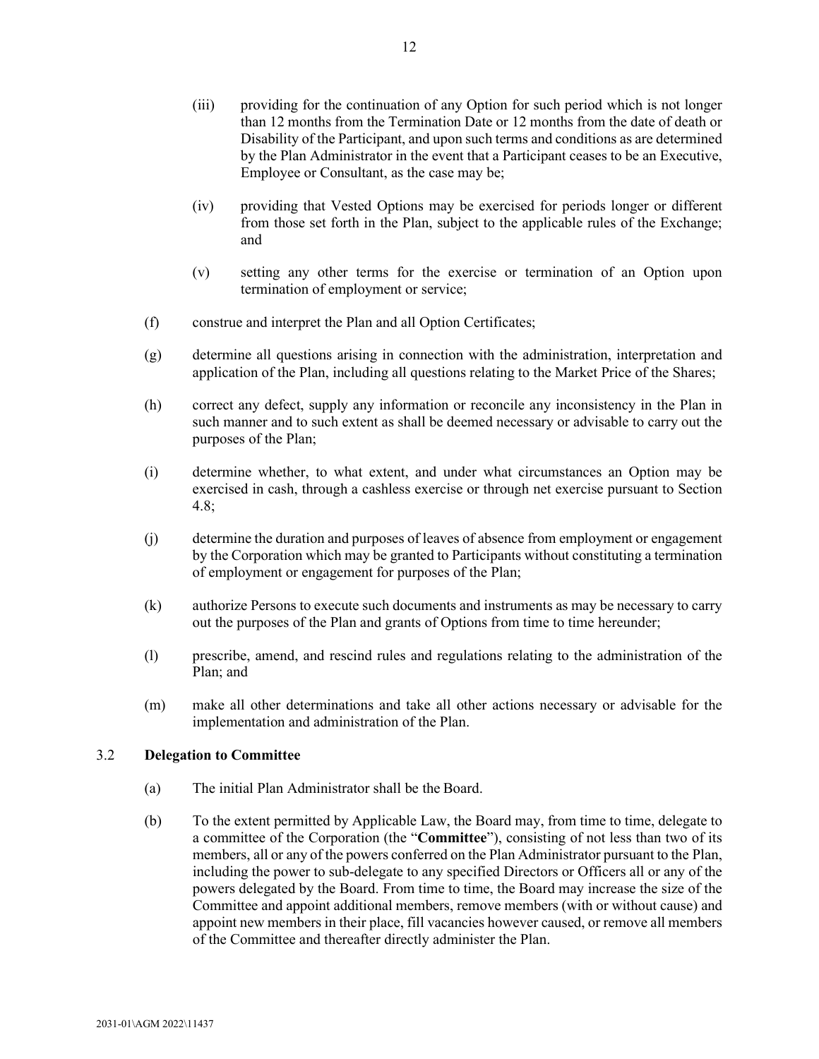(iii) providing for the continuation of any Option for such period which is not longer than 12 months from the Termination Date or 12 months from the date of death or Disability of the Participant, and upon such terms and conditions as are determined by the Plan Administrator in the event that a Participant ceases to be an Executive, Employee or Consultant, as the case may be;

(iv) providing that Vested Options may be exercised for periods longer or different from those set forth in the Plan, subject to the applicable rules of the Exchange; and

(v) setting any other terms for the exercise or termination of an Option upon termination of employment or service;

(f) construe and interpret the Plan and all Option Certificates;

(g) determine all questions arising in connection with the administration, interpretation and application of the Plan, including all questions relating to the Market Price of the Shares;

(h) correct any defect, supply any information or reconcile any inconsistency in the Plan in such manner and to such extent as shall be deemed necessary or advisable to carry out the purposes of the Plan;

(i) determine whether, to what extent, and under what circumstances an Option may be exercised in cash, through a cashless exercise or through net exercise pursuant to Section 4.8;

(j) determine the duration and purposes of leaves of absence from employment or engagement by the Corporation which may be granted to Participants without constituting a termination of employment or engagement for purposes of the Plan;

(k) authorize Persons to execute such documents and instruments as may be necessary to carry out the purposes of the Plan and grants of Options from time to time hereunder;

(l) prescribe, amend, and rescind rules and regulations relating to the administration of the Plan; and

(m) make all other determinations and take all other actions necessary or advisable for the implementation and administration of the Plan.

### 3.2 **Delegation to Committee**

(a) The initial Plan Administrator shall be the Board.

(b) To the extent permitted by Applicable Law, the Board may, from time to time, delegate to a committee of the Corporation (the "**Committee**"), consisting of not less than two of its members, all or any of the powers conferred on the Plan Administrator pursuant to the Plan, including the power to sub-delegate to any specified Directors or Officers all or any of the powers delegated by the Board. From time to time, the Board may increase the size of the Committee and appoint additional members, remove members (with or without cause) and appoint new members in their place, fill vacancies however caused, or remove all members of the Committee and thereafter directly administer the Plan.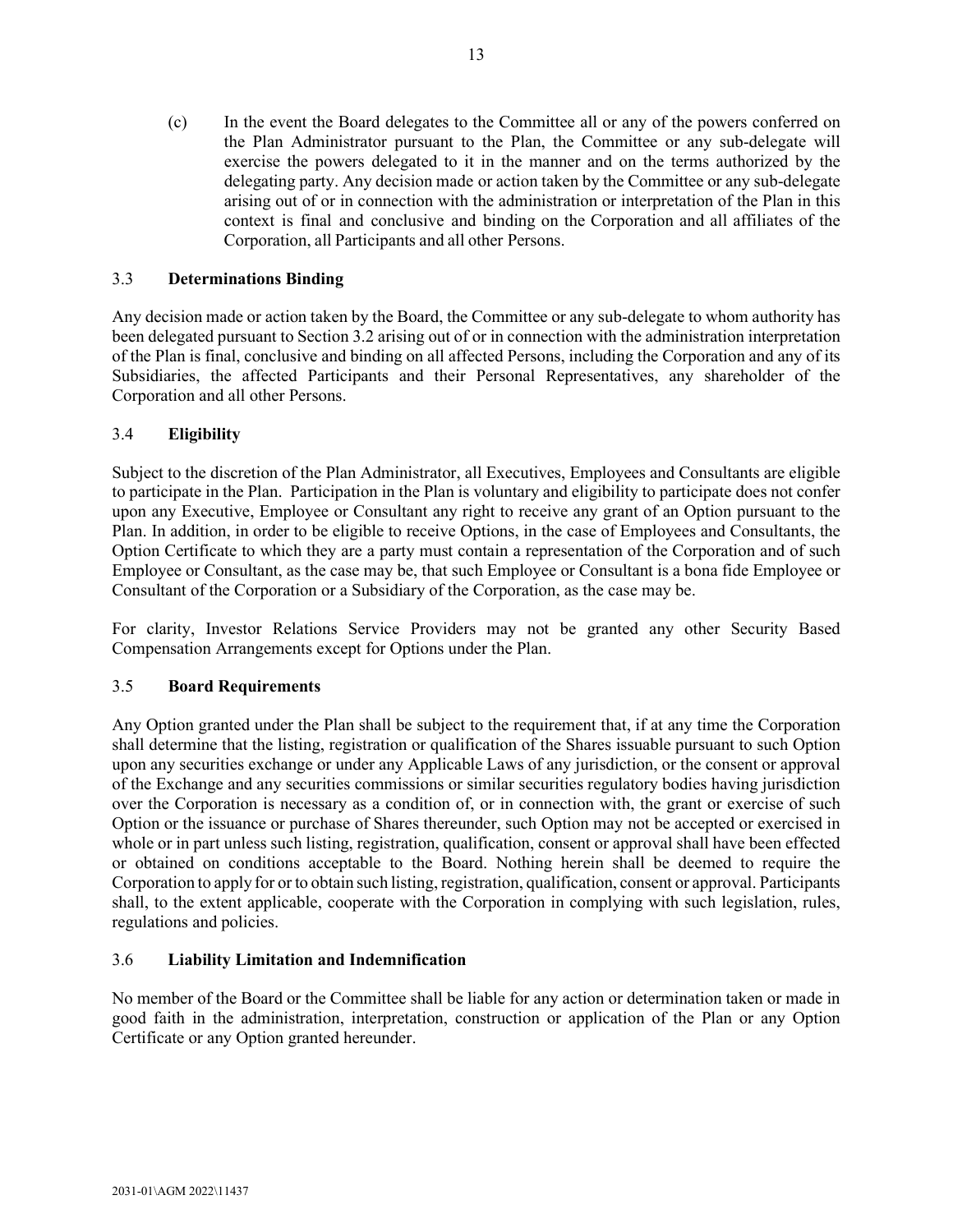(c) In the event the Board delegates to the Committee all or any of the powers conferred on the Plan Administrator pursuant to the Plan, the Committee or any sub-delegate will exercise the powers delegated to it in the manner and on the terms authorized by the delegating party. Any decision made or action taken by the Committee or any sub-delegate arising out of or in connection with the administration or interpretation of the Plan in this context is final and conclusive and binding on the Corporation and all affiliates of the Corporation, all Participants and all other Persons.

### 3.3 Determinations Binding

Any decision made or action taken by the Board, the Committee or any sub-delegate to whom authority has been delegated pursuant to Section 3.2 arising out of or in connection with the administration interpretation of the Plan is final, conclusive and binding on all affected Persons, including the Corporation and any of its Subsidiaries, the affected Participants and their Personal Representatives, any shareholder of the Corporation and all other Persons.

### 3.4 Eligibility

Subject to the discretion of the Plan Administrator, all Executives, Employees and Consultants are eligible to participate in the Plan. Participation in the Plan is voluntary and eligibility to participate does not confer upon any Executive, Employee or Consultant any right to receive any grant of an Option pursuant to the Plan. In addition, in order to be eligible to receive Options, in the case of Employees and Consultants, the Option Certificate to which they are a party must contain a representation of the Corporation and of such Employee or Consultant, as the case may be, that such Employee or Consultant is a bona fide Employee or Consultant of the Corporation or a Subsidiary of the Corporation, as the case may be.

For clarity, Investor Relations Service Providers may not be granted any other Security Based Compensation Arrangements except for Options under the Plan.

### 3.5 Board Requirements

Any Option granted under the Plan shall be subject to the requirement that, if at any time the Corporation shall determine that the listing, registration or qualification of the Shares issuable pursuant to such Option upon any securities exchange or under any Applicable Laws of any jurisdiction, or the consent or approval of the Exchange and any securities commissions or similar securities regulatory bodies having jurisdiction over the Corporation is necessary as a condition of, or in connection with, the grant or exercise of such Option or the issuance or purchase of Shares thereunder, such Option may not be accepted or exercised in whole or in part unless such listing, registration, qualification, consent or approval shall have been effected or obtained on conditions acceptable to the Board. Nothing herein shall be deemed to require the Corporation to apply for or to obtain such listing, registration, qualification, consent or approval. Participants shall, to the extent applicable, cooperate with the Corporation in complying with such legislation, rules, regulations and policies.

### 3.6 Liability Limitation and Indemnification

No member of the Board or the Committee shall be liable for any action or determination taken or made in good faith in the administration, interpretation, construction or application of the Plan or any Option Certificate or any Option granted hereunder.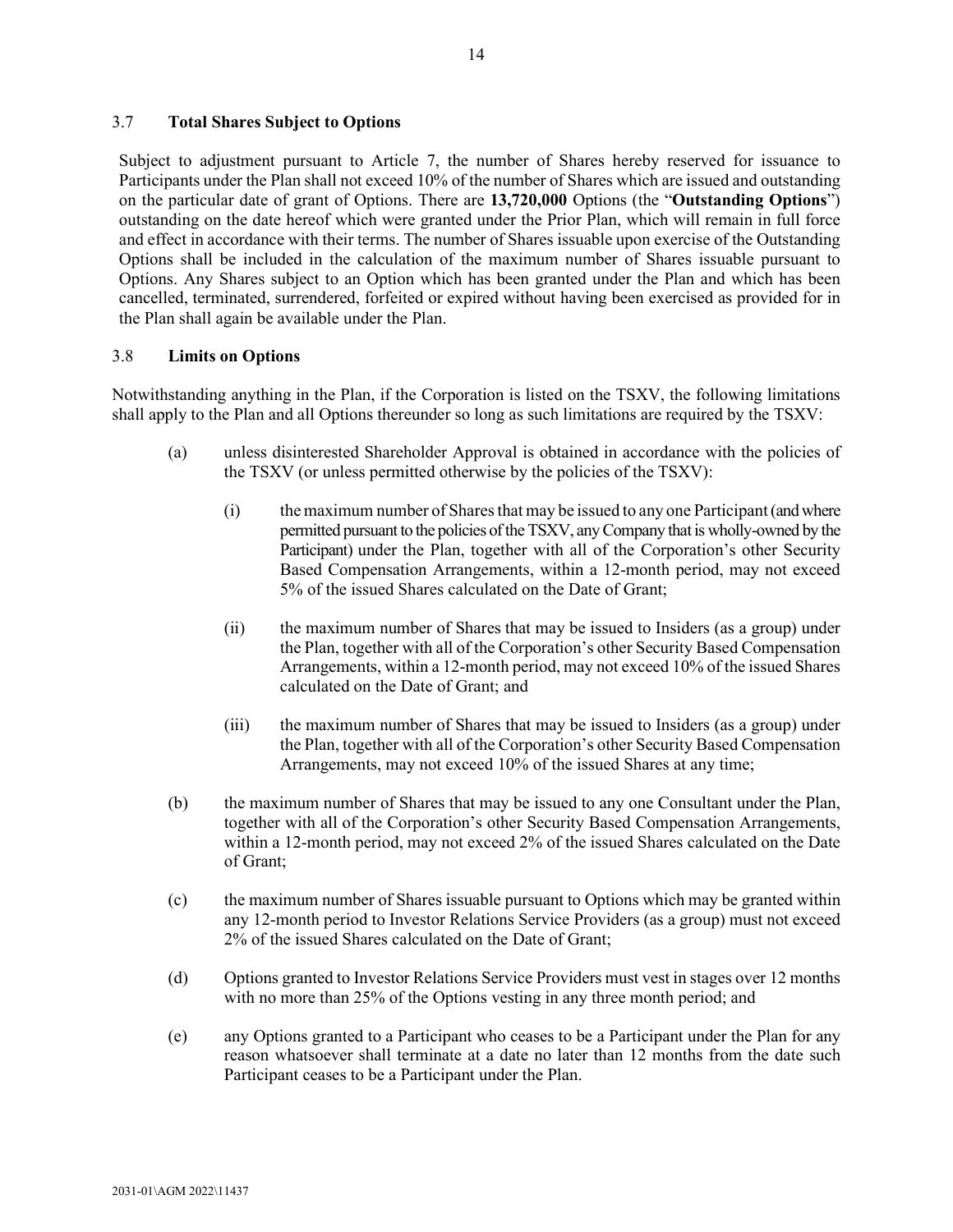### 3.7 **Total Shares Subject to Options**

Subject to adjustment pursuant to Article 7, the number of Shares hereby reserved for issuance to Participants under the Plan shall not exceed 10% of the number of Shares which are issued and outstanding on the particular date of grant of Options. There are **13,720,000** Options (the "**Outstanding Options**") outstanding on the date hereof which were granted under the Prior Plan, which will remain in full force and effect in accordance with their terms. The number of Shares issuable upon exercise of the Outstanding Options shall be included in the calculation of the maximum number of Shares issuable pursuant to Options. Any Shares subject to an Option which has been granted under the Plan and which has been cancelled, terminated, surrendered, forfeited or expired without having been exercised as provided for in the Plan shall again be available under the Plan.

### 3.8 **Limits on Options**

Notwithstanding anything in the Plan, if the Corporation is listed on the TSXV, the following limitations shall apply to the Plan and all Options thereunder so long as such limitations are required by the TSXV:

(a) unless disinterested Shareholder Approval is obtained in accordance with the policies of the TSXV (or unless permitted otherwise by the policies of the TSXV):

   (i) the maximum number of Shares that may be issued to any one Participant (and where permitted pursuant to the policies of the TSXV, any Company that is wholly-owned by the Participant) under the Plan, together with all of the Corporation's other Security Based Compensation Arrangements, within a 12-month period, may not exceed 5% of the issued Shares calculated on the Date of Grant;

   (ii) the maximum number of Shares that may be issued to Insiders (as a group) under the Plan, together with all of the Corporation's other Security Based Compensation Arrangements, within a 12-month period, may not exceed 10% of the issued Shares calculated on the Date of Grant; and

   (iii) the maximum number of Shares that may be issued to Insiders (as a group) under the Plan, together with all of the Corporation's other Security Based Compensation Arrangements, may not exceed 10% of the issued Shares at any time;

(b) the maximum number of Shares that may be issued to any one Consultant under the Plan, together with all of the Corporation's other Security Based Compensation Arrangements, within a 12-month period, may not exceed 2% of the issued Shares calculated on the Date of Grant;

(c) the maximum number of Shares issuable pursuant to Options which may be granted within any 12-month period to Investor Relations Service Providers (as a group) must not exceed 2% of the issued Shares calculated on the Date of Grant;

(d) Options granted to Investor Relations Service Providers must vest in stages over 12 months with no more than 25% of the Options vesting in any three month period; and

(e) any Options granted to a Participant who ceases to be a Participant under the Plan for any reason whatsoever shall terminate at a date no later than 12 months from the date such Participant ceases to be a Participant under the Plan.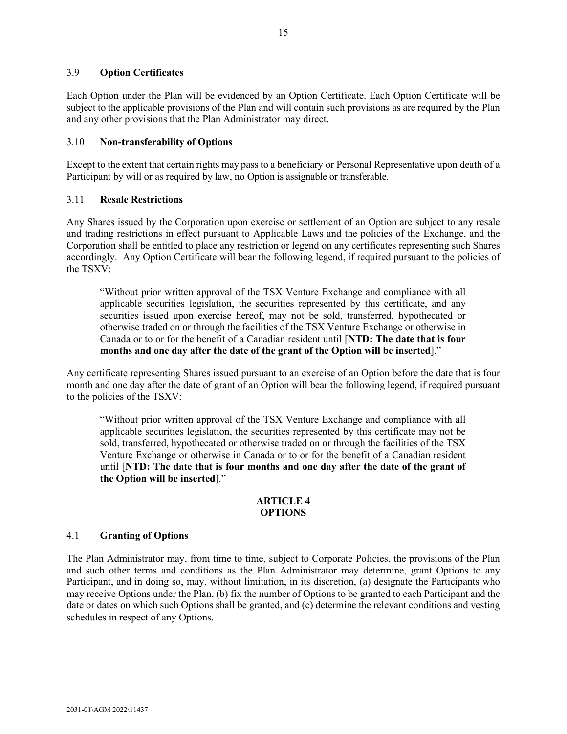### 3.9 **Option Certificates**

Each Option under the Plan will be evidenced by an Option Certificate. Each Option Certificate will be subject to the applicable provisions of the Plan and will contain such provisions as are required by the Plan and any other provisions that the Plan Administrator may direct.

### 3.10 **Non-transferability of Options**

Except to the extent that certain rights may pass to a beneficiary or Personal Representative upon death of a Participant by will or as required by law, no Option is assignable or transferable.

### 3.11 **Resale Restrictions**

Any Shares issued by the Corporation upon exercise or settlement of an Option are subject to any resale and trading restrictions in effect pursuant to Applicable Laws and the policies of the Exchange, and the Corporation shall be entitled to place any restriction or legend on any certificates representing such Shares accordingly. Any Option Certificate will bear the following legend, if required pursuant to the policies of the TSXV:

> "Without prior written approval of the TSX Venture Exchange and compliance with all applicable securities legislation, the securities represented by this certificate, and any securities issued upon exercise hereof, may not be sold, transferred, hypothecated or otherwise traded on or through the facilities of the TSX Venture Exchange or otherwise in Canada or to or for the benefit of a Canadian resident until [**NTD: The date that is four months and one day after the date of the grant of the Option will be inserted**]."

Any certificate representing Shares issued pursuant to an exercise of an Option before the date that is four month and one day after the date of grant of an Option will bear the following legend, if required pursuant to the policies of the TSXV:

> "Without prior written approval of the TSX Venture Exchange and compliance with all applicable securities legislation, the securities represented by this certificate may not be sold, transferred, hypothecated or otherwise traded on or through the facilities of the TSX Venture Exchange or otherwise in Canada or to or for the benefit of a Canadian resident until [**NTD: The date that is four months and one day after the date of the grant of the Option will be inserted**]."

## ARTICLE 4
## OPTIONS

### 4.1 **Granting of Options**

The Plan Administrator may, from time to time, subject to Corporate Policies, the provisions of the Plan and such other terms and conditions as the Plan Administrator may determine, grant Options to any Participant, and in doing so, may, without limitation, in its discretion, (a) designate the Participants who may receive Options under the Plan, (b) fix the number of Options to be granted to each Participant and the date or dates on which such Options shall be granted, and (c) determine the relevant conditions and vesting schedules in respect of any Options.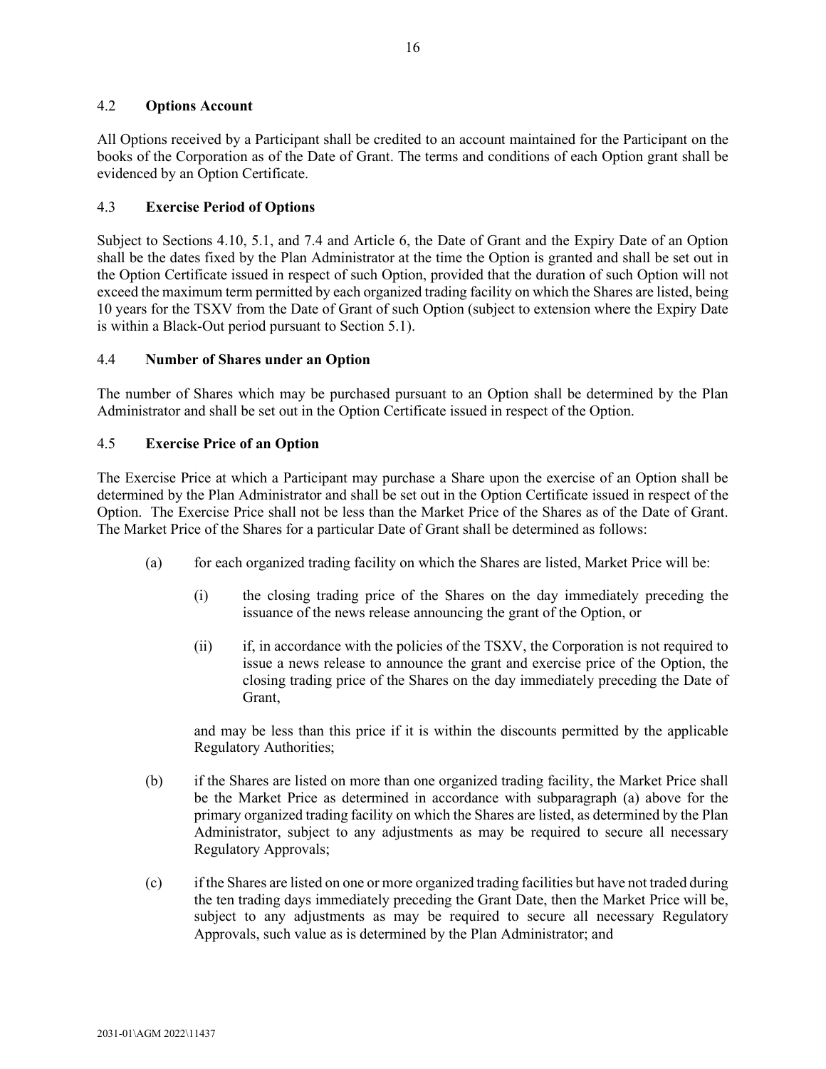### 4.2 **Options Account**

All Options received by a Participant shall be credited to an account maintained for the Participant on the books of the Corporation as of the Date of Grant. The terms and conditions of each Option grant shall be evidenced by an Option Certificate.

### 4.3 **Exercise Period of Options**

Subject to Sections 4.10, 5.1, and 7.4 and Article 6, the Date of Grant and the Expiry Date of an Option shall be the dates fixed by the Plan Administrator at the time the Option is granted and shall be set out in the Option Certificate issued in respect of such Option, provided that the duration of such Option will not exceed the maximum term permitted by each organized trading facility on which the Shares are listed, being 10 years for the TSXV from the Date of Grant of such Option (subject to extension where the Expiry Date is within a Black-Out period pursuant to Section 5.1).

### 4.4 **Number of Shares under an Option**

The number of Shares which may be purchased pursuant to an Option shall be determined by the Plan Administrator and shall be set out in the Option Certificate issued in respect of the Option.

### 4.5 **Exercise Price of an Option**

The Exercise Price at which a Participant may purchase a Share upon the exercise of an Option shall be determined by the Plan Administrator and shall be set out in the Option Certificate issued in respect of the Option. The Exercise Price shall not be less than the Market Price of the Shares as of the Date of Grant. The Market Price of the Shares for a particular Date of Grant shall be determined as follows:

(a) for each organized trading facility on which the Shares are listed, Market Price will be:

  (i) the closing trading price of the Shares on the day immediately preceding the issuance of the news release announcing the grant of the Option, or

  (ii) if, in accordance with the policies of the TSXV, the Corporation is not required to issue a news release to announce the grant and exercise price of the Option, the closing trading price of the Shares on the day immediately preceding the Date of Grant,

  and may be less than this price if it is within the discounts permitted by the applicable Regulatory Authorities;

(b) if the Shares are listed on more than one organized trading facility, the Market Price shall be the Market Price as determined in accordance with subparagraph (a) above for the primary organized trading facility on which the Shares are listed, as determined by the Plan Administrator, subject to any adjustments as may be required to secure all necessary Regulatory Approvals;

(c) if the Shares are listed on one or more organized trading facilities but have not traded during the ten trading days immediately preceding the Grant Date, then the Market Price will be, subject to any adjustments as may be required to secure all necessary Regulatory Approvals, such value as is determined by the Plan Administrator; and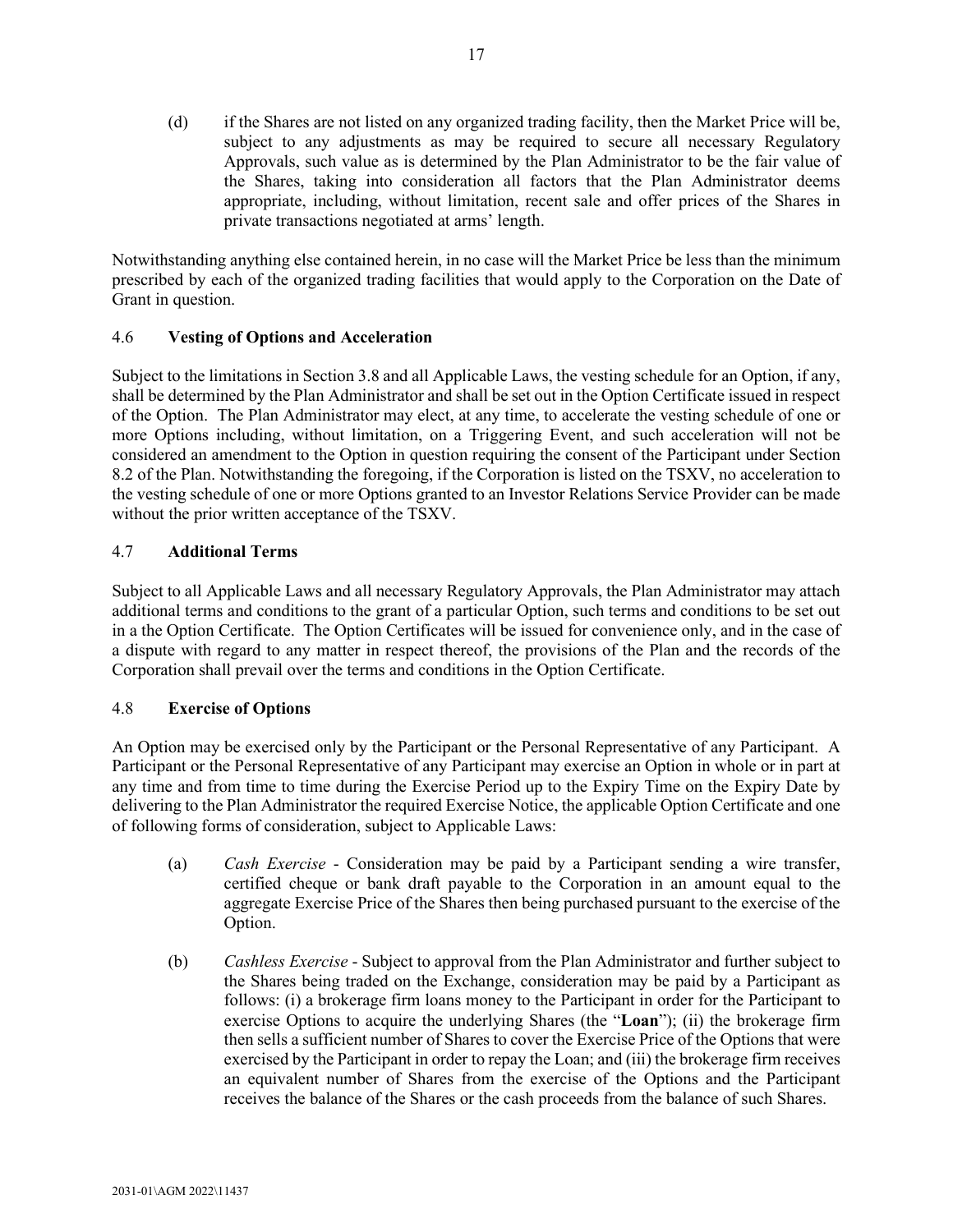(d) if the Shares are not listed on any organized trading facility, then the Market Price will be, subject to any adjustments as may be required to secure all necessary Regulatory Approvals, such value as is determined by the Plan Administrator to be the fair value of the Shares, taking into consideration all factors that the Plan Administrator deems appropriate, including, without limitation, recent sale and offer prices of the Shares in private transactions negotiated at arms' length.

Notwithstanding anything else contained herein, in no case will the Market Price be less than the minimum prescribed by each of the organized trading facilities that would apply to the Corporation on the Date of Grant in question.

### 4.6 **Vesting of Options and Acceleration**

Subject to the limitations in Section 3.8 and all Applicable Laws, the vesting schedule for an Option, if any, shall be determined by the Plan Administrator and shall be set out in the Option Certificate issued in respect of the Option. The Plan Administrator may elect, at any time, to accelerate the vesting schedule of one or more Options including, without limitation, on a Triggering Event, and such acceleration will not be considered an amendment to the Option in question requiring the consent of the Participant under Section 8.2 of the Plan. Notwithstanding the foregoing, if the Corporation is listed on the TSXV, no acceleration to the vesting schedule of one or more Options granted to an Investor Relations Service Provider can be made without the prior written acceptance of the TSXV.

### 4.7 **Additional Terms**

Subject to all Applicable Laws and all necessary Regulatory Approvals, the Plan Administrator may attach additional terms and conditions to the grant of a particular Option, such terms and conditions to be set out in a the Option Certificate. The Option Certificates will be issued for convenience only, and in the case of a dispute with regard to any matter in respect thereof, the provisions of the Plan and the records of the Corporation shall prevail over the terms and conditions in the Option Certificate.

### 4.8 **Exercise of Options**

An Option may be exercised only by the Participant or the Personal Representative of any Participant. A Participant or the Personal Representative of any Participant may exercise an Option in whole or in part at any time and from time to time during the Exercise Period up to the Expiry Time on the Expiry Date by delivering to the Plan Administrator the required Exercise Notice, the applicable Option Certificate and one of following forms of consideration, subject to Applicable Laws:

(a) *Cash Exercise* - Consideration may be paid by a Participant sending a wire transfer, certified cheque or bank draft payable to the Corporation in an amount equal to the aggregate Exercise Price of the Shares then being purchased pursuant to the exercise of the Option.

(b) *Cashless Exercise* - Subject to approval from the Plan Administrator and further subject to the Shares being traded on the Exchange, consideration may be paid by a Participant as follows: (i) a brokerage firm loans money to the Participant in order for the Participant to exercise Options to acquire the underlying Shares (the "**Loan**"); (ii) the brokerage firm then sells a sufficient number of Shares to cover the Exercise Price of the Options that were exercised by the Participant in order to repay the Loan; and (iii) the brokerage firm receives an equivalent number of Shares from the exercise of the Options and the Participant receives the balance of the Shares or the cash proceeds from the balance of such Shares.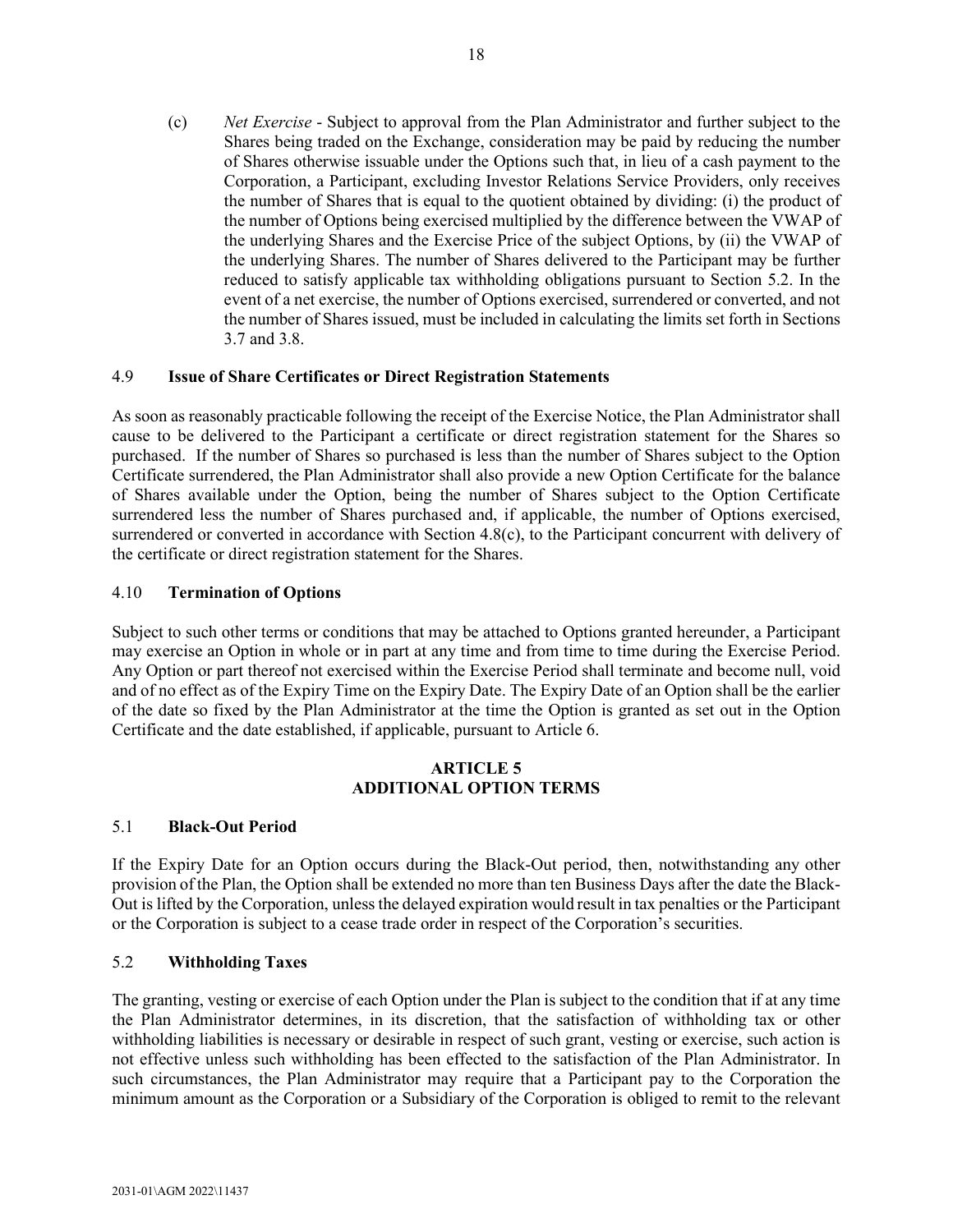(c) *Net Exercise* - Subject to approval from the Plan Administrator and further subject to the Shares being traded on the Exchange, consideration may be paid by reducing the number of Shares otherwise issuable under the Options such that, in lieu of a cash payment to the Corporation, a Participant, excluding Investor Relations Service Providers, only receives the number of Shares that is equal to the quotient obtained by dividing: (i) the product of the number of Options being exercised multiplied by the difference between the VWAP of the underlying Shares and the Exercise Price of the subject Options, by (ii) the VWAP of the underlying Shares. The number of Shares delivered to the Participant may be further reduced to satisfy applicable tax withholding obligations pursuant to Section 5.2. In the event of a net exercise, the number of Options exercised, surrendered or converted, and not the number of Shares issued, must be included in calculating the limits set forth in Sections 3.7 and 3.8.

### 4.9 **Issue of Share Certificates or Direct Registration Statements**

As soon as reasonably practicable following the receipt of the Exercise Notice, the Plan Administrator shall cause to be delivered to the Participant a certificate or direct registration statement for the Shares so purchased. If the number of Shares so purchased is less than the number of Shares subject to the Option Certificate surrendered, the Plan Administrator shall also provide a new Option Certificate for the balance of Shares available under the Option, being the number of Shares subject to the Option Certificate surrendered less the number of Shares purchased and, if applicable, the number of Options exercised, surrendered or converted in accordance with Section 4.8(c), to the Participant concurrent with delivery of the certificate or direct registration statement for the Shares.

### 4.10 **Termination of Options**

Subject to such other terms or conditions that may be attached to Options granted hereunder, a Participant may exercise an Option in whole or in part at any time and from time to time during the Exercise Period. Any Option or part thereof not exercised within the Exercise Period shall terminate and become null, void and of no effect as of the Expiry Time on the Expiry Date. The Expiry Date of an Option shall be the earlier of the date so fixed by the Plan Administrator at the time the Option is granted as set out in the Option Certificate and the date established, if applicable, pursuant to Article 6.

## ARTICLE 5
## ADDITIONAL OPTION TERMS

### 5.1 **Black-Out Period**

If the Expiry Date for an Option occurs during the Black-Out period, then, notwithstanding any other provision of the Plan, the Option shall be extended no more than ten Business Days after the date the Black-Out is lifted by the Corporation, unless the delayed expiration would result in tax penalties or the Participant or the Corporation is subject to a cease trade order in respect of the Corporation's securities.

### 5.2 **Withholding Taxes**

The granting, vesting or exercise of each Option under the Plan is subject to the condition that if at any time the Plan Administrator determines, in its discretion, that the satisfaction of withholding tax or other withholding liabilities is necessary or desirable in respect of such grant, vesting or exercise, such action is not effective unless such withholding has been effected to the satisfaction of the Plan Administrator. In such circumstances, the Plan Administrator may require that a Participant pay to the Corporation the minimum amount as the Corporation or a Subsidiary of the Corporation is obliged to remit to the relevant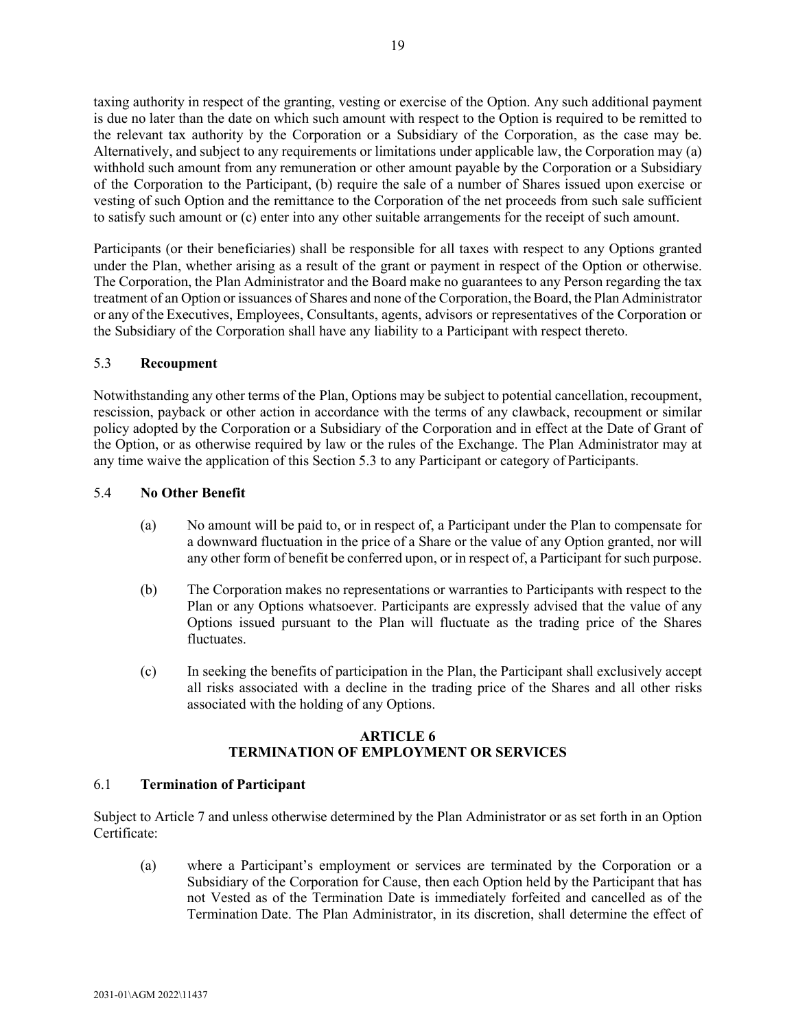taxing authority in respect of the granting, vesting or exercise of the Option. Any such additional payment is due no later than the date on which such amount with respect to the Option is required to be remitted to the relevant tax authority by the Corporation or a Subsidiary of the Corporation, as the case may be. Alternatively, and subject to any requirements or limitations under applicable law, the Corporation may (a) withhold such amount from any remuneration or other amount payable by the Corporation or a Subsidiary of the Corporation to the Participant, (b) require the sale of a number of Shares issued upon exercise or vesting of such Option and the remittance to the Corporation of the net proceeds from such sale sufficient to satisfy such amount or (c) enter into any other suitable arrangements for the receipt of such amount.

Participants (or their beneficiaries) shall be responsible for all taxes with respect to any Options granted under the Plan, whether arising as a result of the grant or payment in respect of the Option or otherwise. The Corporation, the Plan Administrator and the Board make no guarantees to any Person regarding the tax treatment of an Option or issuances of Shares and none of the Corporation, the Board, the Plan Administrator or any of the Executives, Employees, Consultants, agents, advisors or representatives of the Corporation or the Subsidiary of the Corporation shall have any liability to a Participant with respect thereto.

### 5.3 **Recoupment**

Notwithstanding any other terms of the Plan, Options may be subject to potential cancellation, recoupment, rescission, payback or other action in accordance with the terms of any clawback, recoupment or similar policy adopted by the Corporation or a Subsidiary of the Corporation and in effect at the Date of Grant of the Option, or as otherwise required by law or the rules of the Exchange. The Plan Administrator may at any time waive the application of this Section 5.3 to any Participant or category of Participants.

### 5.4 **No Other Benefit**

(a) No amount will be paid to, or in respect of, a Participant under the Plan to compensate for a downward fluctuation in the price of a Share or the value of any Option granted, nor will any other form of benefit be conferred upon, or in respect of, a Participant for such purpose.

(b) The Corporation makes no representations or warranties to Participants with respect to the Plan or any Options whatsoever. Participants are expressly advised that the value of any Options issued pursuant to the Plan will fluctuate as the trading price of the Shares fluctuates.

(c) In seeking the benefits of participation in the Plan, the Participant shall exclusively accept all risks associated with a decline in the trading price of the Shares and all other risks associated with the holding of any Options.

## ARTICLE 6
## TERMINATION OF EMPLOYMENT OR SERVICES

### 6.1 **Termination of Participant**

Subject to Article 7 and unless otherwise determined by the Plan Administrator or as set forth in an Option Certificate:

(a) where a Participant's employment or services are terminated by the Corporation or a Subsidiary of the Corporation for Cause, then each Option held by the Participant that has not Vested as of the Termination Date is immediately forfeited and cancelled as of the Termination Date. The Plan Administrator, in its discretion, shall determine the effect of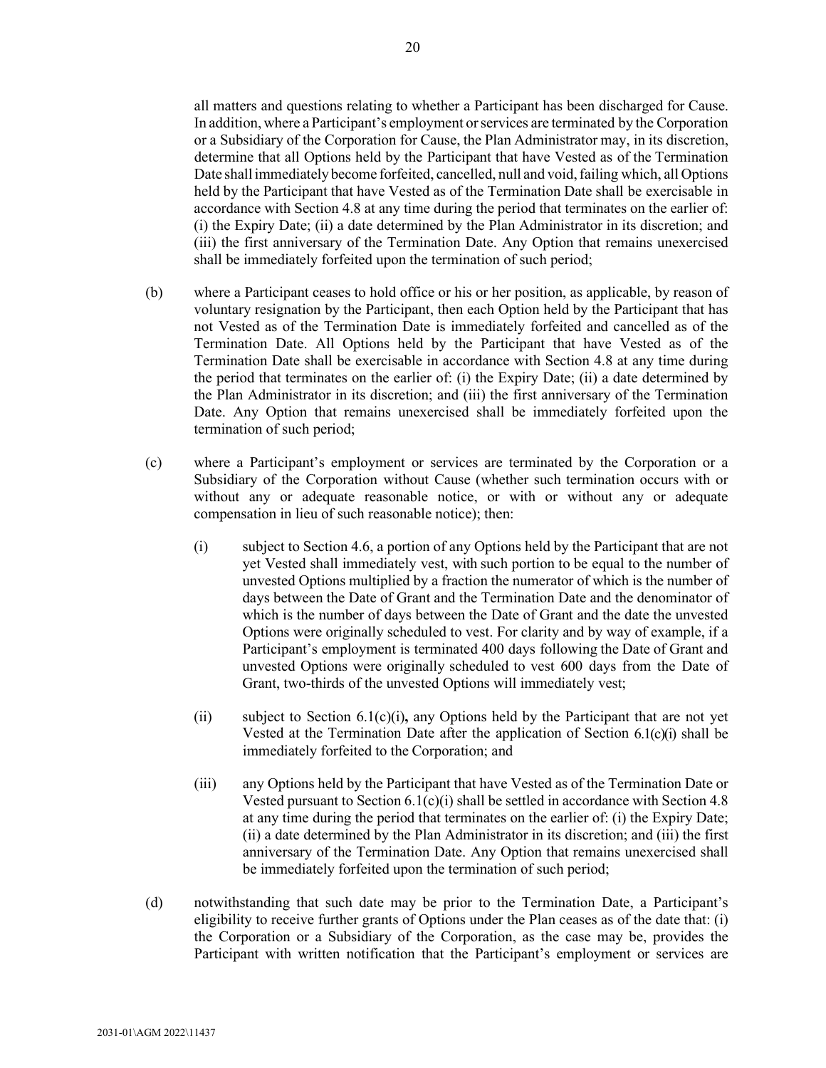all matters and questions relating to whether a Participant has been discharged for Cause. In addition, where a Participant's employment or services are terminated by the Corporation or a Subsidiary of the Corporation for Cause, the Plan Administrator may, in its discretion, determine that all Options held by the Participant that have Vested as of the Termination Date shall immediately become forfeited, cancelled, null and void, failing which, all Options held by the Participant that have Vested as of the Termination Date shall be exercisable in accordance with Section 4.8 at any time during the period that terminates on the earlier of: (i) the Expiry Date; (ii) a date determined by the Plan Administrator in its discretion; and (iii) the first anniversary of the Termination Date. Any Option that remains unexercised shall be immediately forfeited upon the termination of such period;

(b) where a Participant ceases to hold office or his or her position, as applicable, by reason of voluntary resignation by the Participant, then each Option held by the Participant that has not Vested as of the Termination Date is immediately forfeited and cancelled as of the Termination Date. All Options held by the Participant that have Vested as of the Termination Date shall be exercisable in accordance with Section 4.8 at any time during the period that terminates on the earlier of: (i) the Expiry Date; (ii) a date determined by the Plan Administrator in its discretion; and (iii) the first anniversary of the Termination Date. Any Option that remains unexercised shall be immediately forfeited upon the termination of such period;

(c) where a Participant's employment or services are terminated by the Corporation or a Subsidiary of the Corporation without Cause (whether such termination occurs with or without any or adequate reasonable notice, or with or without any or adequate compensation in lieu of such reasonable notice); then:

    (i) subject to Section 4.6, a portion of any Options held by the Participant that are not yet Vested shall immediately vest, with such portion to be equal to the number of unvested Options multiplied by a fraction the numerator of which is the number of days between the Date of Grant and the Termination Date and the denominator of which is the number of days between the Date of Grant and the date the unvested Options were originally scheduled to vest. For clarity and by way of example, if a Participant's employment is terminated 400 days following the Date of Grant and unvested Options were originally scheduled to vest 600 days from the Date of Grant, two-thirds of the unvested Options will immediately vest;

    (ii) subject to Section 6.1(c)(i), any Options held by the Participant that are not yet Vested at the Termination Date after the application of Section 6.1(c)(i) shall be immediately forfeited to the Corporation; and

    (iii) any Options held by the Participant that have Vested as of the Termination Date or Vested pursuant to Section 6.1(c)(i) shall be settled in accordance with Section 4.8 at any time during the period that terminates on the earlier of: (i) the Expiry Date; (ii) a date determined by the Plan Administrator in its discretion; and (iii) the first anniversary of the Termination Date. Any Option that remains unexercised shall be immediately forfeited upon the termination of such period;

(d) notwithstanding that such date may be prior to the Termination Date, a Participant's eligibility to receive further grants of Options under the Plan ceases as of the date that: (i) the Corporation or a Subsidiary of the Corporation, as the case may be, provides the Participant with written notification that the Participant's employment or services are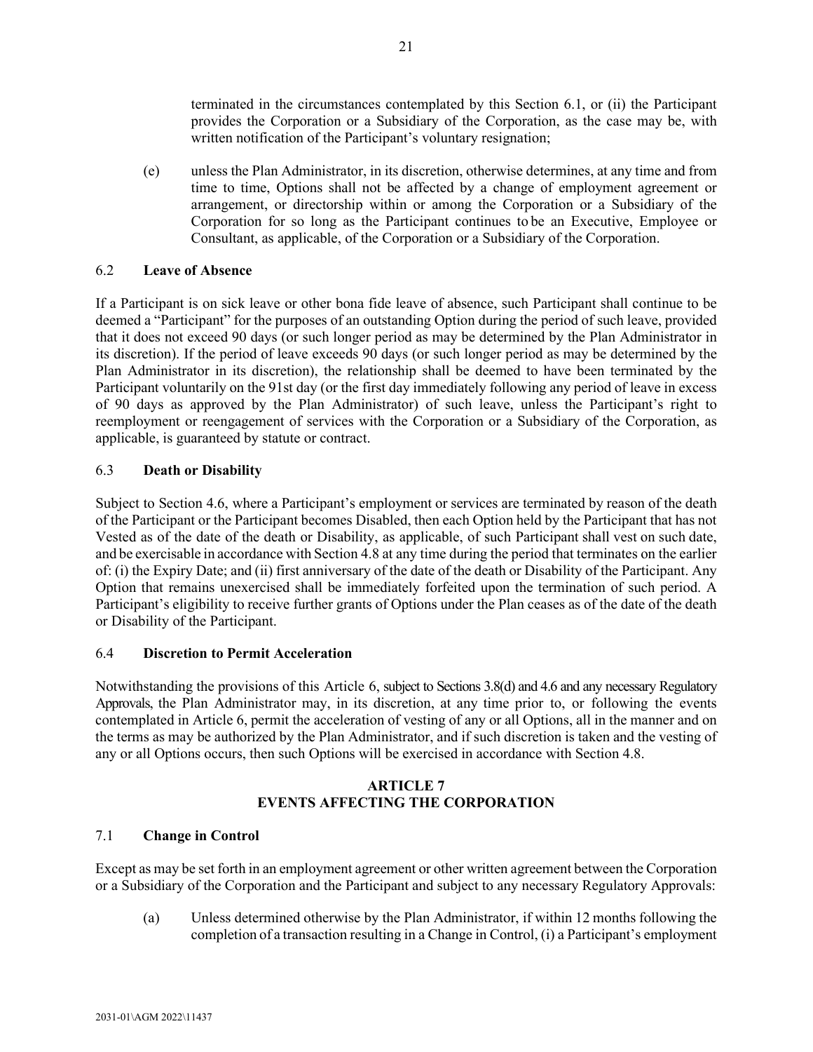terminated in the circumstances contemplated by this Section 6.1, or (ii) the Participant provides the Corporation or a Subsidiary of the Corporation, as the case may be, with written notification of the Participant's voluntary resignation;

(e) unless the Plan Administrator, in its discretion, otherwise determines, at any time and from time to time, Options shall not be affected by a change of employment agreement or arrangement, or directorship within or among the Corporation or a Subsidiary of the Corporation for so long as the Participant continues to be an Executive, Employee or Consultant, as applicable, of the Corporation or a Subsidiary of the Corporation.

### 6.2 **Leave of Absence**

If a Participant is on sick leave or other bona fide leave of absence, such Participant shall continue to be deemed a "Participant" for the purposes of an outstanding Option during the period of such leave, provided that it does not exceed 90 days (or such longer period as may be determined by the Plan Administrator in its discretion). If the period of leave exceeds 90 days (or such longer period as may be determined by the Plan Administrator in its discretion), the relationship shall be deemed to have been terminated by the Participant voluntarily on the 91st day (or the first day immediately following any period of leave in excess of 90 days as approved by the Plan Administrator) of such leave, unless the Participant's right to reemployment or reengagement of services with the Corporation or a Subsidiary of the Corporation, as applicable, is guaranteed by statute or contract.

### 6.3 **Death or Disability**

Subject to Section 4.6, where a Participant's employment or services are terminated by reason of the death of the Participant or the Participant becomes Disabled, then each Option held by the Participant that has not Vested as of the date of the death or Disability, as applicable, of such Participant shall vest on such date, and be exercisable in accordance with Section 4.8 at any time during the period that terminates on the earlier of: (i) the Expiry Date; and (ii) first anniversary of the date of the death or Disability of the Participant. Any Option that remains unexercised shall be immediately forfeited upon the termination of such period. A Participant's eligibility to receive further grants of Options under the Plan ceases as of the date of the death or Disability of the Participant.

### 6.4 **Discretion to Permit Acceleration**

Notwithstanding the provisions of this Article 6, subject to Sections 3.8(d) and 4.6 and any necessary Regulatory Approvals, the Plan Administrator may, in its discretion, at any time prior to, or following the events contemplated in Article 6, permit the acceleration of vesting of any or all Options, all in the manner and on the terms as may be authorized by the Plan Administrator, and if such discretion is taken and the vesting of any or all Options occurs, then such Options will be exercised in accordance with Section 4.8.

## ARTICLE 7
## EVENTS AFFECTING THE CORPORATION

### 7.1 **Change in Control**

Except as may be set forth in an employment agreement or other written agreement between the Corporation or a Subsidiary of the Corporation and the Participant and subject to any necessary Regulatory Approvals:

(a) Unless determined otherwise by the Plan Administrator, if within 12 months following the completion of a transaction resulting in a Change in Control, (i) a Participant's employment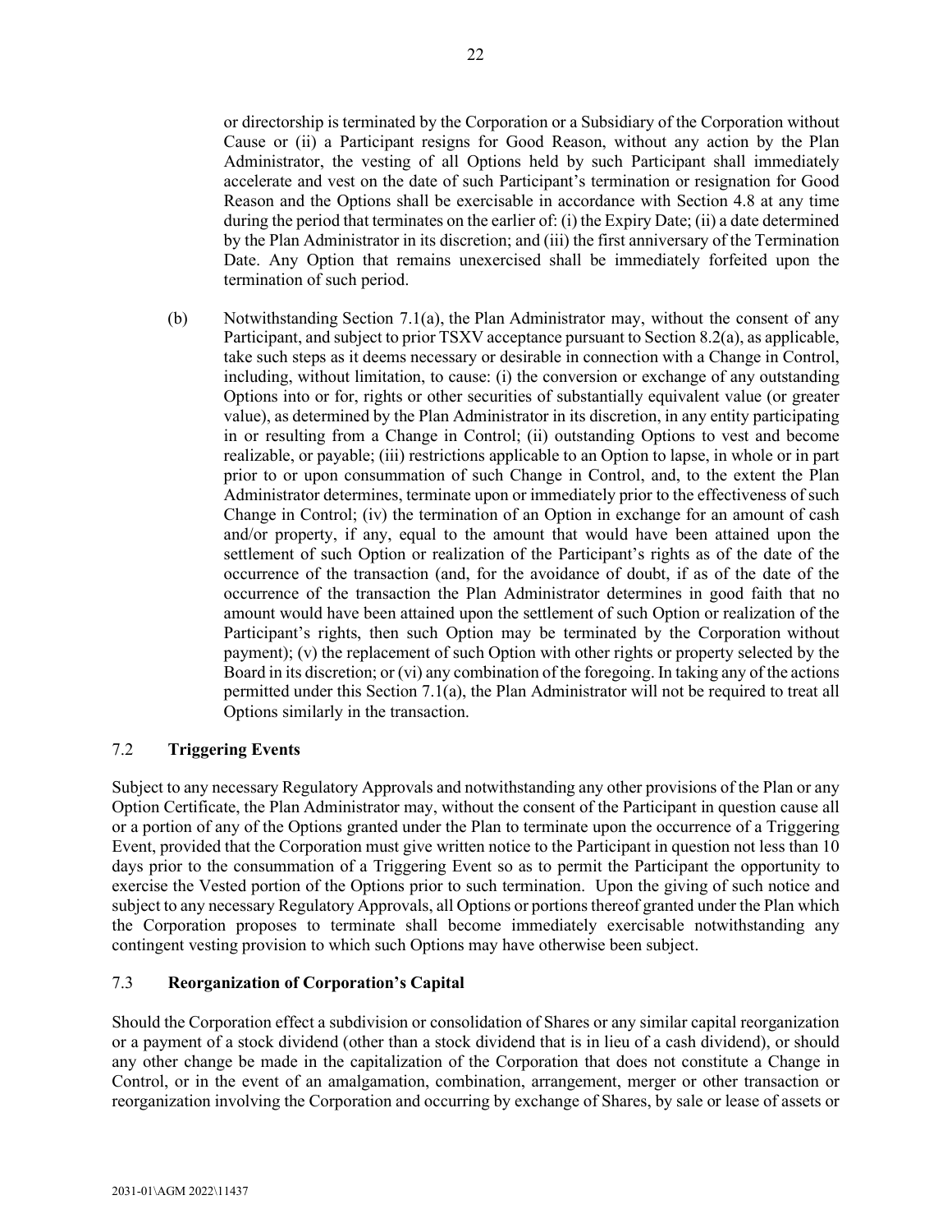or directorship is terminated by the Corporation or a Subsidiary of the Corporation without Cause or (ii) a Participant resigns for Good Reason, without any action by the Plan Administrator, the vesting of all Options held by such Participant shall immediately accelerate and vest on the date of such Participant's termination or resignation for Good Reason and the Options shall be exercisable in accordance with Section 4.8 at any time during the period that terminates on the earlier of: (i) the Expiry Date; (ii) a date determined by the Plan Administrator in its discretion; and (iii) the first anniversary of the Termination Date. Any Option that remains unexercised shall be immediately forfeited upon the termination of such period.

(b) Notwithstanding Section 7.1(a), the Plan Administrator may, without the consent of any Participant, and subject to prior TSXV acceptance pursuant to Section 8.2(a), as applicable, take such steps as it deems necessary or desirable in connection with a Change in Control, including, without limitation, to cause: (i) the conversion or exchange of any outstanding Options into or for, rights or other securities of substantially equivalent value (or greater value), as determined by the Plan Administrator in its discretion, in any entity participating in or resulting from a Change in Control; (ii) outstanding Options to vest and become realizable, or payable; (iii) restrictions applicable to an Option to lapse, in whole or in part prior to or upon consummation of such Change in Control, and, to the extent the Plan Administrator determines, terminate upon or immediately prior to the effectiveness of such Change in Control; (iv) the termination of an Option in exchange for an amount of cash and/or property, if any, equal to the amount that would have been attained upon the settlement of such Option or realization of the Participant's rights as of the date of the occurrence of the transaction (and, for the avoidance of doubt, if as of the date of the occurrence of the transaction the Plan Administrator determines in good faith that no amount would have been attained upon the settlement of such Option or realization of the Participant's rights, then such Option may be terminated by the Corporation without payment); (v) the replacement of such Option with other rights or property selected by the Board in its discretion; or (vi) any combination of the foregoing. In taking any of the actions permitted under this Section 7.1(a), the Plan Administrator will not be required to treat all Options similarly in the transaction.

### 7.2 **Triggering Events**

Subject to any necessary Regulatory Approvals and notwithstanding any other provisions of the Plan or any Option Certificate, the Plan Administrator may, without the consent of the Participant in question cause all or a portion of any of the Options granted under the Plan to terminate upon the occurrence of a Triggering Event, provided that the Corporation must give written notice to the Participant in question not less than 10 days prior to the consummation of a Triggering Event so as to permit the Participant the opportunity to exercise the Vested portion of the Options prior to such termination. Upon the giving of such notice and subject to any necessary Regulatory Approvals, all Options or portions thereof granted under the Plan which the Corporation proposes to terminate shall become immediately exercisable notwithstanding any contingent vesting provision to which such Options may have otherwise been subject.

### 7.3 **Reorganization of Corporation's Capital**

Should the Corporation effect a subdivision or consolidation of Shares or any similar capital reorganization or a payment of a stock dividend (other than a stock dividend that is in lieu of a cash dividend), or should any other change be made in the capitalization of the Corporation that does not constitute a Change in Control, or in the event of an amalgamation, combination, arrangement, merger or other transaction or reorganization involving the Corporation and occurring by exchange of Shares, by sale or lease of assets or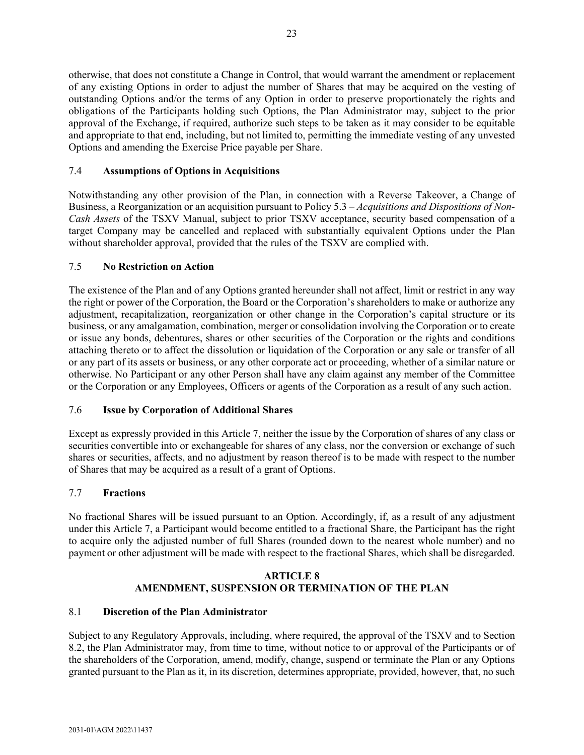otherwise, that does not constitute a Change in Control, that would warrant the amendment or replacement of any existing Options in order to adjust the number of Shares that may be acquired on the vesting of outstanding Options and/or the terms of any Option in order to preserve proportionately the rights and obligations of the Participants holding such Options, the Plan Administrator may, subject to the prior approval of the Exchange, if required, authorize such steps to be taken as it may consider to be equitable and appropriate to that end, including, but not limited to, permitting the immediate vesting of any unvested Options and amending the Exercise Price payable per Share.

### 7.4 **Assumptions of Options in Acquisitions**

Notwithstanding any other provision of the Plan, in connection with a Reverse Takeover, a Change of Business, a Reorganization or an acquisition pursuant to Policy 5.3 – *Acquisitions and Dispositions of Non-Cash Assets* of the TSXV Manual, subject to prior TSXV acceptance, security based compensation of a target Company may be cancelled and replaced with substantially equivalent Options under the Plan without shareholder approval, provided that the rules of the TSXV are complied with.

### 7.5 **No Restriction on Action**

The existence of the Plan and of any Options granted hereunder shall not affect, limit or restrict in any way the right or power of the Corporation, the Board or the Corporation's shareholders to make or authorize any adjustment, recapitalization, reorganization or other change in the Corporation's capital structure or its business, or any amalgamation, combination, merger or consolidation involving the Corporation or to create or issue any bonds, debentures, shares or other securities of the Corporation or the rights and conditions attaching thereto or to affect the dissolution or liquidation of the Corporation or any sale or transfer of all or any part of its assets or business, or any other corporate act or proceeding, whether of a similar nature or otherwise. No Participant or any other Person shall have any claim against any member of the Committee or the Corporation or any Employees, Officers or agents of the Corporation as a result of any such action.

### 7.6 **Issue by Corporation of Additional Shares**

Except as expressly provided in this Article 7, neither the issue by the Corporation of shares of any class or securities convertible into or exchangeable for shares of any class, nor the conversion or exchange of such shares or securities, affects, and no adjustment by reason thereof is to be made with respect to the number of Shares that may be acquired as a result of a grant of Options.

### 7.7 **Fractions**

No fractional Shares will be issued pursuant to an Option. Accordingly, if, as a result of any adjustment under this Article 7, a Participant would become entitled to a fractional Share, the Participant has the right to acquire only the adjusted number of full Shares (rounded down to the nearest whole number) and no payment or other adjustment will be made with respect to the fractional Shares, which shall be disregarded.

## ARTICLE 8
## AMENDMENT, SUSPENSION OR TERMINATION OF THE PLAN

### 8.1 **Discretion of the Plan Administrator**

Subject to any Regulatory Approvals, including, where required, the approval of the TSXV and to Section 8.2, the Plan Administrator may, from time to time, without notice to or approval of the Participants or of the shareholders of the Corporation, amend, modify, change, suspend or terminate the Plan or any Options granted pursuant to the Plan as it, in its discretion, determines appropriate, provided, however, that, no such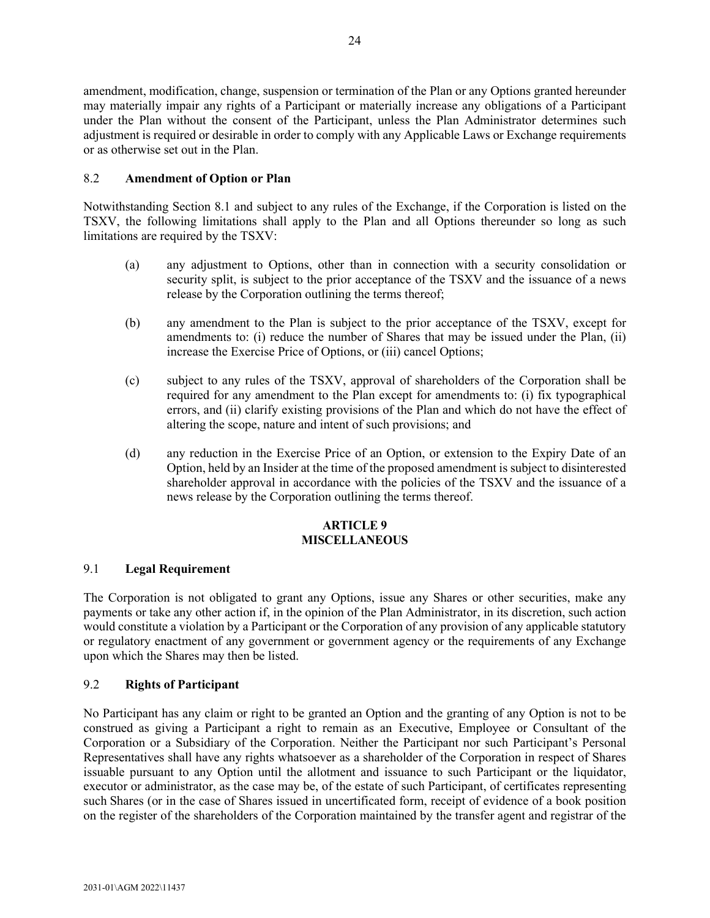amendment, modification, change, suspension or termination of the Plan or any Options granted hereunder may materially impair any rights of a Participant or materially increase any obligations of a Participant under the Plan without the consent of the Participant, unless the Plan Administrator determines such adjustment is required or desirable in order to comply with any Applicable Laws or Exchange requirements or as otherwise set out in the Plan.

### 8.2 **Amendment of Option or Plan**

Notwithstanding Section 8.1 and subject to any rules of the Exchange, if the Corporation is listed on the TSXV, the following limitations shall apply to the Plan and all Options thereunder so long as such limitations are required by the TSXV:

(a) any adjustment to Options, other than in connection with a security consolidation or security split, is subject to the prior acceptance of the TSXV and the issuance of a news release by the Corporation outlining the terms thereof;

(b) any amendment to the Plan is subject to the prior acceptance of the TSXV, except for amendments to: (i) reduce the number of Shares that may be issued under the Plan, (ii) increase the Exercise Price of Options, or (iii) cancel Options;

(c) subject to any rules of the TSXV, approval of shareholders of the Corporation shall be required for any amendment to the Plan except for amendments to: (i) fix typographical errors, and (ii) clarify existing provisions of the Plan and which do not have the effect of altering the scope, nature and intent of such provisions; and

(d) any reduction in the Exercise Price of an Option, or extension to the Expiry Date of an Option, held by an Insider at the time of the proposed amendment is subject to disinterested shareholder approval in accordance with the policies of the TSXV and the issuance of a news release by the Corporation outlining the terms thereof.

## ARTICLE 9
## MISCELLANEOUS

### 9.1 **Legal Requirement**

The Corporation is not obligated to grant any Options, issue any Shares or other securities, make any payments or take any other action if, in the opinion of the Plan Administrator, in its discretion, such action would constitute a violation by a Participant or the Corporation of any provision of any applicable statutory or regulatory enactment of any government or government agency or the requirements of any Exchange upon which the Shares may then be listed.

### 9.2 **Rights of Participant**

No Participant has any claim or right to be granted an Option and the granting of any Option is not to be construed as giving a Participant a right to remain as an Executive, Employee or Consultant of the Corporation or a Subsidiary of the Corporation. Neither the Participant nor such Participant's Personal Representatives shall have any rights whatsoever as a shareholder of the Corporation in respect of Shares issuable pursuant to any Option until the allotment and issuance to such Participant or the liquidator, executor or administrator, as the case may be, of the estate of such Participant, of certificates representing such Shares (or in the case of Shares issued in uncertificated form, receipt of evidence of a book position on the register of the shareholders of the Corporation maintained by the transfer agent and registrar of the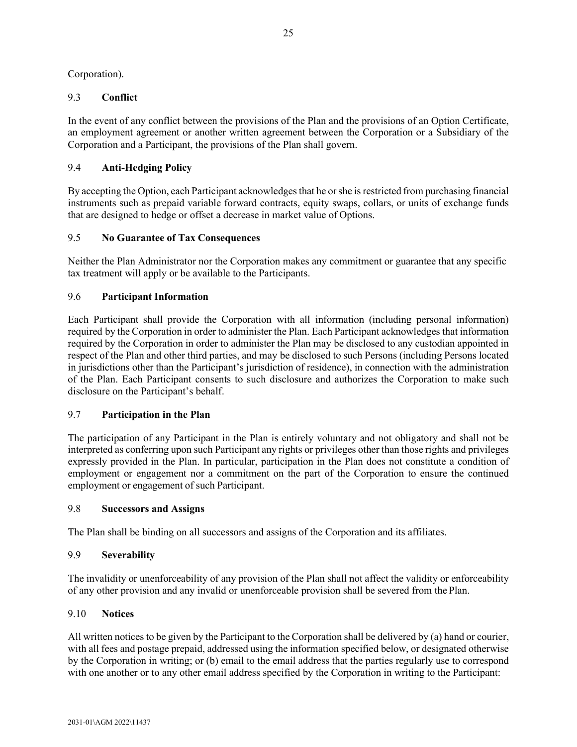Corporation).

### 9.3 **Conflict**

In the event of any conflict between the provisions of the Plan and the provisions of an Option Certificate, an employment agreement or another written agreement between the Corporation or a Subsidiary of the Corporation and a Participant, the provisions of the Plan shall govern.

### 9.4 **Anti-Hedging Policy**

By accepting the Option, each Participant acknowledges that he or she is restricted from purchasing financial instruments such as prepaid variable forward contracts, equity swaps, collars, or units of exchange funds that are designed to hedge or offset a decrease in market value of Options.

### 9.5 **No Guarantee of Tax Consequences**

Neither the Plan Administrator nor the Corporation makes any commitment or guarantee that any specific tax treatment will apply or be available to the Participants.

### 9.6 **Participant Information**

Each Participant shall provide the Corporation with all information (including personal information) required by the Corporation in order to administer the Plan. Each Participant acknowledges that information required by the Corporation in order to administer the Plan may be disclosed to any custodian appointed in respect of the Plan and other third parties, and may be disclosed to such Persons (including Persons located in jurisdictions other than the Participant's jurisdiction of residence), in connection with the administration of the Plan. Each Participant consents to such disclosure and authorizes the Corporation to make such disclosure on the Participant's behalf.

### 9.7 **Participation in the Plan**

The participation of any Participant in the Plan is entirely voluntary and not obligatory and shall not be interpreted as conferring upon such Participant any rights or privileges other than those rights and privileges expressly provided in the Plan. In particular, participation in the Plan does not constitute a condition of employment or engagement nor a commitment on the part of the Corporation to ensure the continued employment or engagement of such Participant.

### 9.8 **Successors and Assigns**

The Plan shall be binding on all successors and assigns of the Corporation and its affiliates.

### 9.9 **Severability**

The invalidity or unenforceability of any provision of the Plan shall not affect the validity or enforceability of any other provision and any invalid or unenforceable provision shall be severed from the Plan.

### 9.10 **Notices**

All written notices to be given by the Participant to the Corporation shall be delivered by (a) hand or courier, with all fees and postage prepaid, addressed using the information specified below, or designated otherwise by the Corporation in writing; or (b) email to the email address that the parties regularly use to correspond with one another or to any other email address specified by the Corporation in writing to the Participant: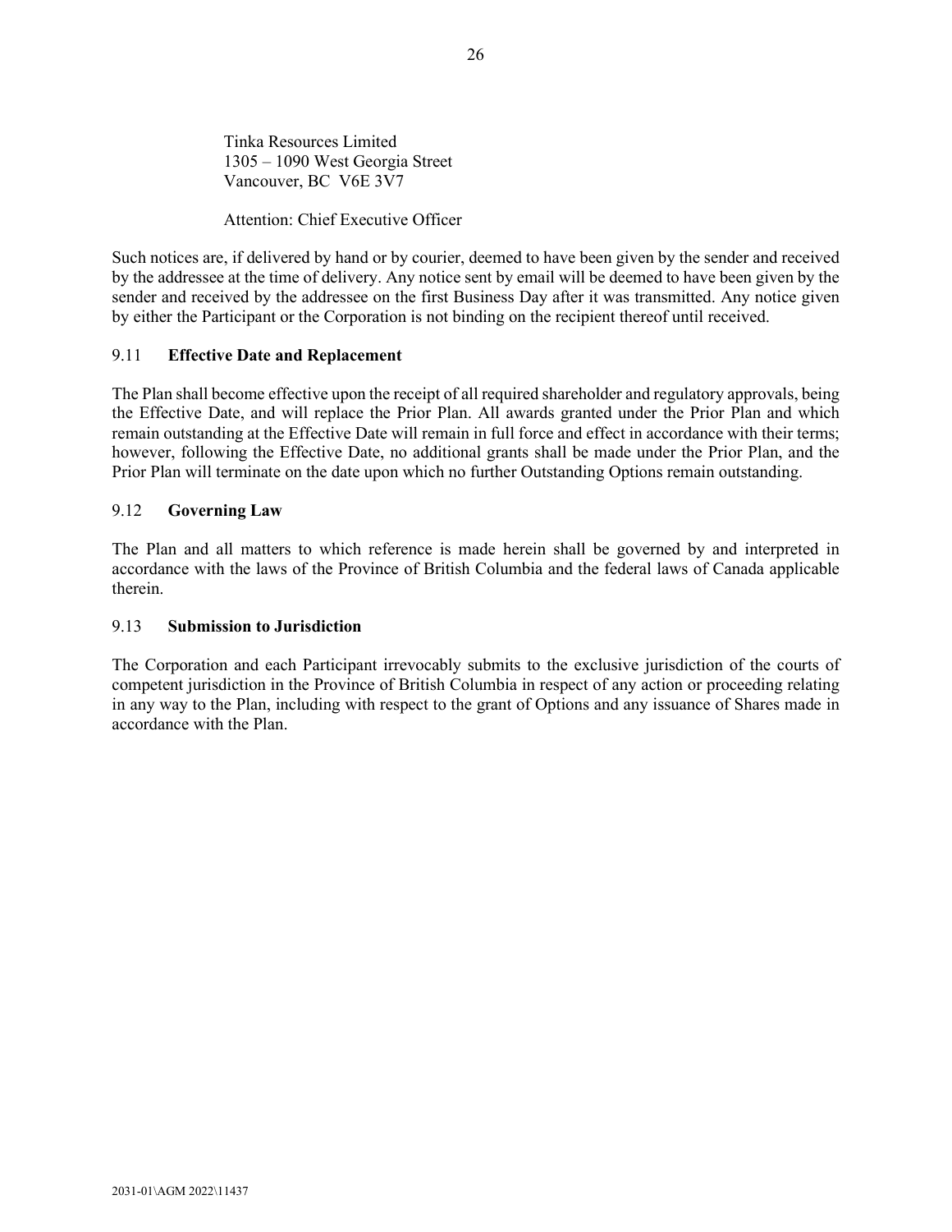Tinka Resources Limited
1305 – 1090 West Georgia Street
Vancouver, BC V6E 3V7

Attention: Chief Executive Officer

Such notices are, if delivered by hand or by courier, deemed to have been given by the sender and received by the addressee at the time of delivery. Any notice sent by email will be deemed to have been given by the sender and received by the addressee on the first Business Day after it was transmitted. Any notice given by either the Participant or the Corporation is not binding on the recipient thereof until received.

### 9.11 **Effective Date and Replacement**

The Plan shall become effective upon the receipt of all required shareholder and regulatory approvals, being the Effective Date, and will replace the Prior Plan. All awards granted under the Prior Plan and which remain outstanding at the Effective Date will remain in full force and effect in accordance with their terms; however, following the Effective Date, no additional grants shall be made under the Prior Plan, and the Prior Plan will terminate on the date upon which no further Outstanding Options remain outstanding.

### 9.12 **Governing Law**

The Plan and all matters to which reference is made herein shall be governed by and interpreted in accordance with the laws of the Province of British Columbia and the federal laws of Canada applicable therein.

### 9.13 **Submission to Jurisdiction**

The Corporation and each Participant irrevocably submits to the exclusive jurisdiction of the courts of competent jurisdiction in the Province of British Columbia in respect of any action or proceeding relating in any way to the Plan, including with respect to the grant of Options and any issuance of Shares made in accordance with the Plan.